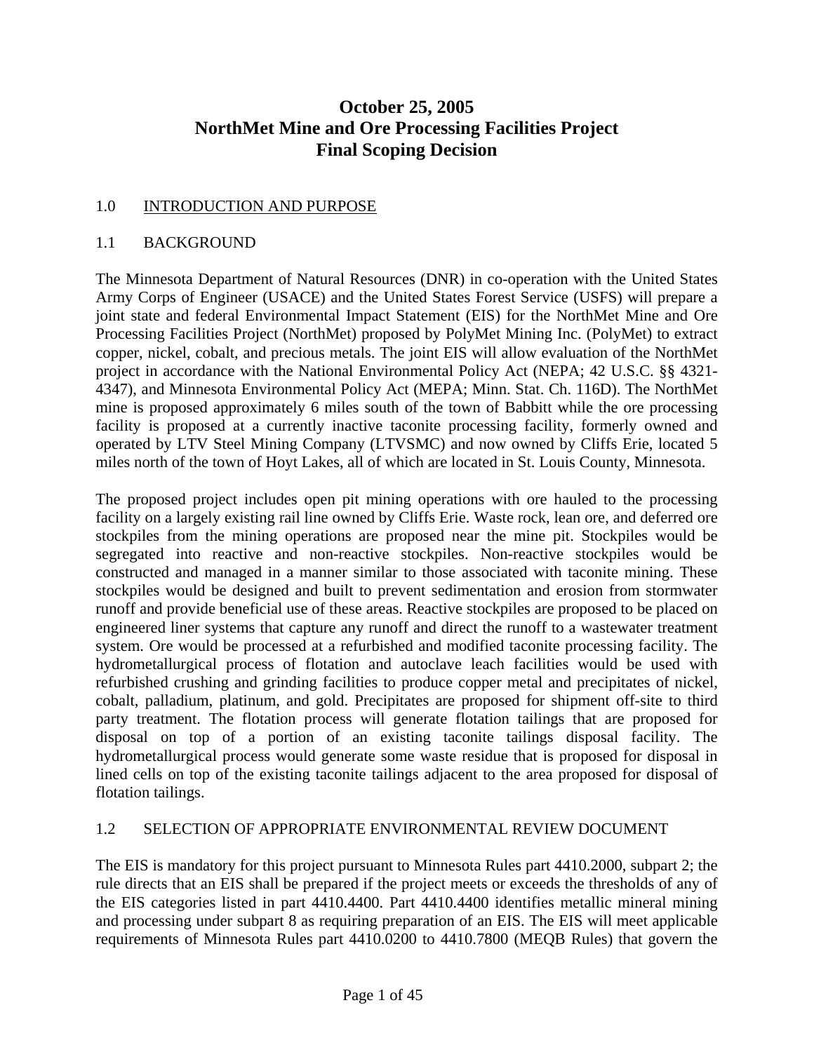# October 25, 2005
# NorthMet Mine and Ore Processing Facilities Project
# Final Scoping Decision

## 1.0 INTRODUCTION AND PURPOSE

### 1.1 BACKGROUND

The Minnesota Department of Natural Resources (DNR) in co-operation with the United States Army Corps of Engineer (USACE) and the United States Forest Service (USFS) will prepare a joint state and federal Environmental Impact Statement (EIS) for the NorthMet Mine and Ore Processing Facilities Project (NorthMet) proposed by PolyMet Mining Inc. (PolyMet) to extract copper, nickel, cobalt, and precious metals. The joint EIS will allow evaluation of the NorthMet project in accordance with the National Environmental Policy Act (NEPA; 42 U.S.C. §§ 4321-4347), and Minnesota Environmental Policy Act (MEPA; Minn. Stat. Ch. 116D). The NorthMet mine is proposed approximately 6 miles south of the town of Babbitt while the ore processing facility is proposed at a currently inactive taconite processing facility, formerly owned and operated by LTV Steel Mining Company (LTVSMC) and now owned by Cliffs Erie, located 5 miles north of the town of Hoyt Lakes, all of which are located in St. Louis County, Minnesota.

The proposed project includes open pit mining operations with ore hauled to the processing facility on a largely existing rail line owned by Cliffs Erie. Waste rock, lean ore, and deferred ore stockpiles from the mining operations are proposed near the mine pit. Stockpiles would be segregated into reactive and non-reactive stockpiles. Non-reactive stockpiles would be constructed and managed in a manner similar to those associated with taconite mining. These stockpiles would be designed and built to prevent sedimentation and erosion from stormwater runoff and provide beneficial use of these areas. Reactive stockpiles are proposed to be placed on engineered liner systems that capture any runoff and direct the runoff to a wastewater treatment system. Ore would be processed at a refurbished and modified taconite processing facility. The hydrometallurgical process of flotation and autoclave leach facilities would be used with refurbished crushing and grinding facilities to produce copper metal and precipitates of nickel, cobalt, palladium, platinum, and gold. Precipitates are proposed for shipment off-site to third party treatment. The flotation process will generate flotation tailings that are proposed for disposal on top of a portion of an existing taconite tailings disposal facility. The hydrometallurgical process would generate some waste residue that is proposed for disposal in lined cells on top of the existing taconite tailings adjacent to the area proposed for disposal of flotation tailings.

### 1.2 SELECTION OF APPROPRIATE ENVIRONMENTAL REVIEW DOCUMENT

The EIS is mandatory for this project pursuant to Minnesota Rules part 4410.2000, subpart 2; the rule directs that an EIS shall be prepared if the project meets or exceeds the thresholds of any of the EIS categories listed in part 4410.4400. Part 4410.4400 identifies metallic mineral mining and processing under subpart 8 as requiring preparation of an EIS. The EIS will meet applicable requirements of Minnesota Rules part 4410.0200 to 4410.7800 (MEQB Rules) that govern the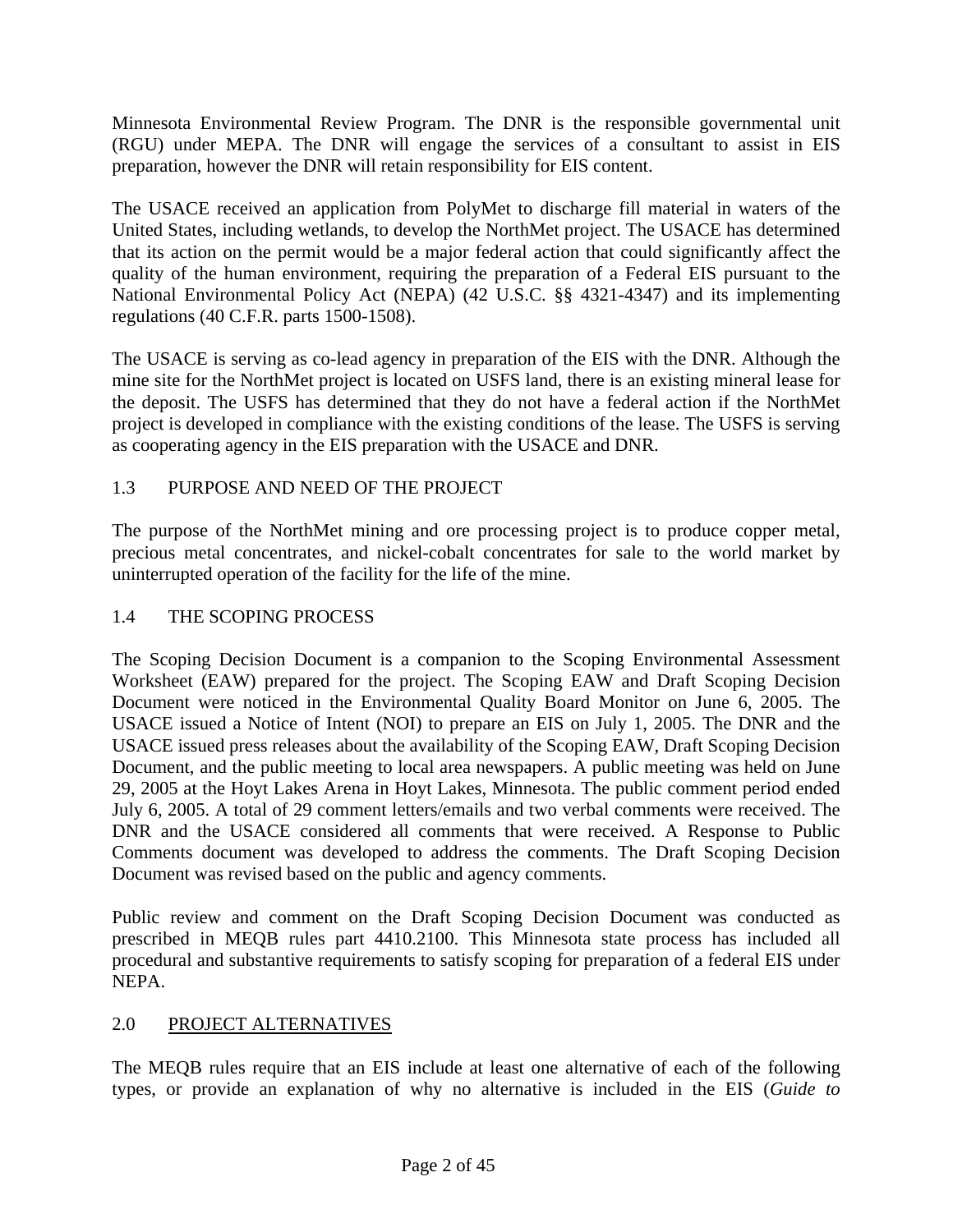Minnesota Environmental Review Program. The DNR is the responsible governmental unit (RGU) under MEPA. The DNR will engage the services of a consultant to assist in EIS preparation, however the DNR will retain responsibility for EIS content.

The USACE received an application from PolyMet to discharge fill material in waters of the United States, including wetlands, to develop the NorthMet project. The USACE has determined that its action on the permit would be a major federal action that could significantly affect the quality of the human environment, requiring the preparation of a Federal EIS pursuant to the National Environmental Policy Act (NEPA) (42 U.S.C. §§ 4321-4347) and its implementing regulations (40 C.F.R. parts 1500-1508).

The USACE is serving as co-lead agency in preparation of the EIS with the DNR. Although the mine site for the NorthMet project is located on USFS land, there is an existing mineral lease for the deposit. The USFS has determined that they do not have a federal action if the NorthMet project is developed in compliance with the existing conditions of the lease. The USFS is serving as cooperating agency in the EIS preparation with the USACE and DNR.

### 1.3 PURPOSE AND NEED OF THE PROJECT

The purpose of the NorthMet mining and ore processing project is to produce copper metal, precious metal concentrates, and nickel-cobalt concentrates for sale to the world market by uninterrupted operation of the facility for the life of the mine.

### 1.4 THE SCOPING PROCESS

The Scoping Decision Document is a companion to the Scoping Environmental Assessment Worksheet (EAW) prepared for the project. The Scoping EAW and Draft Scoping Decision Document were noticed in the Environmental Quality Board Monitor on June 6, 2005. The USACE issued a Notice of Intent (NOI) to prepare an EIS on July 1, 2005. The DNR and the USACE issued press releases about the availability of the Scoping EAW, Draft Scoping Decision Document, and the public meeting to local area newspapers. A public meeting was held on June 29, 2005 at the Hoyt Lakes Arena in Hoyt Lakes, Minnesota. The public comment period ended July 6, 2005. A total of 29 comment letters/emails and two verbal comments were received. The DNR and the USACE considered all comments that were received. A Response to Public Comments document was developed to address the comments. The Draft Scoping Decision Document was revised based on the public and agency comments.

Public review and comment on the Draft Scoping Decision Document was conducted as prescribed in MEQB rules part 4410.2100. This Minnesota state process has included all procedural and substantive requirements to satisfy scoping for preparation of a federal EIS under NEPA.

## 2.0 PROJECT ALTERNATIVES

The MEQB rules require that an EIS include at least one alternative of each of the following types, or provide an explanation of why no alternative is included in the EIS (*Guide to*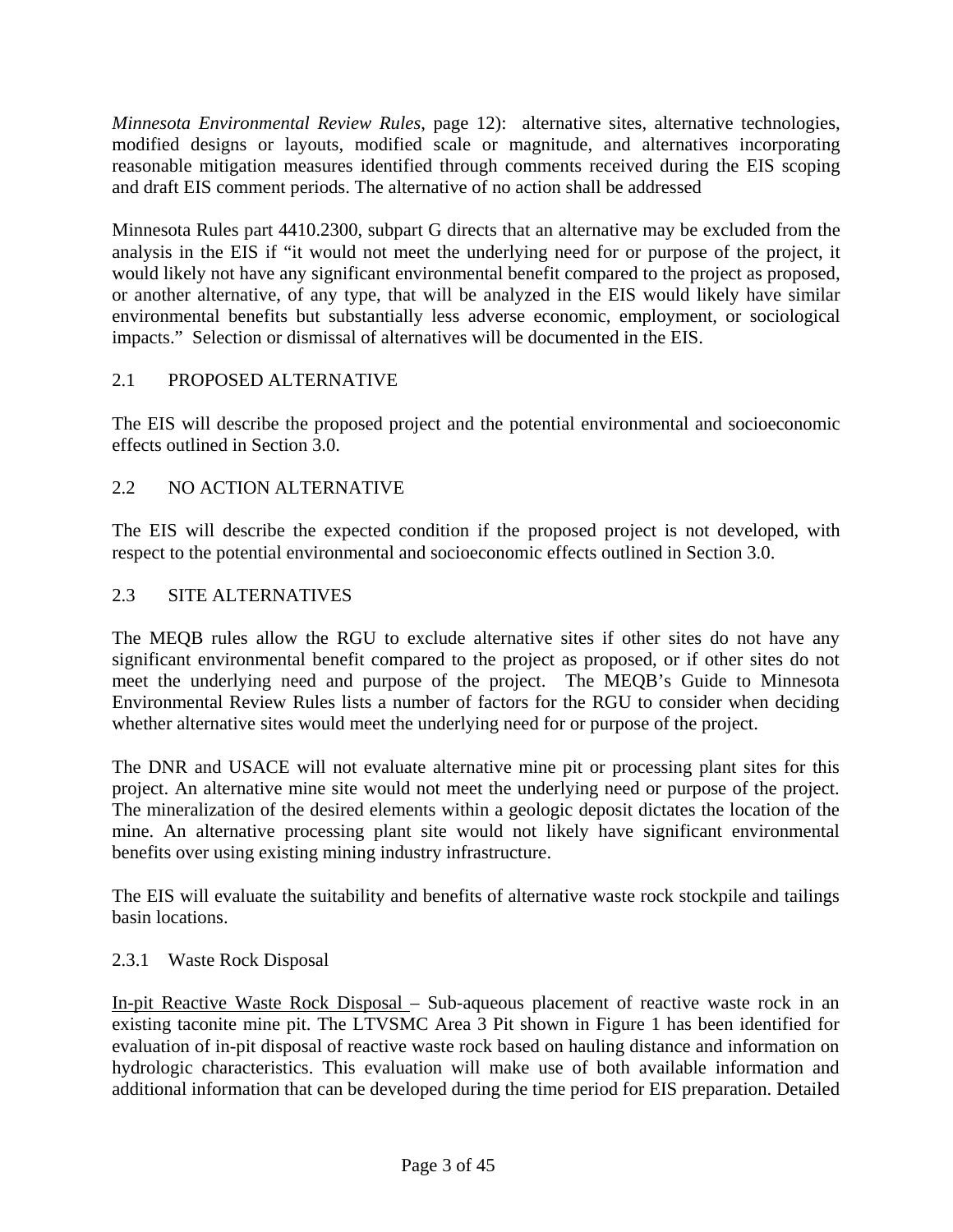*Minnesota Environmental Review Rules*, page 12): alternative sites, alternative technologies, modified designs or layouts, modified scale or magnitude, and alternatives incorporating reasonable mitigation measures identified through comments received during the EIS scoping and draft EIS comment periods. The alternative of no action shall be addressed

Minnesota Rules part 4410.2300, subpart G directs that an alternative may be excluded from the analysis in the EIS if "it would not meet the underlying need for or purpose of the project, it would likely not have any significant environmental benefit compared to the project as proposed, or another alternative, of any type, that will be analyzed in the EIS would likely have similar environmental benefits but substantially less adverse economic, employment, or sociological impacts." Selection or dismissal of alternatives will be documented in the EIS.

## 2.1 PROPOSED ALTERNATIVE

The EIS will describe the proposed project and the potential environmental and socioeconomic effects outlined in Section 3.0.

## 2.2 NO ACTION ALTERNATIVE

The EIS will describe the expected condition if the proposed project is not developed, with respect to the potential environmental and socioeconomic effects outlined in Section 3.0.

## 2.3 SITE ALTERNATIVES

The MEQB rules allow the RGU to exclude alternative sites if other sites do not have any significant environmental benefit compared to the project as proposed, or if other sites do not meet the underlying need and purpose of the project. The MEQB's Guide to Minnesota Environmental Review Rules lists a number of factors for the RGU to consider when deciding whether alternative sites would meet the underlying need for or purpose of the project.

The DNR and USACE will not evaluate alternative mine pit or processing plant sites for this project. An alternative mine site would not meet the underlying need or purpose of the project. The mineralization of the desired elements within a geologic deposit dictates the location of the mine. An alternative processing plant site would not likely have significant environmental benefits over using existing mining industry infrastructure.

The EIS will evaluate the suitability and benefits of alternative waste rock stockpile and tailings basin locations.

### 2.3.1 Waste Rock Disposal

<u>In-pit Reactive Waste Rock Disposal</u> – Sub-aqueous placement of reactive waste rock in an existing taconite mine pit. The LTVSMC Area 3 Pit shown in Figure 1 has been identified for evaluation of in-pit disposal of reactive waste rock based on hauling distance and information on hydrologic characteristics. This evaluation will make use of both available information and additional information that can be developed during the time period for EIS preparation. Detailed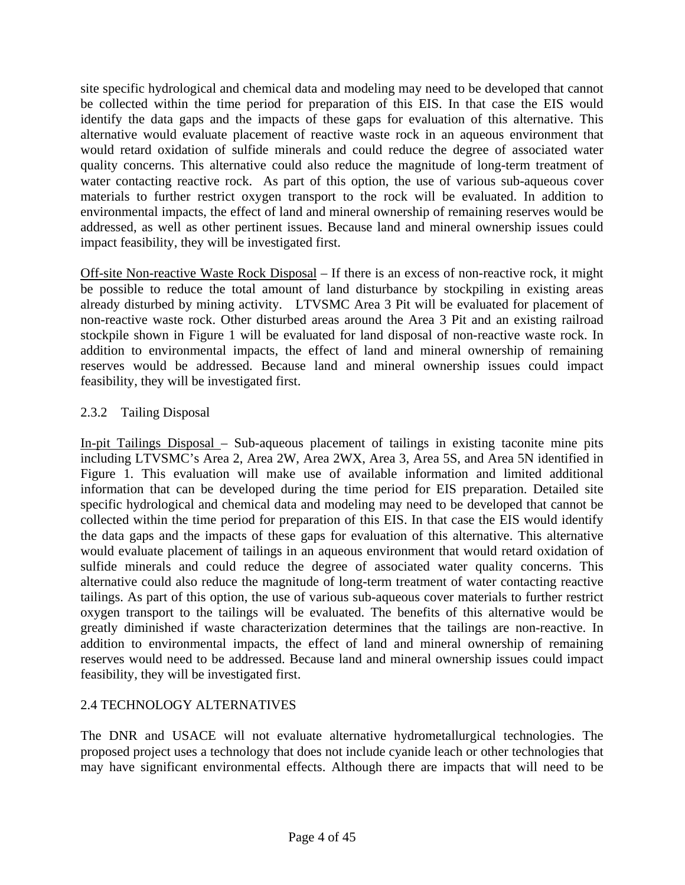site specific hydrological and chemical data and modeling may need to be developed that cannot be collected within the time period for preparation of this EIS. In that case the EIS would identify the data gaps and the impacts of these gaps for evaluation of this alternative. This alternative would evaluate placement of reactive waste rock in an aqueous environment that would retard oxidation of sulfide minerals and could reduce the degree of associated water quality concerns. This alternative could also reduce the magnitude of long-term treatment of water contacting reactive rock. As part of this option, the use of various sub-aqueous cover materials to further restrict oxygen transport to the rock will be evaluated. In addition to environmental impacts, the effect of land and mineral ownership of remaining reserves would be addressed, as well as other pertinent issues. Because land and mineral ownership issues could impact feasibility, they will be investigated first.

<u>Off-site Non-reactive Waste Rock Disposal</u> – If there is an excess of non-reactive rock, it might be possible to reduce the total amount of land disturbance by stockpiling in existing areas already disturbed by mining activity. LTVSMC Area 3 Pit will be evaluated for placement of non-reactive waste rock. Other disturbed areas around the Area 3 Pit and an existing railroad stockpile shown in Figure 1 will be evaluated for land disposal of non-reactive waste rock. In addition to environmental impacts, the effect of land and mineral ownership of remaining reserves would be addressed. Because land and mineral ownership issues could impact feasibility, they will be investigated first.

### 2.3.2 Tailing Disposal

<u>In-pit Tailings Disposal</u> – Sub-aqueous placement of tailings in existing taconite mine pits including LTVSMC's Area 2, Area 2W, Area 2WX, Area 3, Area 5S, and Area 5N identified in Figure 1. This evaluation will make use of available information and limited additional information that can be developed during the time period for EIS preparation. Detailed site specific hydrological and chemical data and modeling may need to be developed that cannot be collected within the time period for preparation of this EIS. In that case the EIS would identify the data gaps and the impacts of these gaps for evaluation of this alternative. This alternative would evaluate placement of tailings in an aqueous environment that would retard oxidation of sulfide minerals and could reduce the degree of associated water quality concerns. This alternative could also reduce the magnitude of long-term treatment of water contacting reactive tailings. As part of this option, the use of various sub-aqueous cover materials to further restrict oxygen transport to the tailings will be evaluated. The benefits of this alternative would be greatly diminished if waste characterization determines that the tailings are non-reactive. In addition to environmental impacts, the effect of land and mineral ownership of remaining reserves would need to be addressed. Because land and mineral ownership issues could impact feasibility, they will be investigated first.

## 2.4 TECHNOLOGY ALTERNATIVES

The DNR and USACE will not evaluate alternative hydrometallurgical technologies. The proposed project uses a technology that does not include cyanide leach or other technologies that may have significant environmental effects. Although there are impacts that will need to be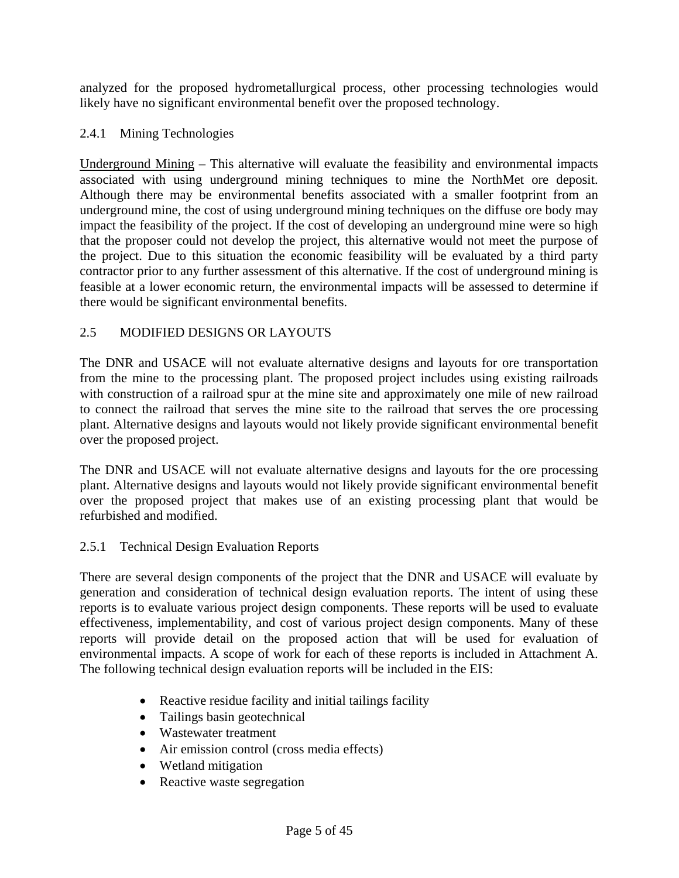analyzed for the proposed hydrometallurgical process, other processing technologies would likely have no significant environmental benefit over the proposed technology.

### 2.4.1 Mining Technologies

<u>Underground Mining</u> – This alternative will evaluate the feasibility and environmental impacts associated with using underground mining techniques to mine the NorthMet ore deposit. Although there may be environmental benefits associated with a smaller footprint from an underground mine, the cost of using underground mining techniques on the diffuse ore body may impact the feasibility of the project. If the cost of developing an underground mine were so high that the proposer could not develop the project, this alternative would not meet the purpose of the project. Due to this situation the economic feasibility will be evaluated by a third party contractor prior to any further assessment of this alternative. If the cost of underground mining is feasible at a lower economic return, the environmental impacts will be assessed to determine if there would be significant environmental benefits.

## 2.5 MODIFIED DESIGNS OR LAYOUTS

The DNR and USACE will not evaluate alternative designs and layouts for ore transportation from the mine to the processing plant. The proposed project includes using existing railroads with construction of a railroad spur at the mine site and approximately one mile of new railroad to connect the railroad that serves the mine site to the railroad that serves the ore processing plant. Alternative designs and layouts would not likely provide significant environmental benefit over the proposed project.

The DNR and USACE will not evaluate alternative designs and layouts for the ore processing plant. Alternative designs and layouts would not likely provide significant environmental benefit over the proposed project that makes use of an existing processing plant that would be refurbished and modified.

### 2.5.1 Technical Design Evaluation Reports

There are several design components of the project that the DNR and USACE will evaluate by generation and consideration of technical design evaluation reports. The intent of using these reports is to evaluate various project design components. These reports will be used to evaluate effectiveness, implementability, and cost of various project design components. Many of these reports will provide detail on the proposed action that will be used for evaluation of environmental impacts. A scope of work for each of these reports is included in Attachment A. The following technical design evaluation reports will be included in the EIS:

- Reactive residue facility and initial tailings facility
- Tailings basin geotechnical
- Wastewater treatment
- Air emission control (cross media effects)
- Wetland mitigation
- Reactive waste segregation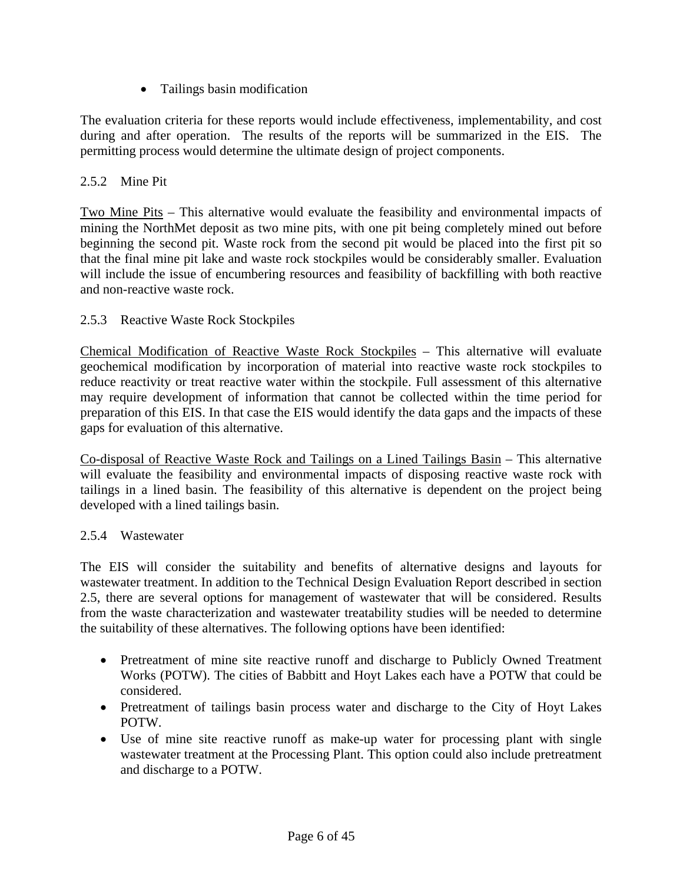- Tailings basin modification

The evaluation criteria for these reports would include effectiveness, implementability, and cost during and after operation. The results of the reports will be summarized in the EIS. The permitting process would determine the ultimate design of project components.

### 2.5.2 Mine Pit

Two Mine Pits – This alternative would evaluate the feasibility and environmental impacts of mining the NorthMet deposit as two mine pits, with one pit being completely mined out before beginning the second pit. Waste rock from the second pit would be placed into the first pit so that the final mine pit lake and waste rock stockpiles would be considerably smaller. Evaluation will include the issue of encumbering resources and feasibility of backfilling with both reactive and non-reactive waste rock.

### 2.5.3 Reactive Waste Rock Stockpiles

Chemical Modification of Reactive Waste Rock Stockpiles – This alternative will evaluate geochemical modification by incorporation of material into reactive waste rock stockpiles to reduce reactivity or treat reactive water within the stockpile. Full assessment of this alternative may require development of information that cannot be collected within the time period for preparation of this EIS. In that case the EIS would identify the data gaps and the impacts of these gaps for evaluation of this alternative.

Co-disposal of Reactive Waste Rock and Tailings on a Lined Tailings Basin – This alternative will evaluate the feasibility and environmental impacts of disposing reactive waste rock with tailings in a lined basin. The feasibility of this alternative is dependent on the project being developed with a lined tailings basin.

### 2.5.4 Wastewater

The EIS will consider the suitability and benefits of alternative designs and layouts for wastewater treatment. In addition to the Technical Design Evaluation Report described in section 2.5, there are several options for management of wastewater that will be considered. Results from the waste characterization and wastewater treatability studies will be needed to determine the suitability of these alternatives. The following options have been identified:

- Pretreatment of mine site reactive runoff and discharge to Publicly Owned Treatment Works (POTW). The cities of Babbitt and Hoyt Lakes each have a POTW that could be considered.
- Pretreatment of tailings basin process water and discharge to the City of Hoyt Lakes POTW.
- Use of mine site reactive runoff as make-up water for processing plant with single wastewater treatment at the Processing Plant. This option could also include pretreatment and discharge to a POTW.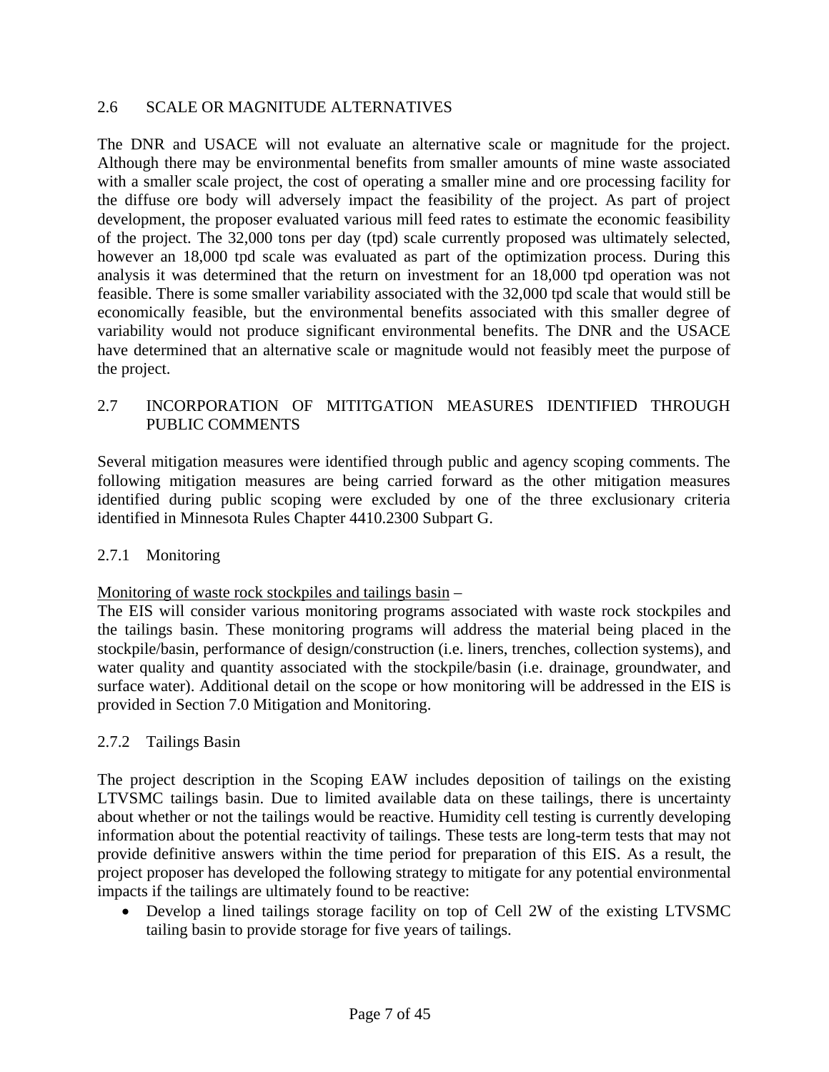## 2.6 SCALE OR MAGNITUDE ALTERNATIVES

The DNR and USACE will not evaluate an alternative scale or magnitude for the project. Although there may be environmental benefits from smaller amounts of mine waste associated with a smaller scale project, the cost of operating a smaller mine and ore processing facility for the diffuse ore body will adversely impact the feasibility of the project. As part of project development, the proposer evaluated various mill feed rates to estimate the economic feasibility of the project. The 32,000 tons per day (tpd) scale currently proposed was ultimately selected, however an 18,000 tpd scale was evaluated as part of the optimization process. During this analysis it was determined that the return on investment for an 18,000 tpd operation was not feasible. There is some smaller variability associated with the 32,000 tpd scale that would still be economically feasible, but the environmental benefits associated with this smaller degree of variability would not produce significant environmental benefits. The DNR and the USACE have determined that an alternative scale or magnitude would not feasibly meet the purpose of the project.

## 2.7 INCORPORATION OF MITITGATION MEASURES IDENTIFIED THROUGH PUBLIC COMMENTS

Several mitigation measures were identified through public and agency scoping comments. The following mitigation measures are being carried forward as the other mitigation measures identified during public scoping were excluded by one of the three exclusionary criteria identified in Minnesota Rules Chapter 4410.2300 Subpart G.

### 2.7.1 Monitoring

Monitoring of waste rock stockpiles and tailings basin –
The EIS will consider various monitoring programs associated with waste rock stockpiles and the tailings basin. These monitoring programs will address the material being placed in the stockpile/basin, performance of design/construction (i.e. liners, trenches, collection systems), and water quality and quantity associated with the stockpile/basin (i.e. drainage, groundwater, and surface water). Additional detail on the scope or how monitoring will be addressed in the EIS is provided in Section 7.0 Mitigation and Monitoring.

### 2.7.2 Tailings Basin

The project description in the Scoping EAW includes deposition of tailings on the existing LTVSMC tailings basin. Due to limited available data on these tailings, there is uncertainty about whether or not the tailings would be reactive. Humidity cell testing is currently developing information about the potential reactivity of tailings. These tests are long-term tests that may not provide definitive answers within the time period for preparation of this EIS. As a result, the project proposer has developed the following strategy to mitigate for any potential environmental impacts if the tailings are ultimately found to be reactive:

- Develop a lined tailings storage facility on top of Cell 2W of the existing LTVSMC tailing basin to provide storage for five years of tailings.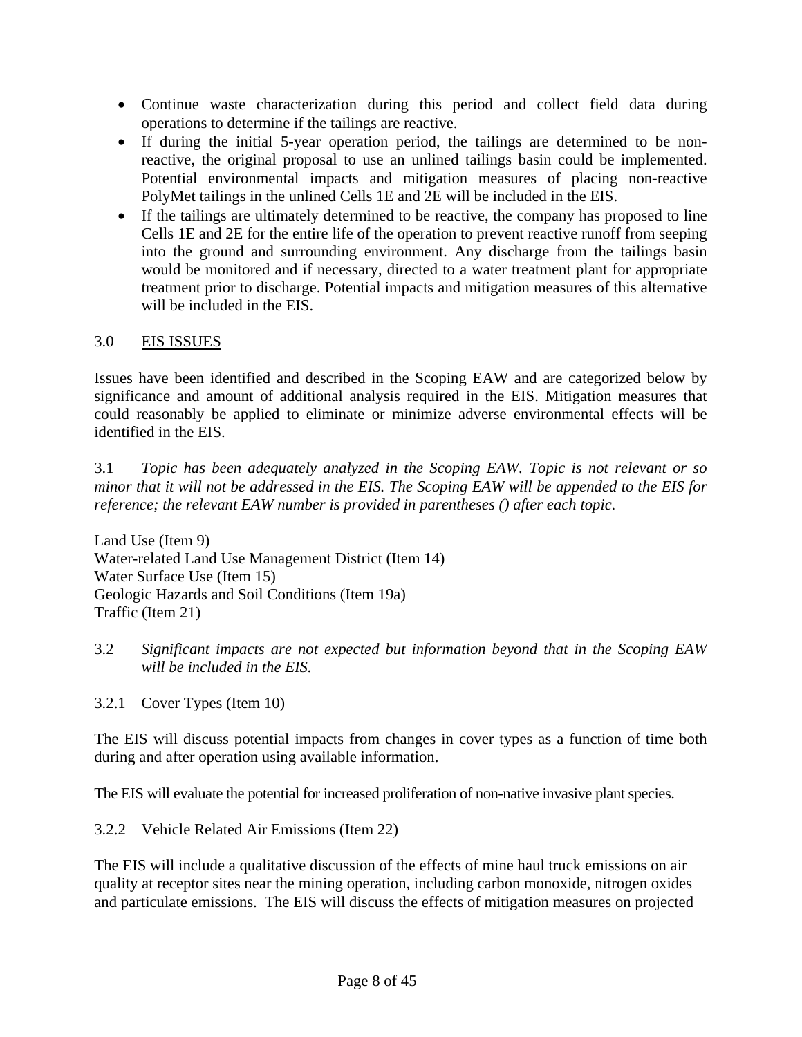- Continue waste characterization during this period and collect field data during operations to determine if the tailings are reactive.
- If during the initial 5-year operation period, the tailings are determined to be non-reactive, the original proposal to use an unlined tailings basin could be implemented. Potential environmental impacts and mitigation measures of placing non-reactive PolyMet tailings in the unlined Cells 1E and 2E will be included in the EIS.
- If the tailings are ultimately determined to be reactive, the company has proposed to line Cells 1E and 2E for the entire life of the operation to prevent reactive runoff from seeping into the ground and surrounding environment. Any discharge from the tailings basin would be monitored and if necessary, directed to a water treatment plant for appropriate treatment prior to discharge. Potential impacts and mitigation measures of this alternative will be included in the EIS.

## 3.0 EIS ISSUES

Issues have been identified and described in the Scoping EAW and are categorized below by significance and amount of additional analysis required in the EIS. Mitigation measures that could reasonably be applied to eliminate or minimize adverse environmental effects will be identified in the EIS.

3.1 *Topic has been adequately analyzed in the Scoping EAW. Topic is not relevant or so minor that it will not be addressed in the EIS. The Scoping EAW will be appended to the EIS for reference; the relevant EAW number is provided in parentheses () after each topic.*

Land Use (Item 9)
Water-related Land Use Management District (Item 14)
Water Surface Use (Item 15)
Geologic Hazards and Soil Conditions (Item 19a)
Traffic (Item 21)

3.2 *Significant impacts are not expected but information beyond that in the Scoping EAW will be included in the EIS.*

### 3.2.1 Cover Types (Item 10)

The EIS will discuss potential impacts from changes in cover types as a function of time both during and after operation using available information.

The EIS will evaluate the potential for increased proliferation of non-native invasive plant species.

### 3.2.2 Vehicle Related Air Emissions (Item 22)

The EIS will include a qualitative discussion of the effects of mine haul truck emissions on air quality at receptor sites near the mining operation, including carbon monoxide, nitrogen oxides and particulate emissions. The EIS will discuss the effects of mitigation measures on projected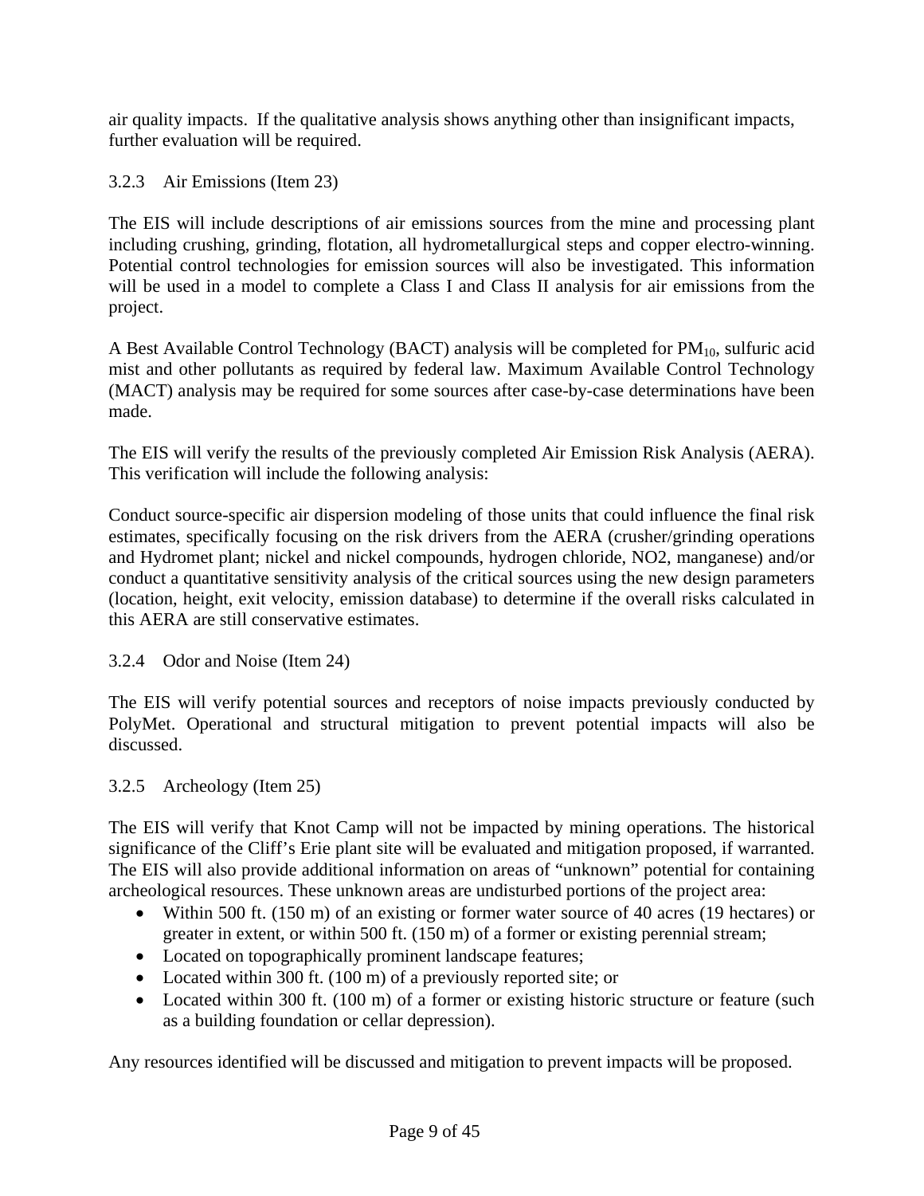air quality impacts. If the qualitative analysis shows anything other than insignificant impacts, further evaluation will be required.

### 3.2.3 Air Emissions (Item 23)

The EIS will include descriptions of air emissions sources from the mine and processing plant including crushing, grinding, flotation, all hydrometallurgical steps and copper electro-winning. Potential control technologies for emission sources will also be investigated. This information will be used in a model to complete a Class I and Class II analysis for air emissions from the project.

A Best Available Control Technology (BACT) analysis will be completed for $PM_{10}$, sulfuric acid mist and other pollutants as required by federal law. Maximum Available Control Technology (MACT) analysis may be required for some sources after case-by-case determinations have been made.

The EIS will verify the results of the previously completed Air Emission Risk Analysis (AERA). This verification will include the following analysis:

Conduct source-specific air dispersion modeling of those units that could influence the final risk estimates, specifically focusing on the risk drivers from the AERA (crusher/grinding operations and Hydromet plant; nickel and nickel compounds, hydrogen chloride, NO2, manganese) and/or conduct a quantitative sensitivity analysis of the critical sources using the new design parameters (location, height, exit velocity, emission database) to determine if the overall risks calculated in this AERA are still conservative estimates.

### 3.2.4 Odor and Noise (Item 24)

The EIS will verify potential sources and receptors of noise impacts previously conducted by PolyMet. Operational and structural mitigation to prevent potential impacts will also be discussed.

### 3.2.5 Archeology (Item 25)

The EIS will verify that Knot Camp will not be impacted by mining operations. The historical significance of the Cliff's Erie plant site will be evaluated and mitigation proposed, if warranted. The EIS will also provide additional information on areas of "unknown" potential for containing archeological resources. These unknown areas are undisturbed portions of the project area:

- Within 500 ft. (150 m) of an existing or former water source of 40 acres (19 hectares) or greater in extent, or within 500 ft. (150 m) of a former or existing perennial stream;
- Located on topographically prominent landscape features;
- Located within 300 ft. (100 m) of a previously reported site; or
- Located within 300 ft. (100 m) of a former or existing historic structure or feature (such as a building foundation or cellar depression).

Any resources identified will be discussed and mitigation to prevent impacts will be proposed.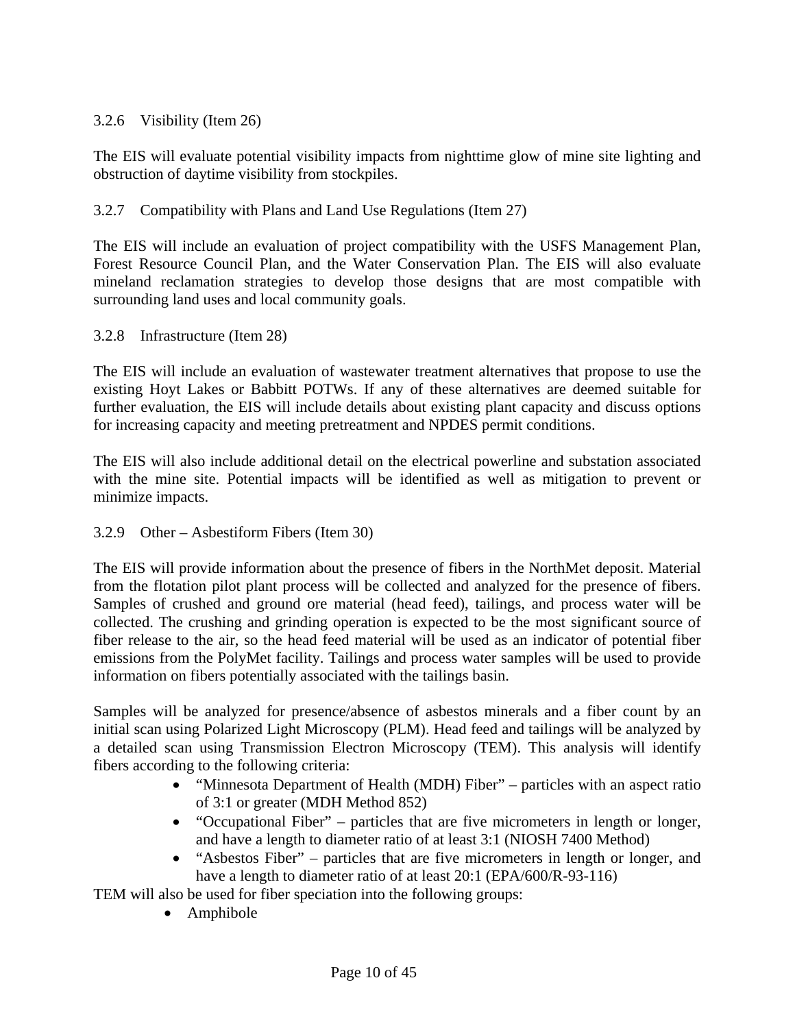### 3.2.6 Visibility (Item 26)

The EIS will evaluate potential visibility impacts from nighttime glow of mine site lighting and obstruction of daytime visibility from stockpiles.

### 3.2.7 Compatibility with Plans and Land Use Regulations (Item 27)

The EIS will include an evaluation of project compatibility with the USFS Management Plan, Forest Resource Council Plan, and the Water Conservation Plan. The EIS will also evaluate mineland reclamation strategies to develop those designs that are most compatible with surrounding land uses and local community goals.

### 3.2.8 Infrastructure (Item 28)

The EIS will include an evaluation of wastewater treatment alternatives that propose to use the existing Hoyt Lakes or Babbitt POTWs. If any of these alternatives are deemed suitable for further evaluation, the EIS will include details about existing plant capacity and discuss options for increasing capacity and meeting pretreatment and NPDES permit conditions.

The EIS will also include additional detail on the electrical powerline and substation associated with the mine site. Potential impacts will be identified as well as mitigation to prevent or minimize impacts.

### 3.2.9 Other – Asbestiform Fibers (Item 30)

The EIS will provide information about the presence of fibers in the NorthMet deposit. Material from the flotation pilot plant process will be collected and analyzed for the presence of fibers. Samples of crushed and ground ore material (head feed), tailings, and process water will be collected. The crushing and grinding operation is expected to be the most significant source of fiber release to the air, so the head feed material will be used as an indicator of potential fiber emissions from the PolyMet facility. Tailings and process water samples will be used to provide information on fibers potentially associated with the tailings basin.

Samples will be analyzed for presence/absence of asbestos minerals and a fiber count by an initial scan using Polarized Light Microscopy (PLM). Head feed and tailings will be analyzed by a detailed scan using Transmission Electron Microscopy (TEM). This analysis will identify fibers according to the following criteria:

- "Minnesota Department of Health (MDH) Fiber" – particles with an aspect ratio of 3:1 or greater (MDH Method 852)
- "Occupational Fiber" – particles that are five micrometers in length or longer, and have a length to diameter ratio of at least 3:1 (NIOSH 7400 Method)
- "Asbestos Fiber" – particles that are five micrometers in length or longer, and have a length to diameter ratio of at least 20:1 (EPA/600/R-93-116)

TEM will also be used for fiber speciation into the following groups:

- Amphibole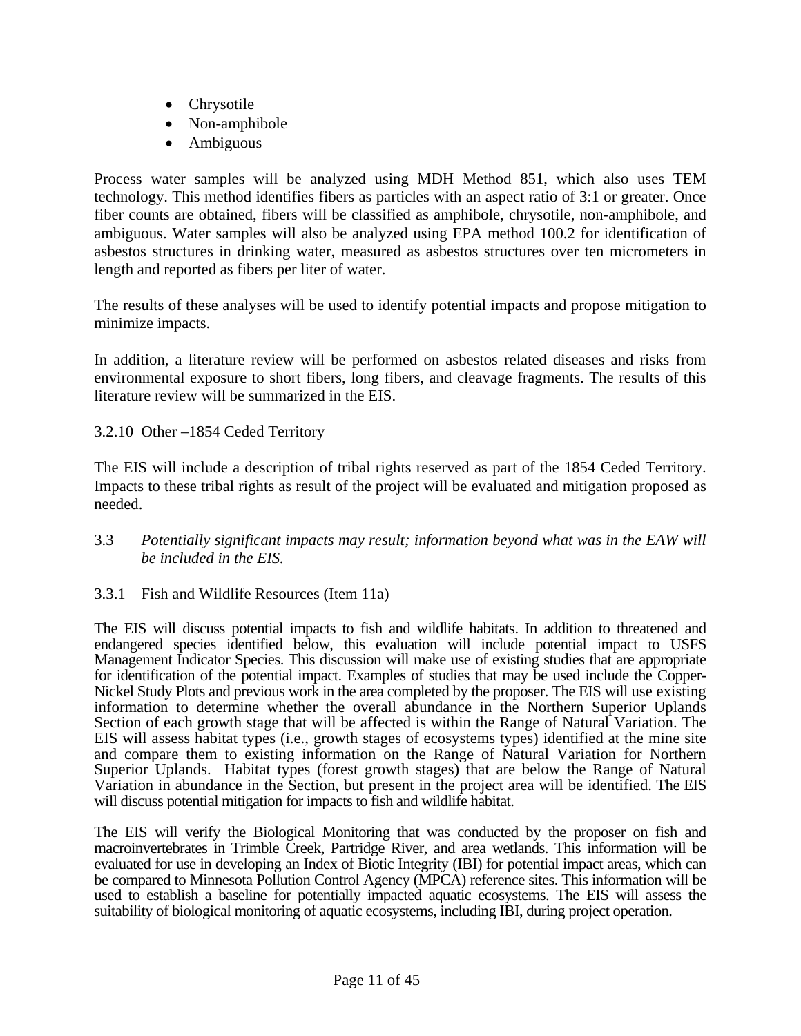- Chrysotile
- Non-amphibole
- Ambiguous

Process water samples will be analyzed using MDH Method 851, which also uses TEM technology. This method identifies fibers as particles with an aspect ratio of 3:1 or greater. Once fiber counts are obtained, fibers will be classified as amphibole, chrysotile, non-amphibole, and ambiguous. Water samples will also be analyzed using EPA method 100.2 for identification of asbestos structures in drinking water, measured as asbestos structures over ten micrometers in length and reported as fibers per liter of water.

The results of these analyses will be used to identify potential impacts and propose mitigation to minimize impacts.

In addition, a literature review will be performed on asbestos related diseases and risks from environmental exposure to short fibers, long fibers, and cleavage fragments. The results of this literature review will be summarized in the EIS.

#### 3.2.10 Other –1854 Ceded Territory

The EIS will include a description of tribal rights reserved as part of the 1854 Ceded Territory. Impacts to these tribal rights as result of the project will be evaluated and mitigation proposed as needed.

### 3.3 *Potentially significant impacts may result; information beyond what was in the EAW will be included in the EIS.*

#### 3.3.1 Fish and Wildlife Resources (Item 11a)

The EIS will discuss potential impacts to fish and wildlife habitats. In addition to threatened and endangered species identified below, this evaluation will include potential impact to USFS Management Indicator Species. This discussion will make use of existing studies that are appropriate for identification of the potential impact. Examples of studies that may be used include the Copper-Nickel Study Plots and previous work in the area completed by the proposer. The EIS will use existing information to determine whether the overall abundance in the Northern Superior Uplands Section of each growth stage that will be affected is within the Range of Natural Variation. The EIS will assess habitat types (i.e., growth stages of ecosystems types) identified at the mine site and compare them to existing information on the Range of Natural Variation for Northern Superior Uplands. Habitat types (forest growth stages) that are below the Range of Natural Variation in abundance in the Section, but present in the project area will be identified. The EIS will discuss potential mitigation for impacts to fish and wildlife habitat.

The EIS will verify the Biological Monitoring that was conducted by the proposer on fish and macroinvertebrates in Trimble Creek, Partridge River, and area wetlands. This information will be evaluated for use in developing an Index of Biotic Integrity (IBI) for potential impact areas, which can be compared to Minnesota Pollution Control Agency (MPCA) reference sites. This information will be used to establish a baseline for potentially impacted aquatic ecosystems. The EIS will assess the suitability of biological monitoring of aquatic ecosystems, including IBI, during project operation.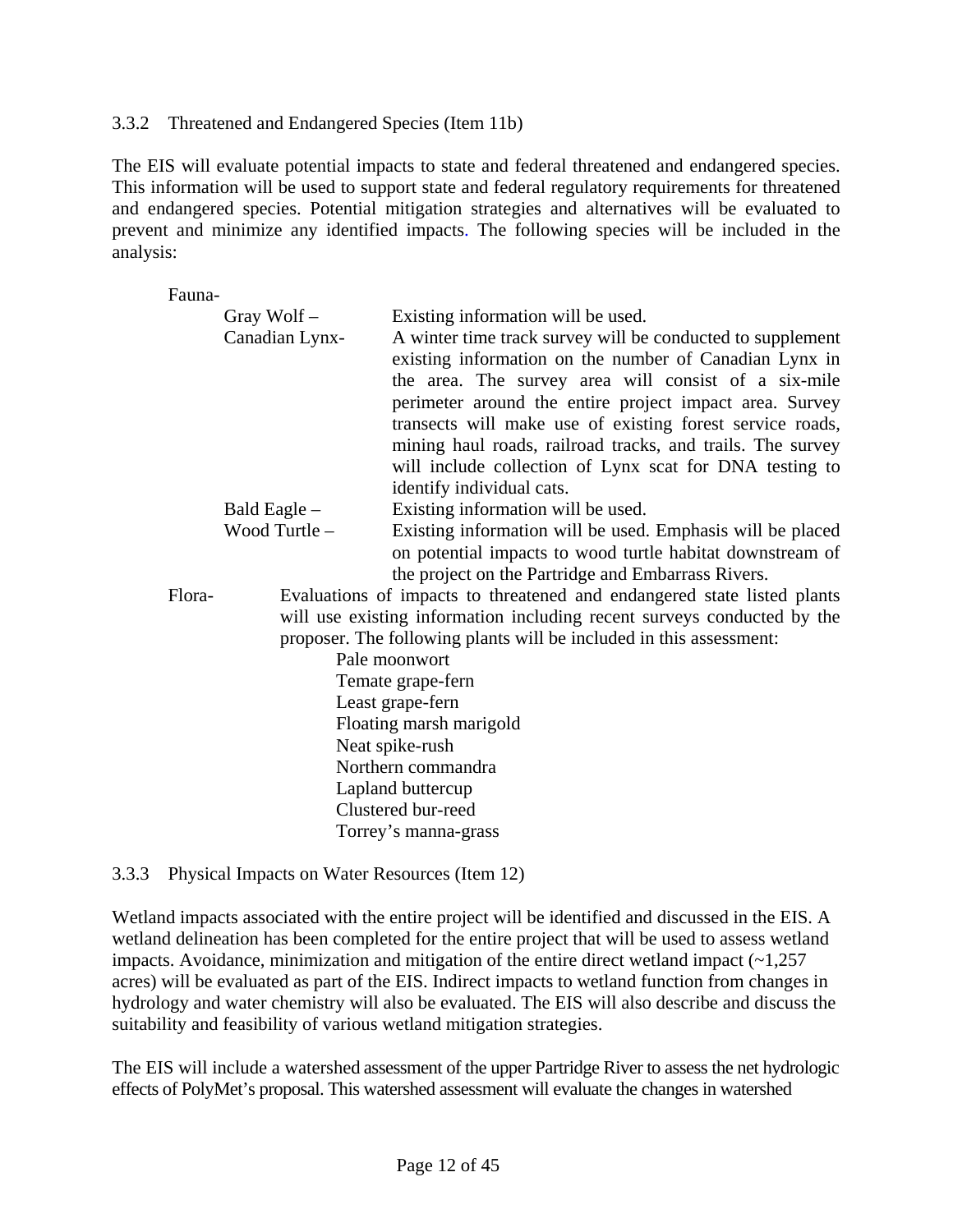### 3.3.2 Threatened and Endangered Species (Item 11b)

The EIS will evaluate potential impacts to state and federal threatened and endangered species. This information will be used to support state and federal regulatory requirements for threatened and endangered species. Potential mitigation strategies and alternatives will be evaluated to prevent and minimize any identified impacts. The following species will be included in the analysis:

Fauna-

- Gray Wolf – Existing information will be used.
- Canadian Lynx- A winter time track survey will be conducted to supplement existing information on the number of Canadian Lynx in the area. The survey area will consist of a six-mile perimeter around the entire project impact area. Survey transects will make use of existing forest service roads, mining haul roads, railroad tracks, and trails. The survey will include collection of Lynx scat for DNA testing to identify individual cats.
- Bald Eagle – Existing information will be used.
- Wood Turtle – Existing information will be used. Emphasis will be placed on potential impacts to wood turtle habitat downstream of the project on the Partridge and Embarrass Rivers.

Flora- Evaluations of impacts to threatened and endangered state listed plants will use existing information including recent surveys conducted by the proposer. The following plants will be included in this assessment:

- Pale moonwort
- Temate grape-fern
- Least grape-fern
- Floating marsh marigold
- Neat spike-rush
- Northern commandra
- Lapland buttercup
- Clustered bur-reed
- Torrey's manna-grass

### 3.3.3 Physical Impacts on Water Resources (Item 12)

Wetland impacts associated with the entire project will be identified and discussed in the EIS. A wetland delineation has been completed for the entire project that will be used to assess wetland impacts. Avoidance, minimization and mitigation of the entire direct wetland impact (~1,257 acres) will be evaluated as part of the EIS. Indirect impacts to wetland function from changes in hydrology and water chemistry will also be evaluated. The EIS will also describe and discuss the suitability and feasibility of various wetland mitigation strategies.

The EIS will include a watershed assessment of the upper Partridge River to assess the net hydrologic effects of PolyMet's proposal. This watershed assessment will evaluate the changes in watershed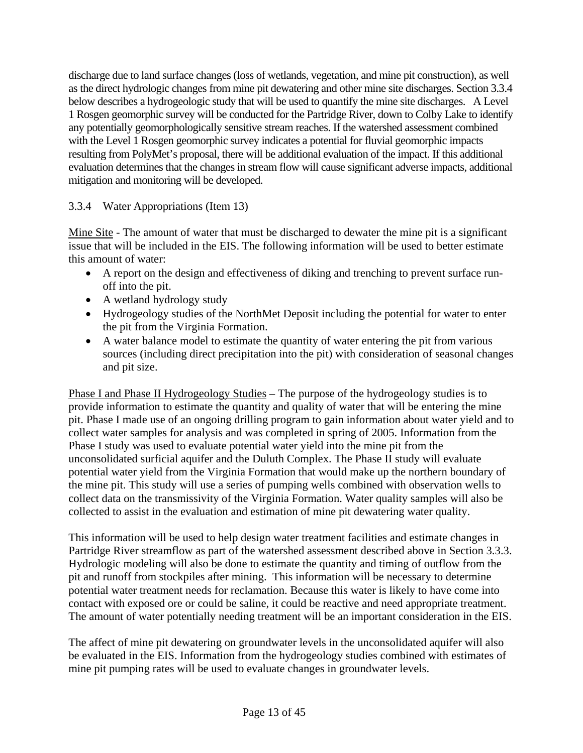discharge due to land surface changes (loss of wetlands, vegetation, and mine pit construction), as well as the direct hydrologic changes from mine pit dewatering and other mine site discharges. Section 3.3.4 below describes a hydrogeologic study that will be used to quantify the mine site discharges. A Level 1 Rosgen geomorphic survey will be conducted for the Partridge River, down to Colby Lake to identify any potentially geomorphologically sensitive stream reaches. If the watershed assessment combined with the Level 1 Rosgen geomorphic survey indicates a potential for fluvial geomorphic impacts resulting from PolyMet's proposal, there will be additional evaluation of the impact. If this additional evaluation determines that the changes in stream flow will cause significant adverse impacts, additional mitigation and monitoring will be developed.

### 3.3.4 Water Appropriations (Item 13)

Mine Site - The amount of water that must be discharged to dewater the mine pit is a significant issue that will be included in the EIS. The following information will be used to better estimate this amount of water:

- A report on the design and effectiveness of diking and trenching to prevent surface run-off into the pit.
- A wetland hydrology study
- Hydrogeology studies of the NorthMet Deposit including the potential for water to enter the pit from the Virginia Formation.
- A water balance model to estimate the quantity of water entering the pit from various sources (including direct precipitation into the pit) with consideration of seasonal changes and pit size.

Phase I and Phase II Hydrogeology Studies – The purpose of the hydrogeology studies is to provide information to estimate the quantity and quality of water that will be entering the mine pit. Phase I made use of an ongoing drilling program to gain information about water yield and to collect water samples for analysis and was completed in spring of 2005. Information from the Phase I study was used to evaluate potential water yield into the mine pit from the unconsolidated surficial aquifer and the Duluth Complex. The Phase II study will evaluate potential water yield from the Virginia Formation that would make up the northern boundary of the mine pit. This study will use a series of pumping wells combined with observation wells to collect data on the transmissivity of the Virginia Formation. Water quality samples will also be collected to assist in the evaluation and estimation of mine pit dewatering water quality.

This information will be used to help design water treatment facilities and estimate changes in Partridge River streamflow as part of the watershed assessment described above in Section 3.3.3. Hydrologic modeling will also be done to estimate the quantity and timing of outflow from the pit and runoff from stockpiles after mining. This information will be necessary to determine potential water treatment needs for reclamation. Because this water is likely to have come into contact with exposed ore or could be saline, it could be reactive and need appropriate treatment. The amount of water potentially needing treatment will be an important consideration in the EIS.

The affect of mine pit dewatering on groundwater levels in the unconsolidated aquifer will also be evaluated in the EIS. Information from the hydrogeology studies combined with estimates of mine pit pumping rates will be used to evaluate changes in groundwater levels.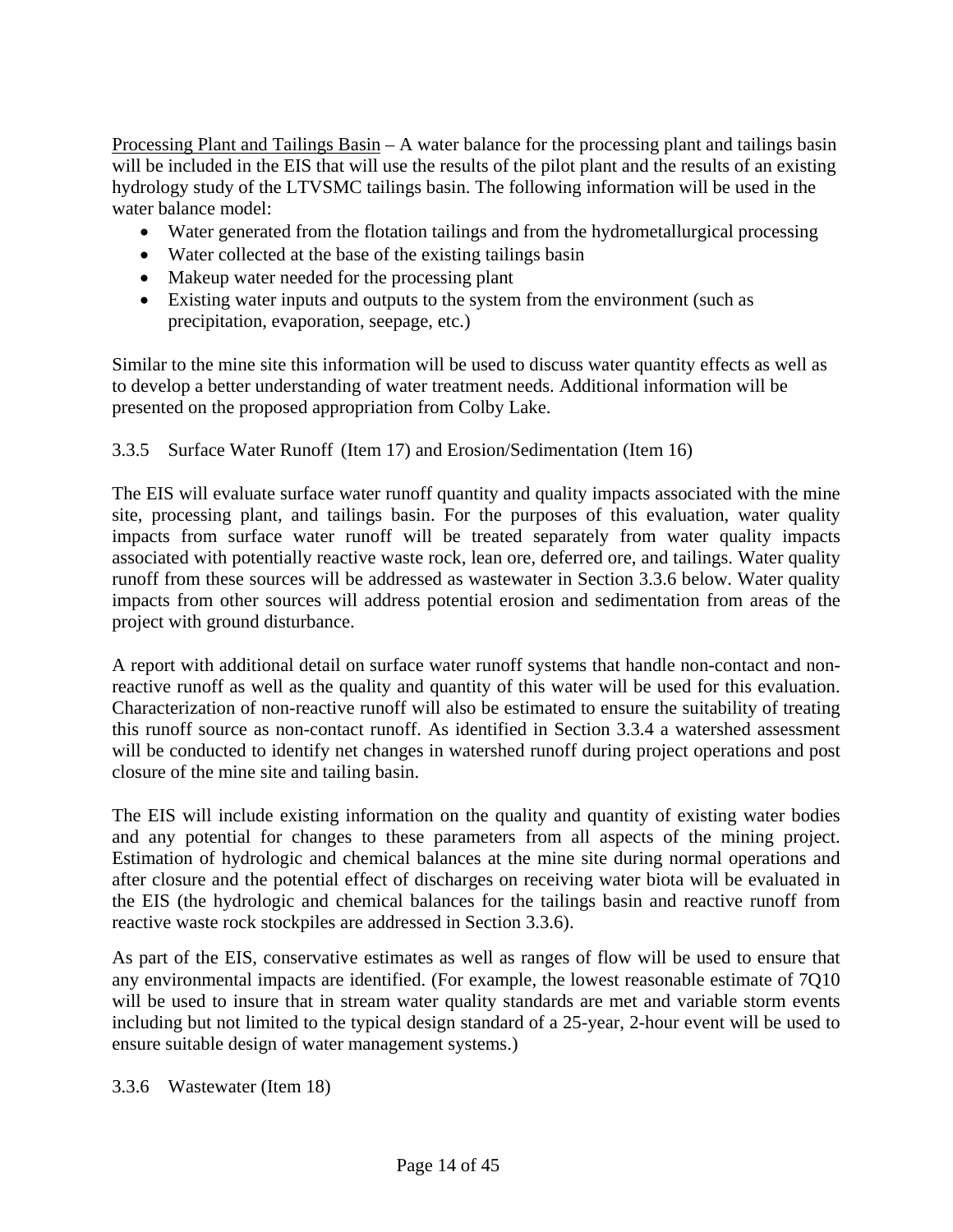Processing Plant and Tailings Basin – A water balance for the processing plant and tailings basin will be included in the EIS that will use the results of the pilot plant and the results of an existing hydrology study of the LTVSMC tailings basin. The following information will be used in the water balance model:

- Water generated from the flotation tailings and from the hydrometallurgical processing
- Water collected at the base of the existing tailings basin
- Makeup water needed for the processing plant
- Existing water inputs and outputs to the system from the environment (such as precipitation, evaporation, seepage, etc.)

Similar to the mine site this information will be used to discuss water quantity effects as well as to develop a better understanding of water treatment needs. Additional information will be presented on the proposed appropriation from Colby Lake.

### 3.3.5 Surface Water Runoff (Item 17) and Erosion/Sedimentation (Item 16)

The EIS will evaluate surface water runoff quantity and quality impacts associated with the mine site, processing plant, and tailings basin. For the purposes of this evaluation, water quality impacts from surface water runoff will be treated separately from water quality impacts associated with potentially reactive waste rock, lean ore, deferred ore, and tailings. Water quality runoff from these sources will be addressed as wastewater in Section 3.3.6 below. Water quality impacts from other sources will address potential erosion and sedimentation from areas of the project with ground disturbance.

A report with additional detail on surface water runoff systems that handle non-contact and non-reactive runoff as well as the quality and quantity of this water will be used for this evaluation. Characterization of non-reactive runoff will also be estimated to ensure the suitability of treating this runoff source as non-contact runoff. As identified in Section 3.3.4 a watershed assessment will be conducted to identify net changes in watershed runoff during project operations and post closure of the mine site and tailing basin.

The EIS will include existing information on the quality and quantity of existing water bodies and any potential for changes to these parameters from all aspects of the mining project. Estimation of hydrologic and chemical balances at the mine site during normal operations and after closure and the potential effect of discharges on receiving water biota will be evaluated in the EIS (the hydrologic and chemical balances for the tailings basin and reactive runoff from reactive waste rock stockpiles are addressed in Section 3.3.6).

As part of the EIS, conservative estimates as well as ranges of flow will be used to ensure that any environmental impacts are identified. (For example, the lowest reasonable estimate of 7Q10 will be used to insure that in stream water quality standards are met and variable storm events including but not limited to the typical design standard of a 25-year, 2-hour event will be used to ensure suitable design of water management systems.)

### 3.3.6 Wastewater (Item 18)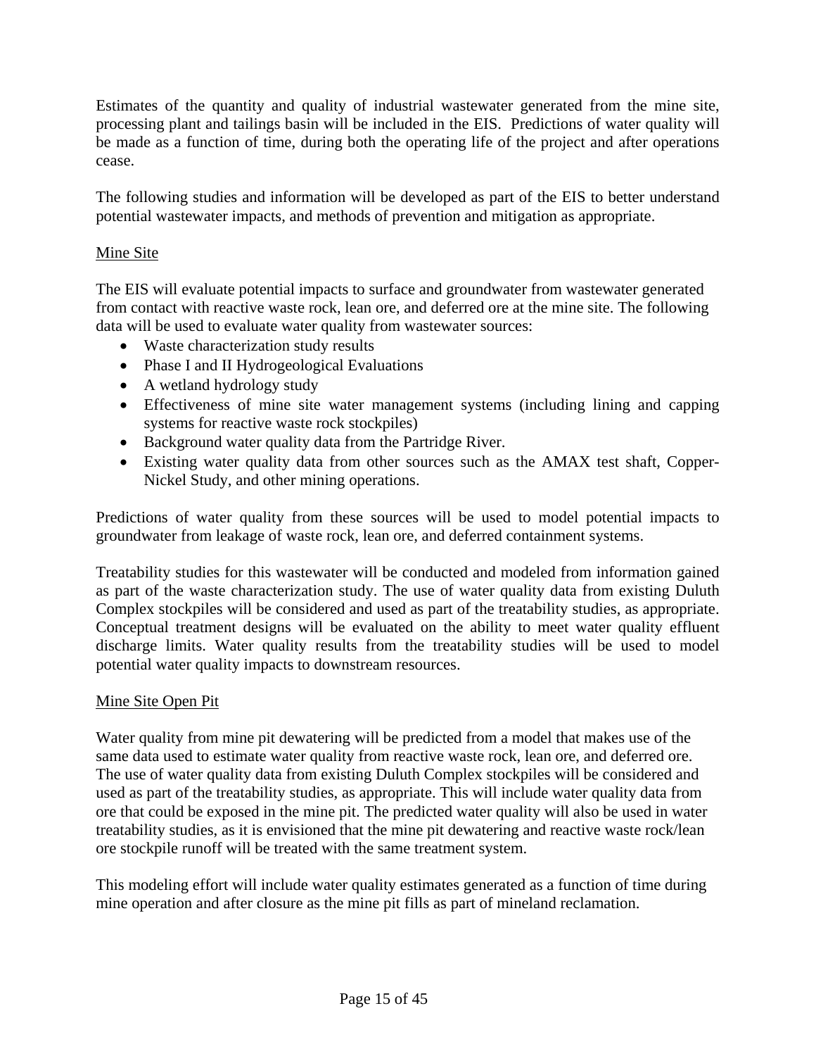Estimates of the quantity and quality of industrial wastewater generated from the mine site, processing plant and tailings basin will be included in the EIS. Predictions of water quality will be made as a function of time, during both the operating life of the project and after operations cease.

The following studies and information will be developed as part of the EIS to better understand potential wastewater impacts, and methods of prevention and mitigation as appropriate.

Mine Site

The EIS will evaluate potential impacts to surface and groundwater from wastewater generated from contact with reactive waste rock, lean ore, and deferred ore at the mine site. The following data will be used to evaluate water quality from wastewater sources:

- Waste characterization study results
- Phase I and II Hydrogeological Evaluations
- A wetland hydrology study
- Effectiveness of mine site water management systems (including lining and capping systems for reactive waste rock stockpiles)
- Background water quality data from the Partridge River.
- Existing water quality data from other sources such as the AMAX test shaft, Copper-Nickel Study, and other mining operations.

Predictions of water quality from these sources will be used to model potential impacts to groundwater from leakage of waste rock, lean ore, and deferred containment systems.

Treatability studies for this wastewater will be conducted and modeled from information gained as part of the waste characterization study. The use of water quality data from existing Duluth Complex stockpiles will be considered and used as part of the treatability studies, as appropriate. Conceptual treatment designs will be evaluated on the ability to meet water quality effluent discharge limits. Water quality results from the treatability studies will be used to model potential water quality impacts to downstream resources.

Mine Site Open Pit

Water quality from mine pit dewatering will be predicted from a model that makes use of the same data used to estimate water quality from reactive waste rock, lean ore, and deferred ore. The use of water quality data from existing Duluth Complex stockpiles will be considered and used as part of the treatability studies, as appropriate. This will include water quality data from ore that could be exposed in the mine pit. The predicted water quality will also be used in water treatability studies, as it is envisioned that the mine pit dewatering and reactive waste rock/lean ore stockpile runoff will be treated with the same treatment system.

This modeling effort will include water quality estimates generated as a function of time during mine operation and after closure as the mine pit fills as part of mineland reclamation.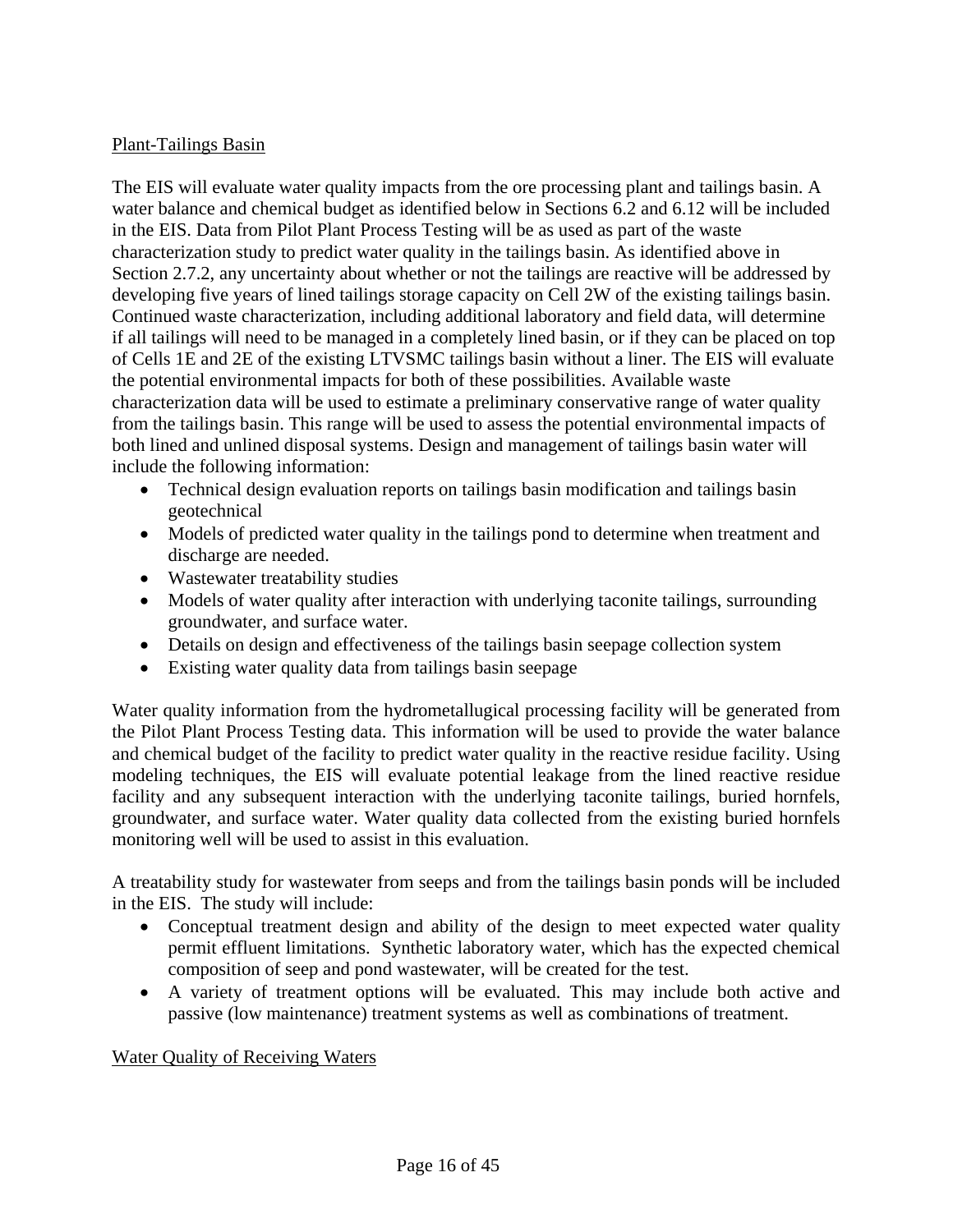Plant-Tailings Basin

The EIS will evaluate water quality impacts from the ore processing plant and tailings basin. A water balance and chemical budget as identified below in Sections 6.2 and 6.12 will be included in the EIS. Data from Pilot Plant Process Testing will be as used as part of the waste characterization study to predict water quality in the tailings basin. As identified above in Section 2.7.2, any uncertainty about whether or not the tailings are reactive will be addressed by developing five years of lined tailings storage capacity on Cell 2W of the existing tailings basin. Continued waste characterization, including additional laboratory and field data, will determine if all tailings will need to be managed in a completely lined basin, or if they can be placed on top of Cells 1E and 2E of the existing LTVSMC tailings basin without a liner. The EIS will evaluate the potential environmental impacts for both of these possibilities. Available waste characterization data will be used to estimate a preliminary conservative range of water quality from the tailings basin. This range will be used to assess the potential environmental impacts of both lined and unlined disposal systems. Design and management of tailings basin water will include the following information:

- Technical design evaluation reports on tailings basin modification and tailings basin geotechnical
- Models of predicted water quality in the tailings pond to determine when treatment and discharge are needed.
- Wastewater treatability studies
- Models of water quality after interaction with underlying taconite tailings, surrounding groundwater, and surface water.
- Details on design and effectiveness of the tailings basin seepage collection system
- Existing water quality data from tailings basin seepage

Water quality information from the hydrometallugical processing facility will be generated from the Pilot Plant Process Testing data. This information will be used to provide the water balance and chemical budget of the facility to predict water quality in the reactive residue facility. Using modeling techniques, the EIS will evaluate potential leakage from the lined reactive residue facility and any subsequent interaction with the underlying taconite tailings, buried hornfels, groundwater, and surface water. Water quality data collected from the existing buried hornfels monitoring well will be used to assist in this evaluation.

A treatability study for wastewater from seeps and from the tailings basin ponds will be included in the EIS. The study will include:

- Conceptual treatment design and ability of the design to meet expected water quality permit effluent limitations. Synthetic laboratory water, which has the expected chemical composition of seep and pond wastewater, will be created for the test.
- A variety of treatment options will be evaluated. This may include both active and passive (low maintenance) treatment systems as well as combinations of treatment.

Water Quality of Receiving Waters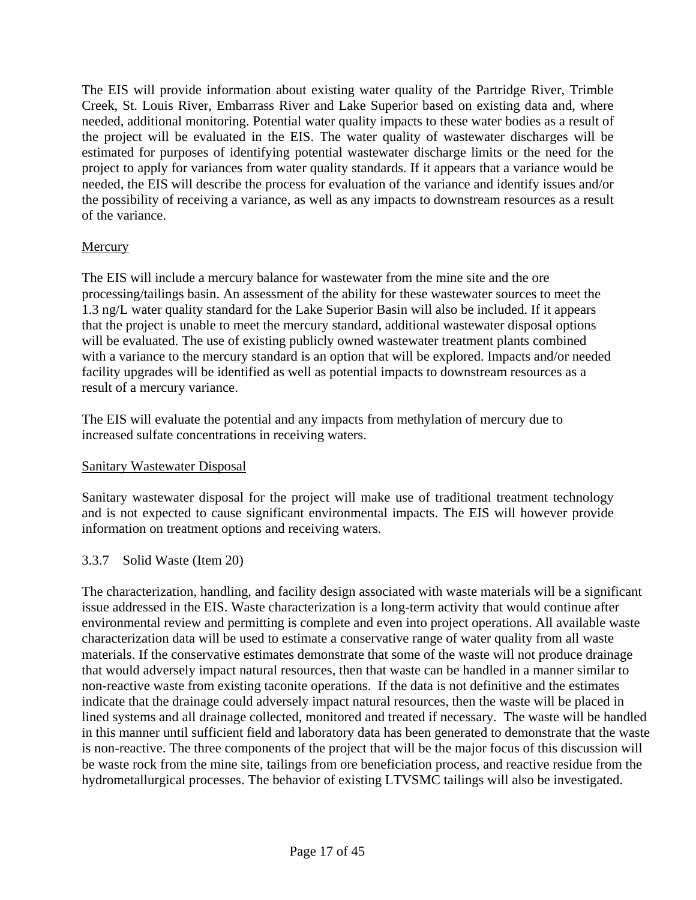The EIS will provide information about existing water quality of the Partridge River, Trimble Creek, St. Louis River, Embarrass River and Lake Superior based on existing data and, where needed, additional monitoring. Potential water quality impacts to these water bodies as a result of the project will be evaluated in the EIS. The water quality of wastewater discharges will be estimated for purposes of identifying potential wastewater discharge limits or the need for the project to apply for variances from water quality standards. If it appears that a variance would be needed, the EIS will describe the process for evaluation of the variance and identify issues and/or the possibility of receiving a variance, as well as any impacts to downstream resources as a result of the variance.

Mercury

The EIS will include a mercury balance for wastewater from the mine site and the ore processing/tailings basin. An assessment of the ability for these wastewater sources to meet the 1.3 ng/L water quality standard for the Lake Superior Basin will also be included. If it appears that the project is unable to meet the mercury standard, additional wastewater disposal options will be evaluated. The use of existing publicly owned wastewater treatment plants combined with a variance to the mercury standard is an option that will be explored. Impacts and/or needed facility upgrades will be identified as well as potential impacts to downstream resources as a result of a mercury variance.

The EIS will evaluate the potential and any impacts from methylation of mercury due to increased sulfate concentrations in receiving waters.

Sanitary Wastewater Disposal

Sanitary wastewater disposal for the project will make use of traditional treatment technology and is not expected to cause significant environmental impacts. The EIS will however provide information on treatment options and receiving waters.

### 3.3.7 Solid Waste (Item 20)

The characterization, handling, and facility design associated with waste materials will be a significant issue addressed in the EIS. Waste characterization is a long-term activity that would continue after environmental review and permitting is complete and even into project operations. All available waste characterization data will be used to estimate a conservative range of water quality from all waste materials. If the conservative estimates demonstrate that some of the waste will not produce drainage that would adversely impact natural resources, then that waste can be handled in a manner similar to non-reactive waste from existing taconite operations. If the data is not definitive and the estimates indicate that the drainage could adversely impact natural resources, then the waste will be placed in lined systems and all drainage collected, monitored and treated if necessary. The waste will be handled in this manner until sufficient field and laboratory data has been generated to demonstrate that the waste is non-reactive. The three components of the project that will be the major focus of this discussion will be waste rock from the mine site, tailings from ore beneficiation process, and reactive residue from the hydrometallurgical processes. The behavior of existing LTVSMC tailings will also be investigated.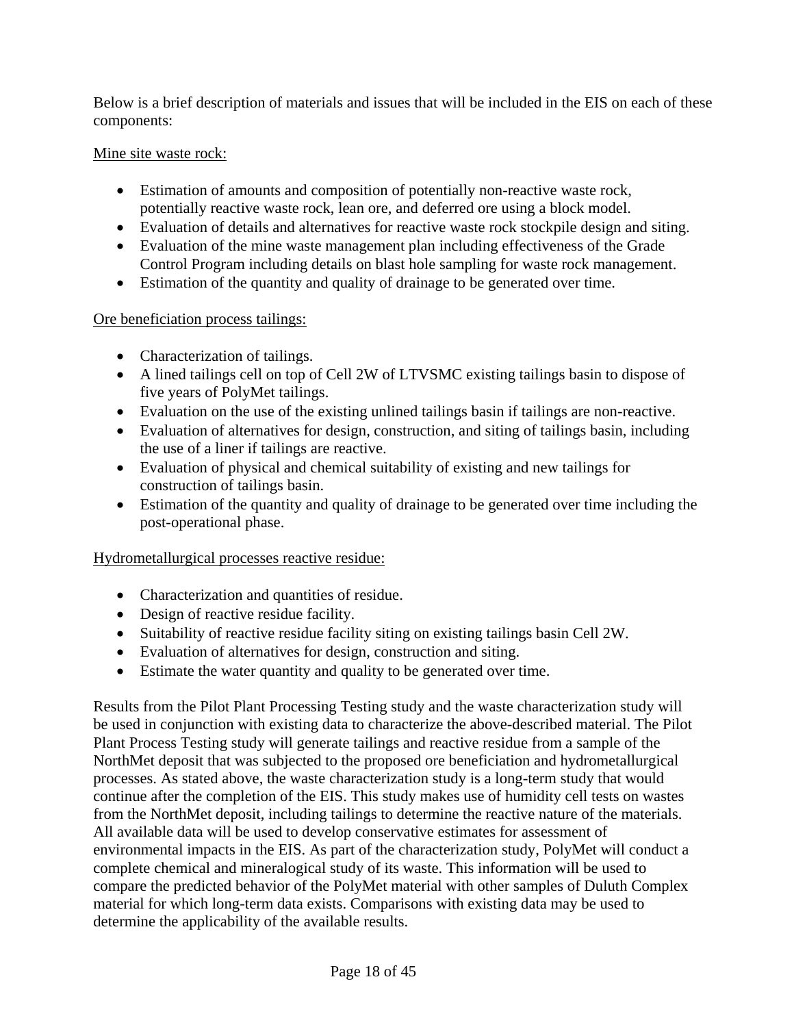Below is a brief description of materials and issues that will be included in the EIS on each of these components:

<u>Mine site waste rock:</u>

- Estimation of amounts and composition of potentially non-reactive waste rock, potentially reactive waste rock, lean ore, and deferred ore using a block model.
- Evaluation of details and alternatives for reactive waste rock stockpile design and siting.
- Evaluation of the mine waste management plan including effectiveness of the Grade Control Program including details on blast hole sampling for waste rock management.
- Estimation of the quantity and quality of drainage to be generated over time.

<u>Ore beneficiation process tailings:</u>

- Characterization of tailings.
- A lined tailings cell on top of Cell 2W of LTVSMC existing tailings basin to dispose of five years of PolyMet tailings.
- Evaluation on the use of the existing unlined tailings basin if tailings are non-reactive.
- Evaluation of alternatives for design, construction, and siting of tailings basin, including the use of a liner if tailings are reactive.
- Evaluation of physical and chemical suitability of existing and new tailings for construction of tailings basin.
- Estimation of the quantity and quality of drainage to be generated over time including the post-operational phase.

<u>Hydrometallurgical processes reactive residue:</u>

- Characterization and quantities of residue.
- Design of reactive residue facility.
- Suitability of reactive residue facility siting on existing tailings basin Cell 2W.
- Evaluation of alternatives for design, construction and siting.
- Estimate the water quantity and quality to be generated over time.

Results from the Pilot Plant Processing Testing study and the waste characterization study will be used in conjunction with existing data to characterize the above-described material. The Pilot Plant Process Testing study will generate tailings and reactive residue from a sample of the NorthMet deposit that was subjected to the proposed ore beneficiation and hydrometallurgical processes. As stated above, the waste characterization study is a long-term study that would continue after the completion of the EIS. This study makes use of humidity cell tests on wastes from the NorthMet deposit, including tailings to determine the reactive nature of the materials. All available data will be used to develop conservative estimates for assessment of environmental impacts in the EIS. As part of the characterization study, PolyMet will conduct a complete chemical and mineralogical study of its waste. This information will be used to compare the predicted behavior of the PolyMet material with other samples of Duluth Complex material for which long-term data exists. Comparisons with existing data may be used to determine the applicability of the available results.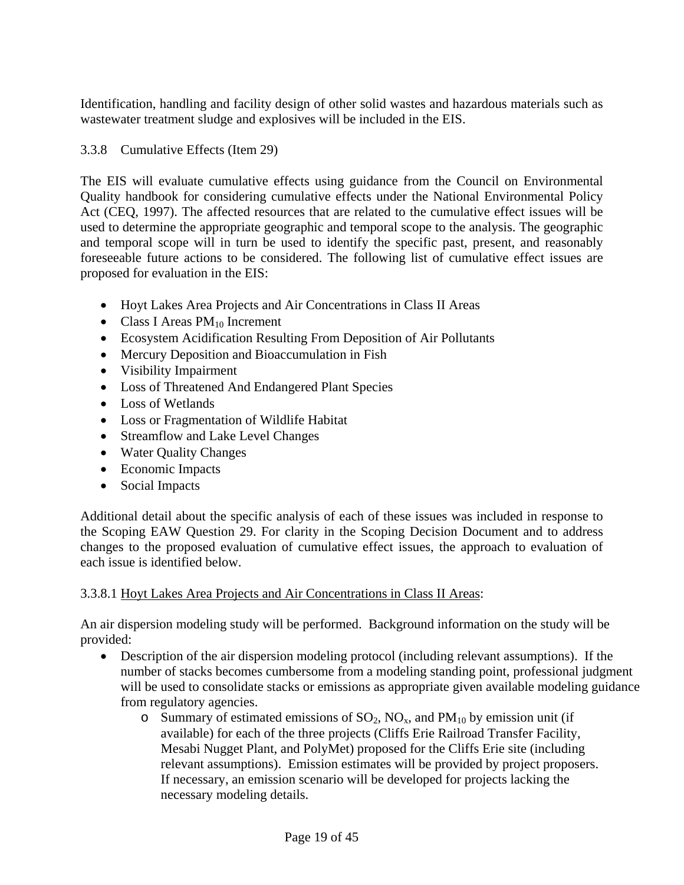Identification, handling and facility design of other solid wastes and hazardous materials such as wastewater treatment sludge and explosives will be included in the EIS.

### 3.3.8 Cumulative Effects (Item 29)

The EIS will evaluate cumulative effects using guidance from the Council on Environmental Quality handbook for considering cumulative effects under the National Environmental Policy Act (CEQ, 1997). The affected resources that are related to the cumulative effect issues will be used to determine the appropriate geographic and temporal scope to the analysis. The geographic and temporal scope will in turn be used to identify the specific past, present, and reasonably foreseeable future actions to be considered. The following list of cumulative effect issues are proposed for evaluation in the EIS:

- Hoyt Lakes Area Projects and Air Concentrations in Class II Areas
- Class I Areas $PM_{10}$ Increment
- Ecosystem Acidification Resulting From Deposition of Air Pollutants
- Mercury Deposition and Bioaccumulation in Fish
- Visibility Impairment
- Loss of Threatened And Endangered Plant Species
- Loss of Wetlands
- Loss or Fragmentation of Wildlife Habitat
- Streamflow and Lake Level Changes
- Water Quality Changes
- Economic Impacts
- Social Impacts

Additional detail about the specific analysis of each of these issues was included in response to the Scoping EAW Question 29. For clarity in the Scoping Decision Document and to address changes to the proposed evaluation of cumulative effect issues, the approach to evaluation of each issue is identified below.

#### 3.3.8.1 Hoyt Lakes Area Projects and Air Concentrations in Class II Areas:

An air dispersion modeling study will be performed. Background information on the study will be provided:

- Description of the air dispersion modeling protocol (including relevant assumptions). If the number of stacks becomes cumbersome from a modeling standing point, professional judgment will be used to consolidate stacks or emissions as appropriate given available modeling guidance from regulatory agencies.
  - Summary of estimated emissions of $SO_2$, $NO_x$, and $PM_{10}$ by emission unit (if available) for each of the three projects (Cliffs Erie Railroad Transfer Facility, Mesabi Nugget Plant, and PolyMet) proposed for the Cliffs Erie site (including relevant assumptions). Emission estimates will be provided by project proposers. If necessary, an emission scenario will be developed for projects lacking the necessary modeling details.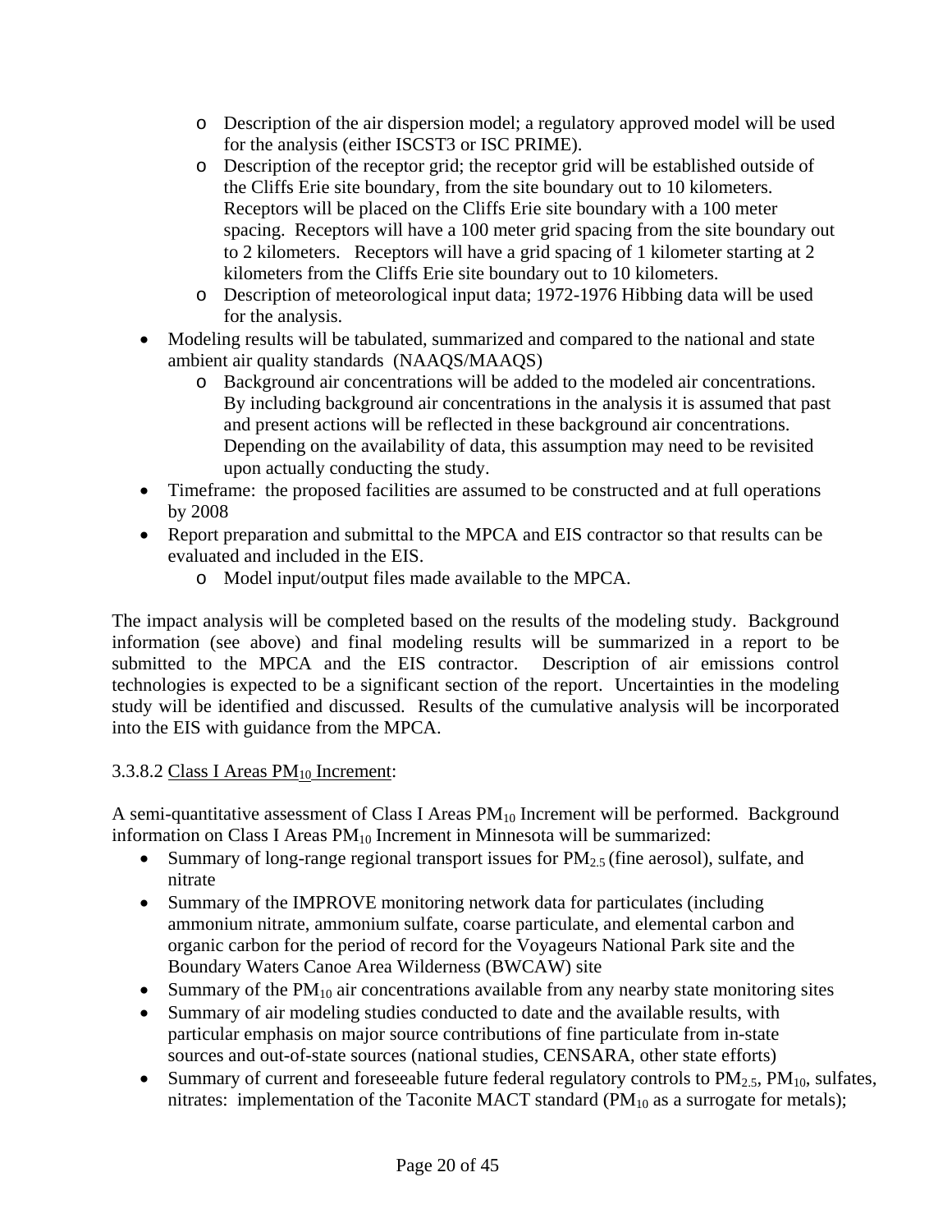- Description of the air dispersion model; a regulatory approved model will be used for the analysis (either ISCST3 or ISC PRIME).
  - Description of the receptor grid; the receptor grid will be established outside of the Cliffs Erie site boundary, from the site boundary out to 10 kilometers. Receptors will be placed on the Cliffs Erie site boundary with a 100 meter spacing. Receptors will have a 100 meter grid spacing from the site boundary out to 2 kilometers. Receptors will have a grid spacing of 1 kilometer starting at 2 kilometers from the Cliffs Erie site boundary out to 10 kilometers.
  - Description of meteorological input data; 1972-1976 Hibbing data will be used for the analysis.
- Modeling results will be tabulated, summarized and compared to the national and state ambient air quality standards (NAAQS/MAAQS)
  - Background air concentrations will be added to the modeled air concentrations. By including background air concentrations in the analysis it is assumed that past and present actions will be reflected in these background air concentrations. Depending on the availability of data, this assumption may need to be revisited upon actually conducting the study.
- Timeframe: the proposed facilities are assumed to be constructed and at full operations by 2008
- Report preparation and submittal to the MPCA and EIS contractor so that results can be evaluated and included in the EIS.
  - Model input/output files made available to the MPCA.

The impact analysis will be completed based on the results of the modeling study. Background information (see above) and final modeling results will be summarized in a report to be submitted to the MPCA and the EIS contractor. Description of air emissions control technologies is expected to be a significant section of the report. Uncertainties in the modeling study will be identified and discussed. Results of the cumulative analysis will be incorporated into the EIS with guidance from the MPCA.

3.3.8.2 Class I Areas $PM_{10}$ Increment:

A semi-quantitative assessment of Class I Areas $PM_{10}$ Increment will be performed. Background information on Class I Areas $PM_{10}$ Increment in Minnesota will be summarized:

- Summary of long-range regional transport issues for $PM_{2.5}$ (fine aerosol), sulfate, and nitrate
- Summary of the IMPROVE monitoring network data for particulates (including ammonium nitrate, ammonium sulfate, coarse particulate, and elemental carbon and organic carbon for the period of record for the Voyageurs National Park site and the Boundary Waters Canoe Area Wilderness (BWCAW) site
- Summary of the $PM_{10}$ air concentrations available from any nearby state monitoring sites
- Summary of air modeling studies conducted to date and the available results, with particular emphasis on major source contributions of fine particulate from in-state sources and out-of-state sources (national studies, CENSARA, other state efforts)
- Summary of current and foreseeable future federal regulatory controls to $PM_{2.5}$, $PM_{10}$, sulfates, nitrates: implementation of the Taconite MACT standard ($PM_{10}$ as a surrogate for metals);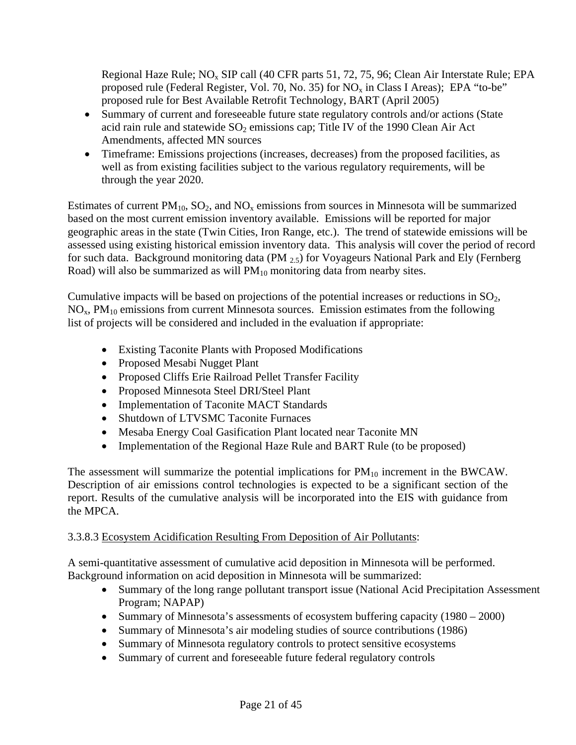Regional Haze Rule; $NO_x$ SIP call (40 CFR parts 51, 72, 75, 96; Clean Air Interstate Rule; EPA proposed rule (Federal Register, Vol. 70, No. 35) for $NO_x$ in Class I Areas); EPA "to-be" proposed rule for Best Available Retrofit Technology, BART (April 2005)

- Summary of current and foreseeable future state regulatory controls and/or actions (State acid rain rule and statewide $SO_2$ emissions cap; Title IV of the 1990 Clean Air Act Amendments, affected MN sources
- Timeframe: Emissions projections (increases, decreases) from the proposed facilities, as well as from existing facilities subject to the various regulatory requirements, will be through the year 2020.

Estimates of current $PM_{10}$, $SO_2$, and $NO_x$ emissions from sources in Minnesota will be summarized based on the most current emission inventory available. Emissions will be reported for major geographic areas in the state (Twin Cities, Iron Range, etc.). The trend of statewide emissions will be assessed using existing historical emission inventory data. This analysis will cover the period of record for such data. Background monitoring data ($PM_{2.5}$) for Voyageurs National Park and Ely (Fernberg Road) will also be summarized as will $PM_{10}$ monitoring data from nearby sites.

Cumulative impacts will be based on projections of the potential increases or reductions in $SO_2$, $NO_x$, $PM_{10}$ emissions from current Minnesota sources. Emission estimates from the following list of projects will be considered and included in the evaluation if appropriate:

- Existing Taconite Plants with Proposed Modifications
- Proposed Mesabi Nugget Plant
- Proposed Cliffs Erie Railroad Pellet Transfer Facility
- Proposed Minnesota Steel DRI/Steel Plant
- Implementation of Taconite MACT Standards
- Shutdown of LTVSMC Taconite Furnaces
- Mesaba Energy Coal Gasification Plant located near Taconite MN
- Implementation of the Regional Haze Rule and BART Rule (to be proposed)

The assessment will summarize the potential implications for $PM_{10}$ increment in the BWCAW. Description of air emissions control technologies is expected to be a significant section of the report. Results of the cumulative analysis will be incorporated into the EIS with guidance from the MPCA.

3.3.8.3 Ecosystem Acidification Resulting From Deposition of Air Pollutants:

A semi-quantitative assessment of cumulative acid deposition in Minnesota will be performed. Background information on acid deposition in Minnesota will be summarized:

- Summary of the long range pollutant transport issue (National Acid Precipitation Assessment Program; NAPAP)
- Summary of Minnesota's assessments of ecosystem buffering capacity (1980 – 2000)
- Summary of Minnesota's air modeling studies of source contributions (1986)
- Summary of Minnesota regulatory controls to protect sensitive ecosystems
- Summary of current and foreseeable future federal regulatory controls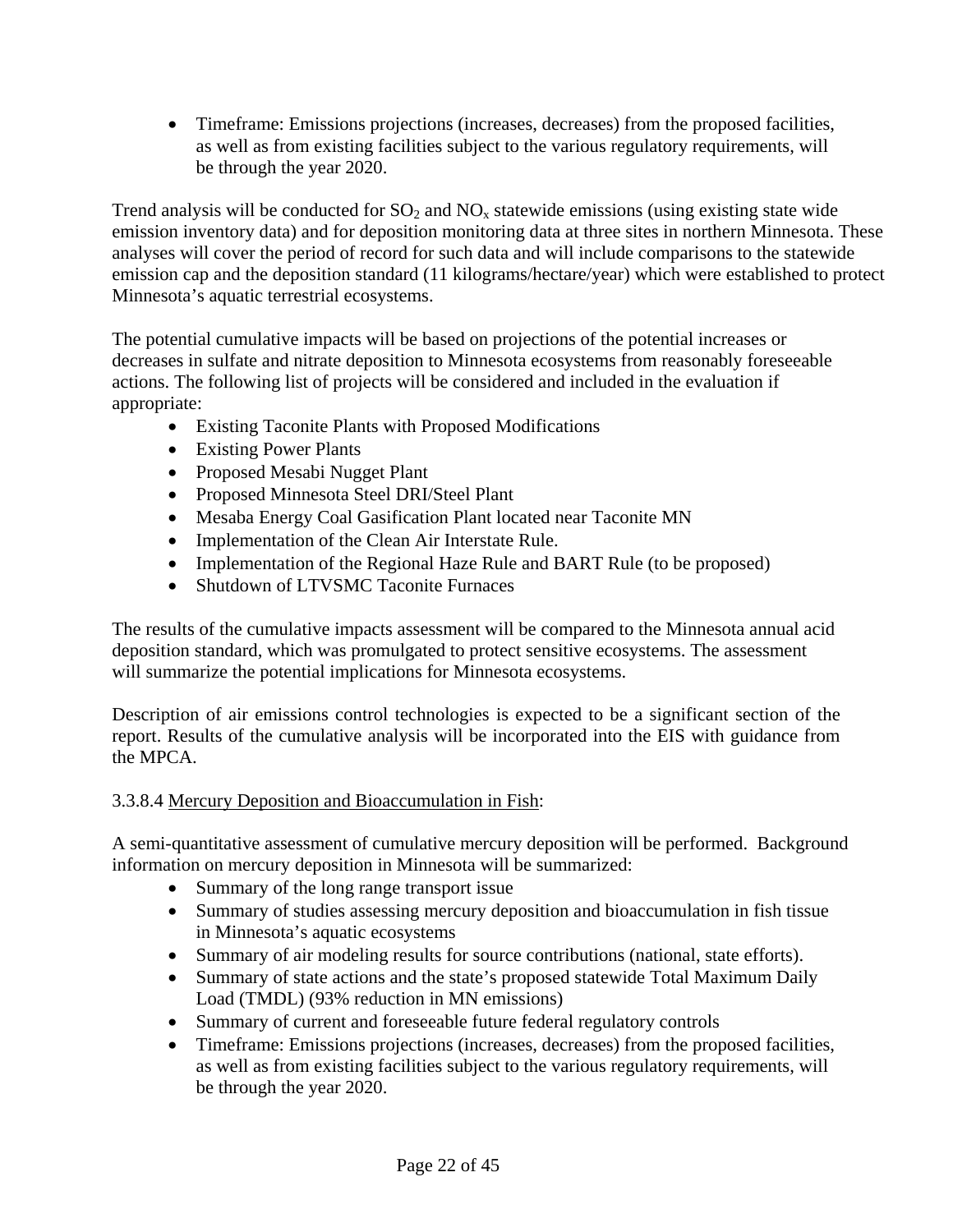- Timeframe: Emissions projections (increases, decreases) from the proposed facilities, as well as from existing facilities subject to the various regulatory requirements, will be through the year 2020.

Trend analysis will be conducted for $SO_2$ and $NO_x$ statewide emissions (using existing state wide emission inventory data) and for deposition monitoring data at three sites in northern Minnesota. These analyses will cover the period of record for such data and will include comparisons to the statewide emission cap and the deposition standard (11 kilograms/hectare/year) which were established to protect Minnesota's aquatic terrestrial ecosystems.

The potential cumulative impacts will be based on projections of the potential increases or decreases in sulfate and nitrate deposition to Minnesota ecosystems from reasonably foreseeable actions. The following list of projects will be considered and included in the evaluation if appropriate:

- Existing Taconite Plants with Proposed Modifications
- Existing Power Plants
- Proposed Mesabi Nugget Plant
- Proposed Minnesota Steel DRI/Steel Plant
- Mesaba Energy Coal Gasification Plant located near Taconite MN
- Implementation of the Clean Air Interstate Rule.
- Implementation of the Regional Haze Rule and BART Rule (to be proposed)
- Shutdown of LTVSMC Taconite Furnaces

The results of the cumulative impacts assessment will be compared to the Minnesota annual acid deposition standard, which was promulgated to protect sensitive ecosystems. The assessment will summarize the potential implications for Minnesota ecosystems.

Description of air emissions control technologies is expected to be a significant section of the report. Results of the cumulative analysis will be incorporated into the EIS with guidance from the MPCA.

3.3.8.4 Mercury Deposition and Bioaccumulation in Fish:

A semi-quantitative assessment of cumulative mercury deposition will be performed. Background information on mercury deposition in Minnesota will be summarized:

- Summary of the long range transport issue
- Summary of studies assessing mercury deposition and bioaccumulation in fish tissue in Minnesota's aquatic ecosystems
- Summary of air modeling results for source contributions (national, state efforts).
- Summary of state actions and the state's proposed statewide Total Maximum Daily Load (TMDL) (93% reduction in MN emissions)
- Summary of current and foreseeable future federal regulatory controls
- Timeframe: Emissions projections (increases, decreases) from the proposed facilities, as well as from existing facilities subject to the various regulatory requirements, will be through the year 2020.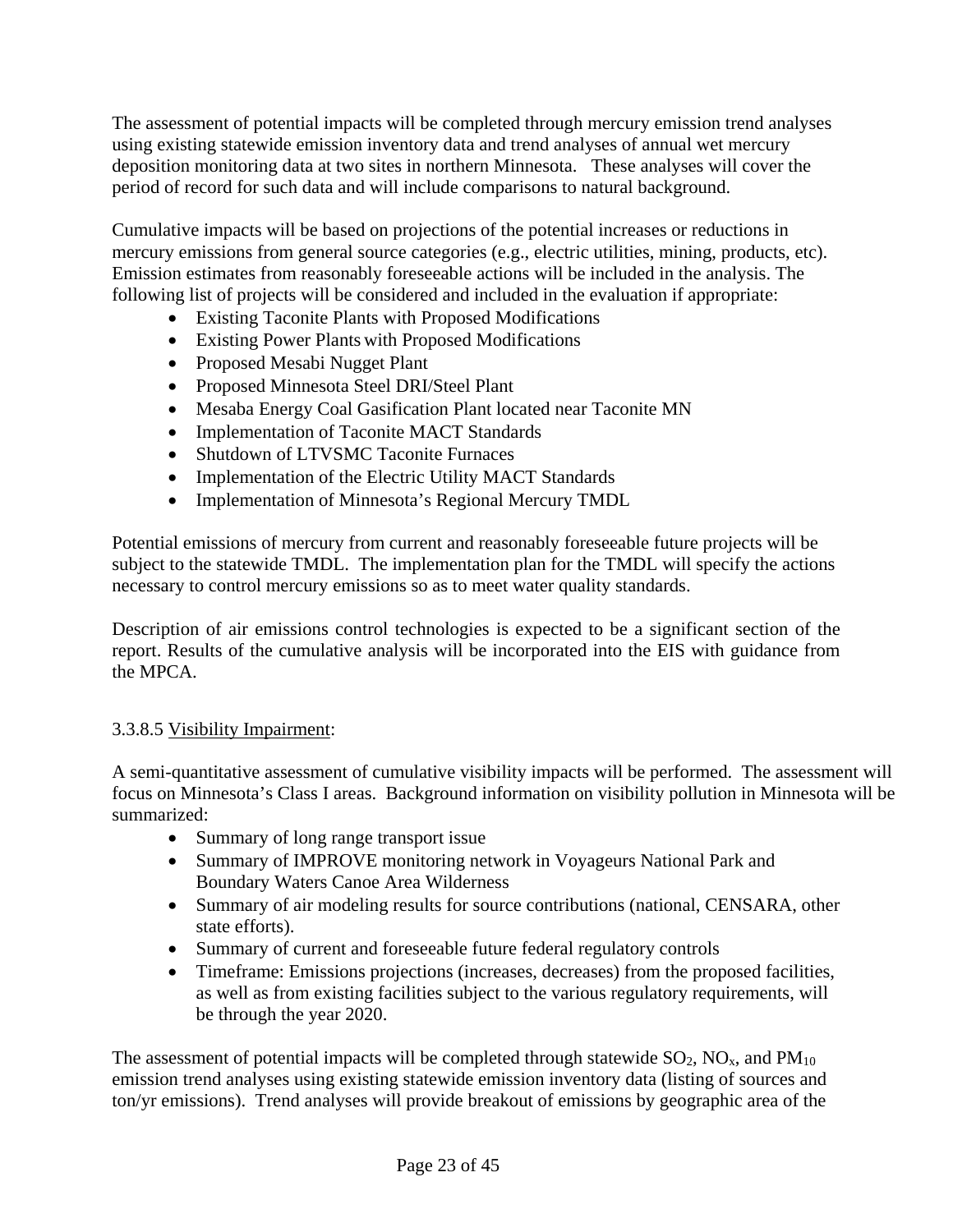The assessment of potential impacts will be completed through mercury emission trend analyses using existing statewide emission inventory data and trend analyses of annual wet mercury deposition monitoring data at two sites in northern Minnesota. These analyses will cover the period of record for such data and will include comparisons to natural background.

Cumulative impacts will be based on projections of the potential increases or reductions in mercury emissions from general source categories (e.g., electric utilities, mining, products, etc). Emission estimates from reasonably foreseeable actions will be included in the analysis. The following list of projects will be considered and included in the evaluation if appropriate:

- Existing Taconite Plants with Proposed Modifications
- Existing Power Plants with Proposed Modifications
- Proposed Mesabi Nugget Plant
- Proposed Minnesota Steel DRI/Steel Plant
- Mesaba Energy Coal Gasification Plant located near Taconite MN
- Implementation of Taconite MACT Standards
- Shutdown of LTVSMC Taconite Furnaces
- Implementation of the Electric Utility MACT Standards
- Implementation of Minnesota's Regional Mercury TMDL

Potential emissions of mercury from current and reasonably foreseeable future projects will be subject to the statewide TMDL. The implementation plan for the TMDL will specify the actions necessary to control mercury emissions so as to meet water quality standards.

Description of air emissions control technologies is expected to be a significant section of the report. Results of the cumulative analysis will be incorporated into the EIS with guidance from the MPCA.

3.3.8.5 Visibility Impairment:

A semi-quantitative assessment of cumulative visibility impacts will be performed. The assessment will focus on Minnesota's Class I areas. Background information on visibility pollution in Minnesota will be summarized:

- Summary of long range transport issue
- Summary of IMPROVE monitoring network in Voyageurs National Park and Boundary Waters Canoe Area Wilderness
- Summary of air modeling results for source contributions (national, CENSARA, other state efforts).
- Summary of current and foreseeable future federal regulatory controls
- Timeframe: Emissions projections (increases, decreases) from the proposed facilities, as well as from existing facilities subject to the various regulatory requirements, will be through the year 2020.

The assessment of potential impacts will be completed through statewide $SO_2$, $NO_x$, and $PM_{10}$ emission trend analyses using existing statewide emission inventory data (listing of sources and ton/yr emissions). Trend analyses will provide breakout of emissions by geographic area of the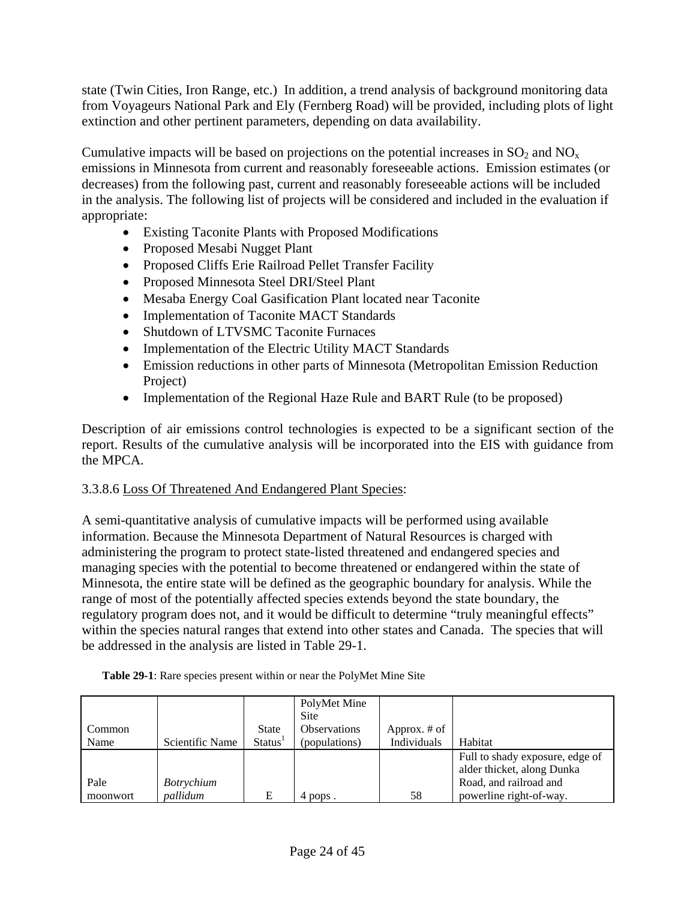state (Twin Cities, Iron Range, etc.) In addition, a trend analysis of background monitoring data from Voyageurs National Park and Ely (Fernberg Road) will be provided, including plots of light extinction and other pertinent parameters, depending on data availability.

Cumulative impacts will be based on projections on the potential increases in $SO_2$ and $NO_x$ emissions in Minnesota from current and reasonably foreseeable actions. Emission estimates (or decreases) from the following past, current and reasonably foreseeable actions will be included in the analysis. The following list of projects will be considered and included in the evaluation if appropriate:

- Existing Taconite Plants with Proposed Modifications
- Proposed Mesabi Nugget Plant
- Proposed Cliffs Erie Railroad Pellet Transfer Facility
- Proposed Minnesota Steel DRI/Steel Plant
- Mesaba Energy Coal Gasification Plant located near Taconite
- Implementation of Taconite MACT Standards
- Shutdown of LTVSMC Taconite Furnaces
- Implementation of the Electric Utility MACT Standards
- Emission reductions in other parts of Minnesota (Metropolitan Emission Reduction Project)
- Implementation of the Regional Haze Rule and BART Rule (to be proposed)

Description of air emissions control technologies is expected to be a significant section of the report. Results of the cumulative analysis will be incorporated into the EIS with guidance from the MPCA.

3.3.8.6 Loss Of Threatened And Endangered Plant Species:

A semi-quantitative analysis of cumulative impacts will be performed using available information. Because the Minnesota Department of Natural Resources is charged with administering the program to protect state-listed threatened and endangered species and managing species with the potential to become threatened or endangered within the state of Minnesota, the entire state will be defined as the geographic boundary for analysis. While the range of most of the potentially affected species extends beyond the state boundary, the regulatory program does not, and it would be difficult to determine "truly meaningful effects" within the species natural ranges that extend into other states and Canada. The species that will be addressed in the analysis are listed in Table 29-1.

**Table 29-1**: Rare species present within or near the PolyMet Mine Site

| Common Name | Scientific Name | State Status[1] | PolyMet Mine Site Observations (populations) | Approx. # of Individuals | Habitat |
|---|---|---|---|---|---|
| Pale moonwort | *Botrychium pallidum* | E | 4 pops . | 58 | Full to shady exposure, edge of alder thicket, along Dunka Road, and railroad and powerline right-of-way. |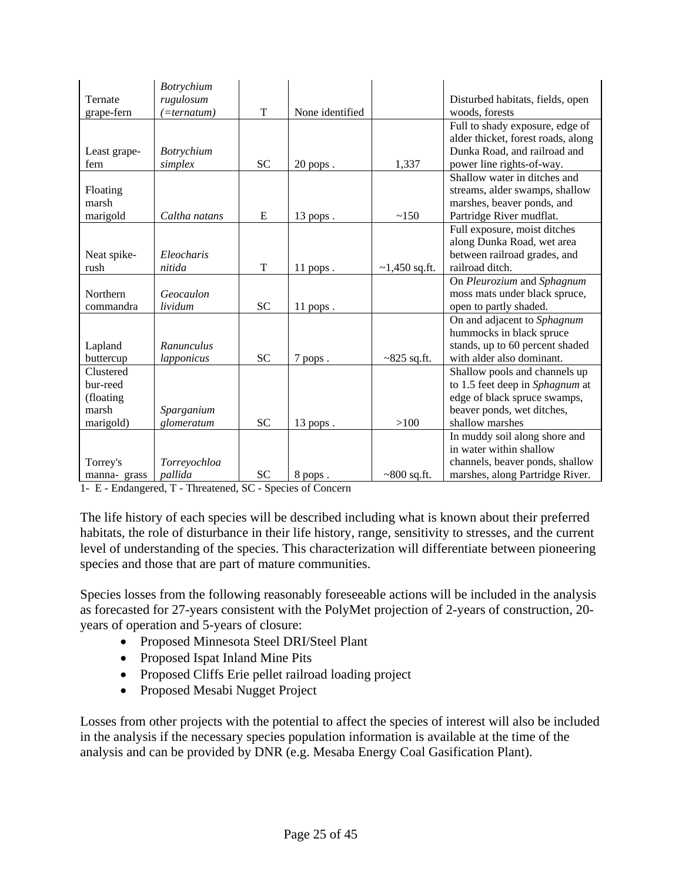| | | | | | |
|---|---|---|---|---|---|
| Ternate grape-fern | *Botrychium rugulosum (=ternatum)* | T | None identified | | Disturbed habitats, fields, open woods, forests |
| Least grape-fern | *Botrychium simplex* | SC | 20 pops . | 1,337 | Full to shady exposure, edge of alder thicket, forest roads, along Dunka Road, and railroad and power line rights-of-way. |
| Floating marsh marigold | *Caltha natans* | E | 13 pops . | ~150 | Shallow water in ditches and streams, alder swamps, shallow marshes, beaver ponds, and Partridge River mudflat. |
| Neat spike-rush | *Eleocharis nitida* | T | 11 pops . | ~1,450 sq.ft. | Full exposure, moist ditches along Dunka Road, wet area between railroad grades, and railroad ditch. |
| Northern commandra | *Geocaulon lividum* | SC | 11 pops . | | On *Pleurozium* and *Sphagnum* moss mats under black spruce, open to partly shaded. |
| Lapland buttercup | *Ranunculus lapponicus* | SC | 7 pops . | ~825 sq.ft. | On and adjacent to *Sphagnum* hummocks in black spruce stands, up to 60 percent shaded with alder also dominant. |
| Clustered bur-reed (floating marsh marigold) | *Sparganium glomeratum* | SC | 13 pops . | >100 | Shallow pools and channels up to 1.5 feet deep in *Sphagnum* at edge of black spruce swamps, beaver ponds, wet ditches, shallow marshes |
| Torrey's manna- grass | *Torreyochloa pallida* | SC | 8 pops . | ~800 sq.ft. | In muddy soil along shore and in water within shallow channels, beaver ponds, shallow marshes, along Partridge River. |

1- E - Endangered, T - Threatened, SC - Species of Concern

The life history of each species will be described including what is known about their preferred habitats, the role of disturbance in their life history, range, sensitivity to stresses, and the current level of understanding of the species. This characterization will differentiate between pioneering species and those that are part of mature communities.

Species losses from the following reasonably foreseeable actions will be included in the analysis as forecasted for 27-years consistent with the PolyMet projection of 2-years of construction, 20-years of operation and 5-years of closure:

- Proposed Minnesota Steel DRI/Steel Plant
- Proposed Ispat Inland Mine Pits
- Proposed Cliffs Erie pellet railroad loading project
- Proposed Mesabi Nugget Project

Losses from other projects with the potential to affect the species of interest will also be included in the analysis if the necessary species population information is available at the time of the analysis and can be provided by DNR (e.g. Mesaba Energy Coal Gasification Plant).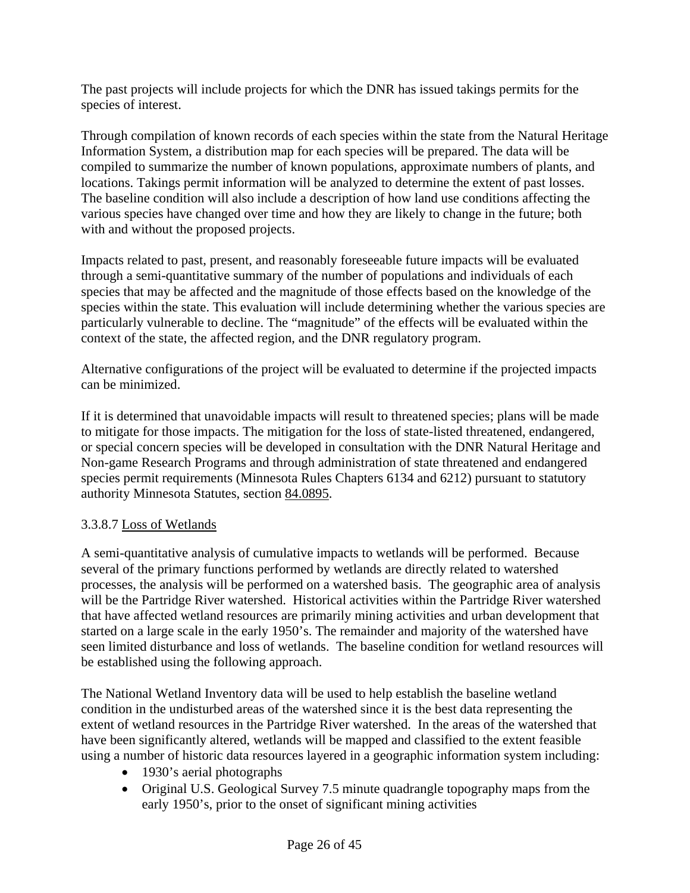The past projects will include projects for which the DNR has issued takings permits for the species of interest.

Through compilation of known records of each species within the state from the Natural Heritage Information System, a distribution map for each species will be prepared. The data will be compiled to summarize the number of known populations, approximate numbers of plants, and locations. Takings permit information will be analyzed to determine the extent of past losses. The baseline condition will also include a description of how land use conditions affecting the various species have changed over time and how they are likely to change in the future; both with and without the proposed projects.

Impacts related to past, present, and reasonably foreseeable future impacts will be evaluated through a semi-quantitative summary of the number of populations and individuals of each species that may be affected and the magnitude of those effects based on the knowledge of the species within the state. This evaluation will include determining whether the various species are particularly vulnerable to decline. The "magnitude" of the effects will be evaluated within the context of the state, the affected region, and the DNR regulatory program.

Alternative configurations of the project will be evaluated to determine if the projected impacts can be minimized.

If it is determined that unavoidable impacts will result to threatened species; plans will be made to mitigate for those impacts. The mitigation for the loss of state-listed threatened, endangered, or special concern species will be developed in consultation with the DNR Natural Heritage and Non-game Research Programs and through administration of state threatened and endangered species permit requirements (Minnesota Rules Chapters 6134 and 6212) pursuant to statutory authority Minnesota Statutes, section 84.0895.

3.3.8.7 Loss of Wetlands

A semi-quantitative analysis of cumulative impacts to wetlands will be performed. Because several of the primary functions performed by wetlands are directly related to watershed processes, the analysis will be performed on a watershed basis. The geographic area of analysis will be the Partridge River watershed. Historical activities within the Partridge River watershed that have affected wetland resources are primarily mining activities and urban development that started on a large scale in the early 1950's. The remainder and majority of the watershed have seen limited disturbance and loss of wetlands. The baseline condition for wetland resources will be established using the following approach.

The National Wetland Inventory data will be used to help establish the baseline wetland condition in the undisturbed areas of the watershed since it is the best data representing the extent of wetland resources in the Partridge River watershed. In the areas of the watershed that have been significantly altered, wetlands will be mapped and classified to the extent feasible using a number of historic data resources layered in a geographic information system including:

- 1930's aerial photographs
- Original U.S. Geological Survey 7.5 minute quadrangle topography maps from the early 1950's, prior to the onset of significant mining activities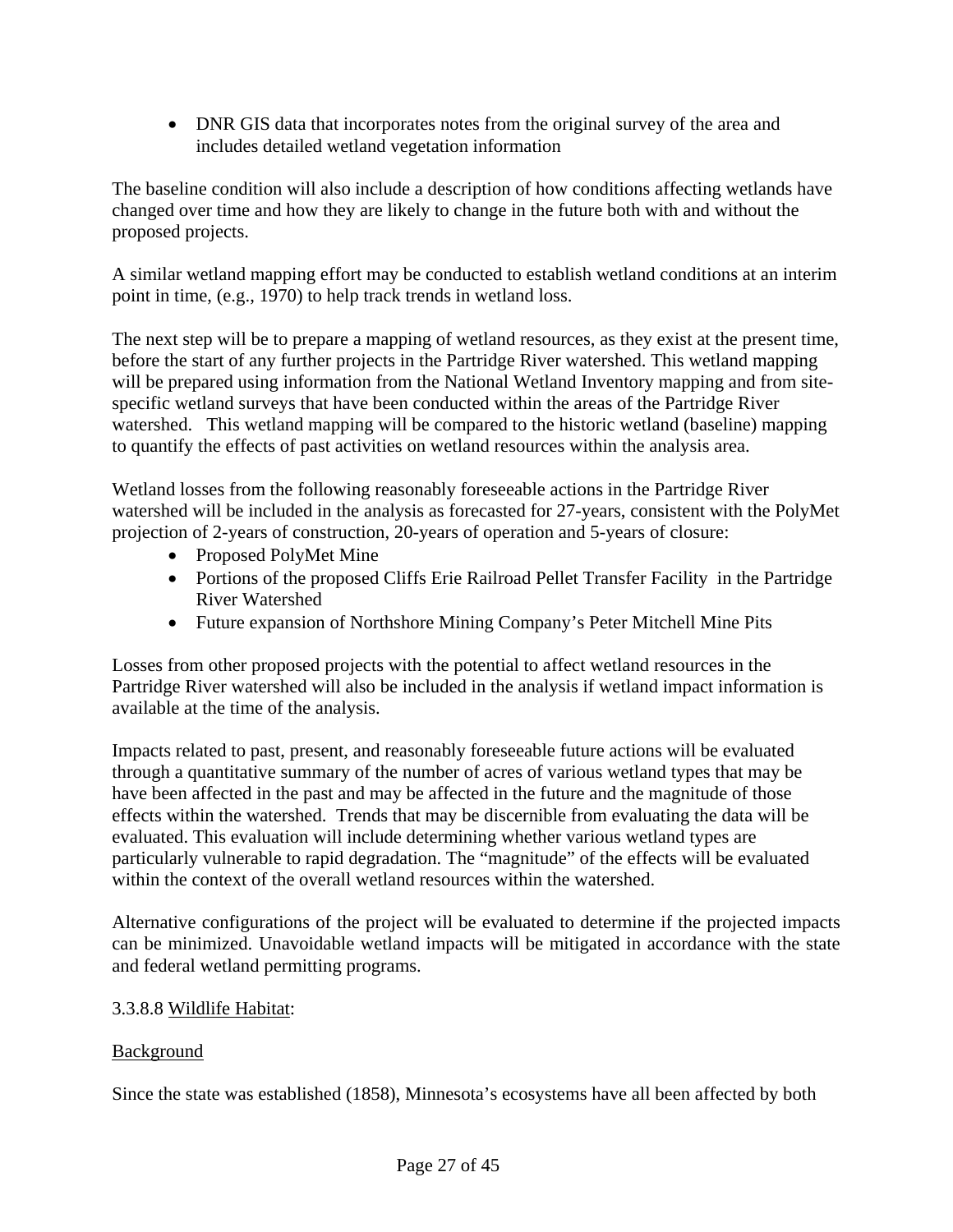- DNR GIS data that incorporates notes from the original survey of the area and includes detailed wetland vegetation information

The baseline condition will also include a description of how conditions affecting wetlands have changed over time and how they are likely to change in the future both with and without the proposed projects.

A similar wetland mapping effort may be conducted to establish wetland conditions at an interim point in time, (e.g., 1970) to help track trends in wetland loss.

The next step will be to prepare a mapping of wetland resources, as they exist at the present time, before the start of any further projects in the Partridge River watershed. This wetland mapping will be prepared using information from the National Wetland Inventory mapping and from site-specific wetland surveys that have been conducted within the areas of the Partridge River watershed. This wetland mapping will be compared to the historic wetland (baseline) mapping to quantify the effects of past activities on wetland resources within the analysis area.

Wetland losses from the following reasonably foreseeable actions in the Partridge River watershed will be included in the analysis as forecasted for 27-years, consistent with the PolyMet projection of 2-years of construction, 20-years of operation and 5-years of closure:

- Proposed PolyMet Mine
- Portions of the proposed Cliffs Erie Railroad Pellet Transfer Facility in the Partridge River Watershed
- Future expansion of Northshore Mining Company's Peter Mitchell Mine Pits

Losses from other proposed projects with the potential to affect wetland resources in the Partridge River watershed will also be included in the analysis if wetland impact information is available at the time of the analysis.

Impacts related to past, present, and reasonably foreseeable future actions will be evaluated through a quantitative summary of the number of acres of various wetland types that may be have been affected in the past and may be affected in the future and the magnitude of those effects within the watershed. Trends that may be discernible from evaluating the data will be evaluated. This evaluation will include determining whether various wetland types are particularly vulnerable to rapid degradation. The "magnitude" of the effects will be evaluated within the context of the overall wetland resources within the watershed.

Alternative configurations of the project will be evaluated to determine if the projected impacts can be minimized. Unavoidable wetland impacts will be mitigated in accordance with the state and federal wetland permitting programs.

3.3.8.8 Wildlife Habitat:

Background

Since the state was established (1858), Minnesota's ecosystems have all been affected by both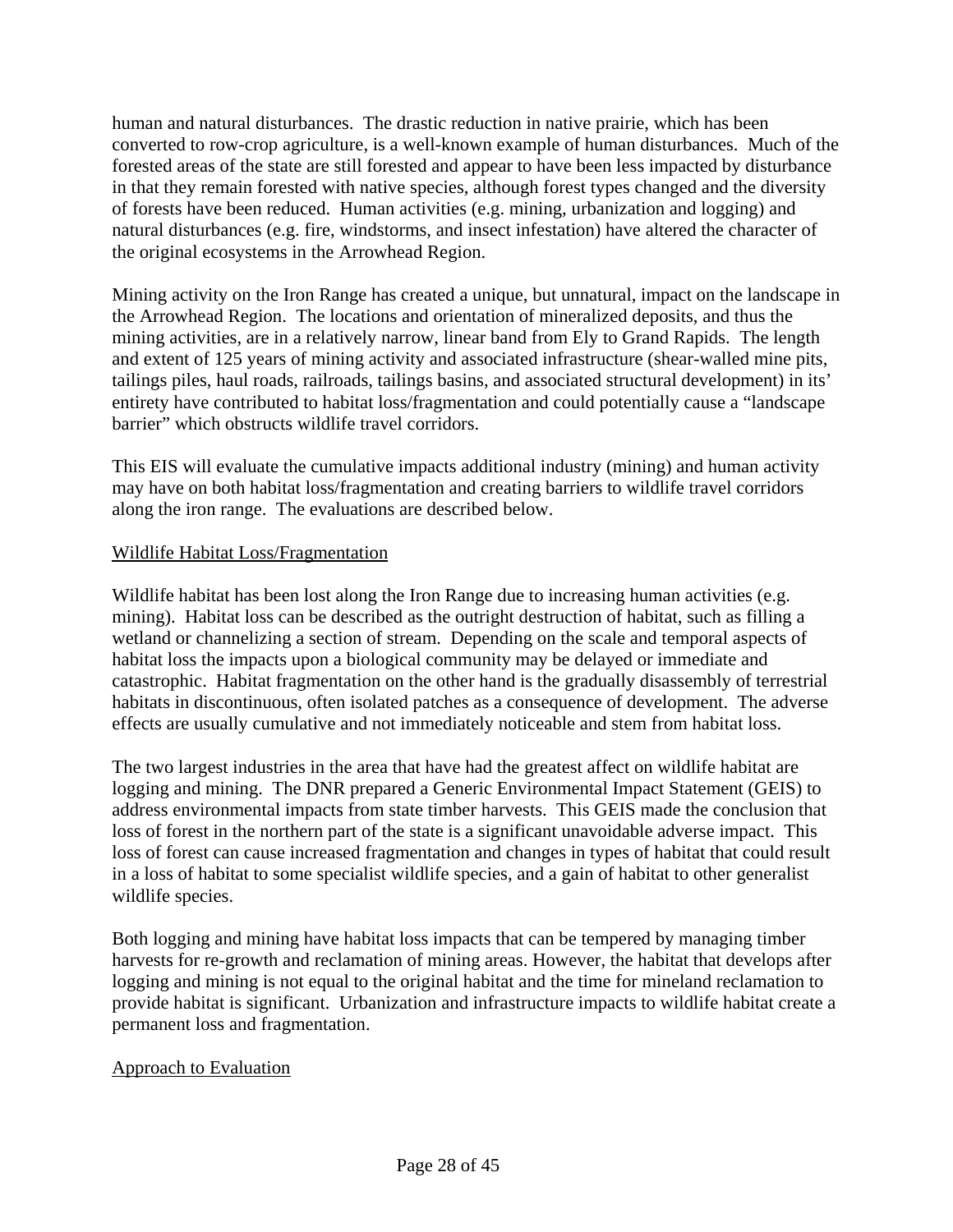human and natural disturbances. The drastic reduction in native prairie, which has been converted to row-crop agriculture, is a well-known example of human disturbances. Much of the forested areas of the state are still forested and appear to have been less impacted by disturbance in that they remain forested with native species, although forest types changed and the diversity of forests have been reduced. Human activities (e.g. mining, urbanization and logging) and natural disturbances (e.g. fire, windstorms, and insect infestation) have altered the character of the original ecosystems in the Arrowhead Region.

Mining activity on the Iron Range has created a unique, but unnatural, impact on the landscape in the Arrowhead Region. The locations and orientation of mineralized deposits, and thus the mining activities, are in a relatively narrow, linear band from Ely to Grand Rapids. The length and extent of 125 years of mining activity and associated infrastructure (shear-walled mine pits, tailings piles, haul roads, railroads, tailings basins, and associated structural development) in its' entirety have contributed to habitat loss/fragmentation and could potentially cause a "landscape barrier" which obstructs wildlife travel corridors.

This EIS will evaluate the cumulative impacts additional industry (mining) and human activity may have on both habitat loss/fragmentation and creating barriers to wildlife travel corridors along the iron range. The evaluations are described below.

## Wildlife Habitat Loss/Fragmentation

Wildlife habitat has been lost along the Iron Range due to increasing human activities (e.g. mining). Habitat loss can be described as the outright destruction of habitat, such as filling a wetland or channelizing a section of stream. Depending on the scale and temporal aspects of habitat loss the impacts upon a biological community may be delayed or immediate and catastrophic. Habitat fragmentation on the other hand is the gradually disassembly of terrestrial habitats in discontinuous, often isolated patches as a consequence of development. The adverse effects are usually cumulative and not immediately noticeable and stem from habitat loss.

The two largest industries in the area that have had the greatest affect on wildlife habitat are logging and mining. The DNR prepared a Generic Environmental Impact Statement (GEIS) to address environmental impacts from state timber harvests. This GEIS made the conclusion that loss of forest in the northern part of the state is a significant unavoidable adverse impact. This loss of forest can cause increased fragmentation and changes in types of habitat that could result in a loss of habitat to some specialist wildlife species, and a gain of habitat to other generalist wildlife species.

Both logging and mining have habitat loss impacts that can be tempered by managing timber harvests for re-growth and reclamation of mining areas. However, the habitat that develops after logging and mining is not equal to the original habitat and the time for mineland reclamation to provide habitat is significant. Urbanization and infrastructure impacts to wildlife habitat create a permanent loss and fragmentation.

### Approach to Evaluation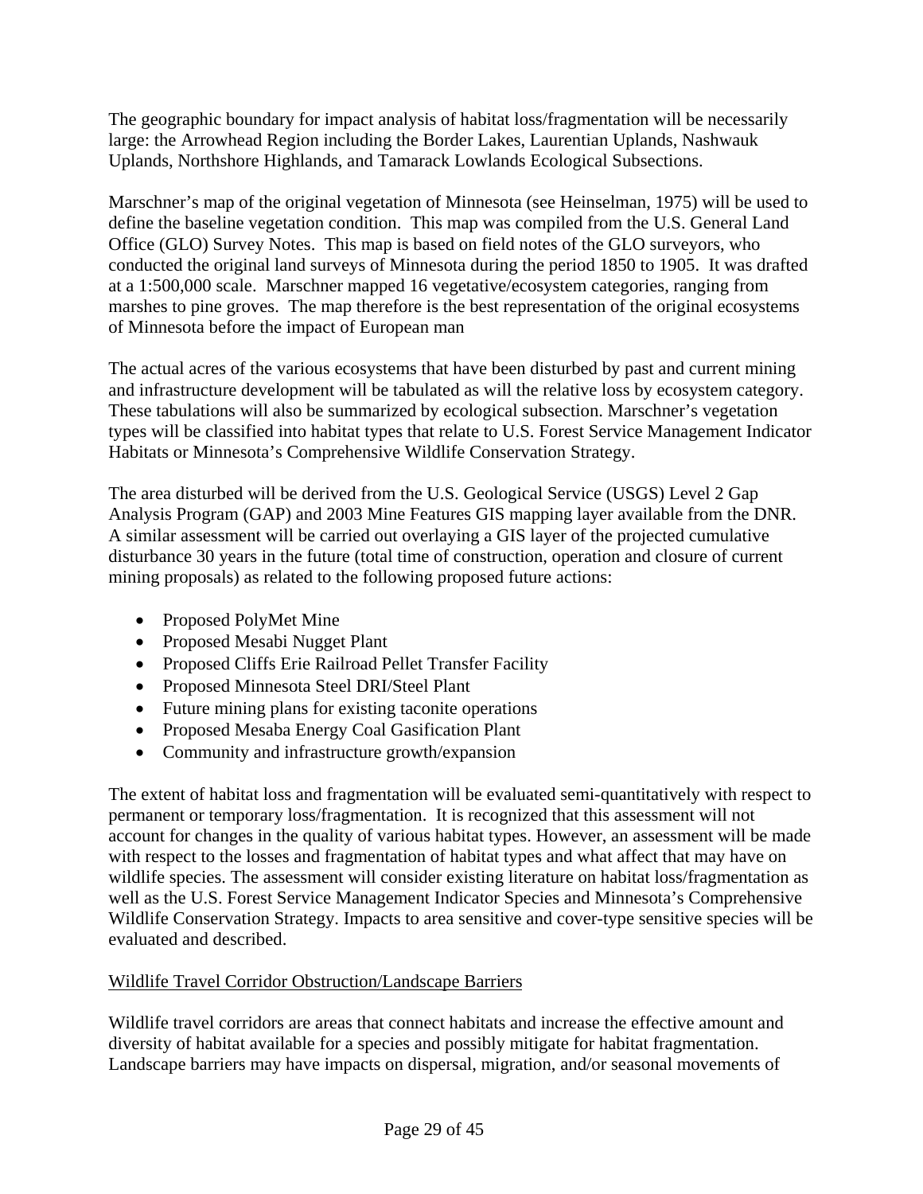The geographic boundary for impact analysis of habitat loss/fragmentation will be necessarily large: the Arrowhead Region including the Border Lakes, Laurentian Uplands, Nashwauk Uplands, Northshore Highlands, and Tamarack Lowlands Ecological Subsections.

Marschner's map of the original vegetation of Minnesota (see Heinselman, 1975) will be used to define the baseline vegetation condition. This map was compiled from the U.S. General Land Office (GLO) Survey Notes. This map is based on field notes of the GLO surveyors, who conducted the original land surveys of Minnesota during the period 1850 to 1905. It was drafted at a 1:500,000 scale. Marschner mapped 16 vegetative/ecosystem categories, ranging from marshes to pine groves. The map therefore is the best representation of the original ecosystems of Minnesota before the impact of European man

The actual acres of the various ecosystems that have been disturbed by past and current mining and infrastructure development will be tabulated as will the relative loss by ecosystem category. These tabulations will also be summarized by ecological subsection. Marschner's vegetation types will be classified into habitat types that relate to U.S. Forest Service Management Indicator Habitats or Minnesota's Comprehensive Wildlife Conservation Strategy.

The area disturbed will be derived from the U.S. Geological Service (USGS) Level 2 Gap Analysis Program (GAP) and 2003 Mine Features GIS mapping layer available from the DNR. A similar assessment will be carried out overlaying a GIS layer of the projected cumulative disturbance 30 years in the future (total time of construction, operation and closure of current mining proposals) as related to the following proposed future actions:

- Proposed PolyMet Mine
- Proposed Mesabi Nugget Plant
- Proposed Cliffs Erie Railroad Pellet Transfer Facility
- Proposed Minnesota Steel DRI/Steel Plant
- Future mining plans for existing taconite operations
- Proposed Mesaba Energy Coal Gasification Plant
- Community and infrastructure growth/expansion

The extent of habitat loss and fragmentation will be evaluated semi-quantitatively with respect to permanent or temporary loss/fragmentation. It is recognized that this assessment will not account for changes in the quality of various habitat types. However, an assessment will be made with respect to the losses and fragmentation of habitat types and what affect that may have on wildlife species. The assessment will consider existing literature on habitat loss/fragmentation as well as the U.S. Forest Service Management Indicator Species and Minnesota's Comprehensive Wildlife Conservation Strategy. Impacts to area sensitive and cover-type sensitive species will be evaluated and described.

<u>Wildlife Travel Corridor Obstruction/Landscape Barriers</u>

Wildlife travel corridors are areas that connect habitats and increase the effective amount and diversity of habitat available for a species and possibly mitigate for habitat fragmentation. Landscape barriers may have impacts on dispersal, migration, and/or seasonal movements of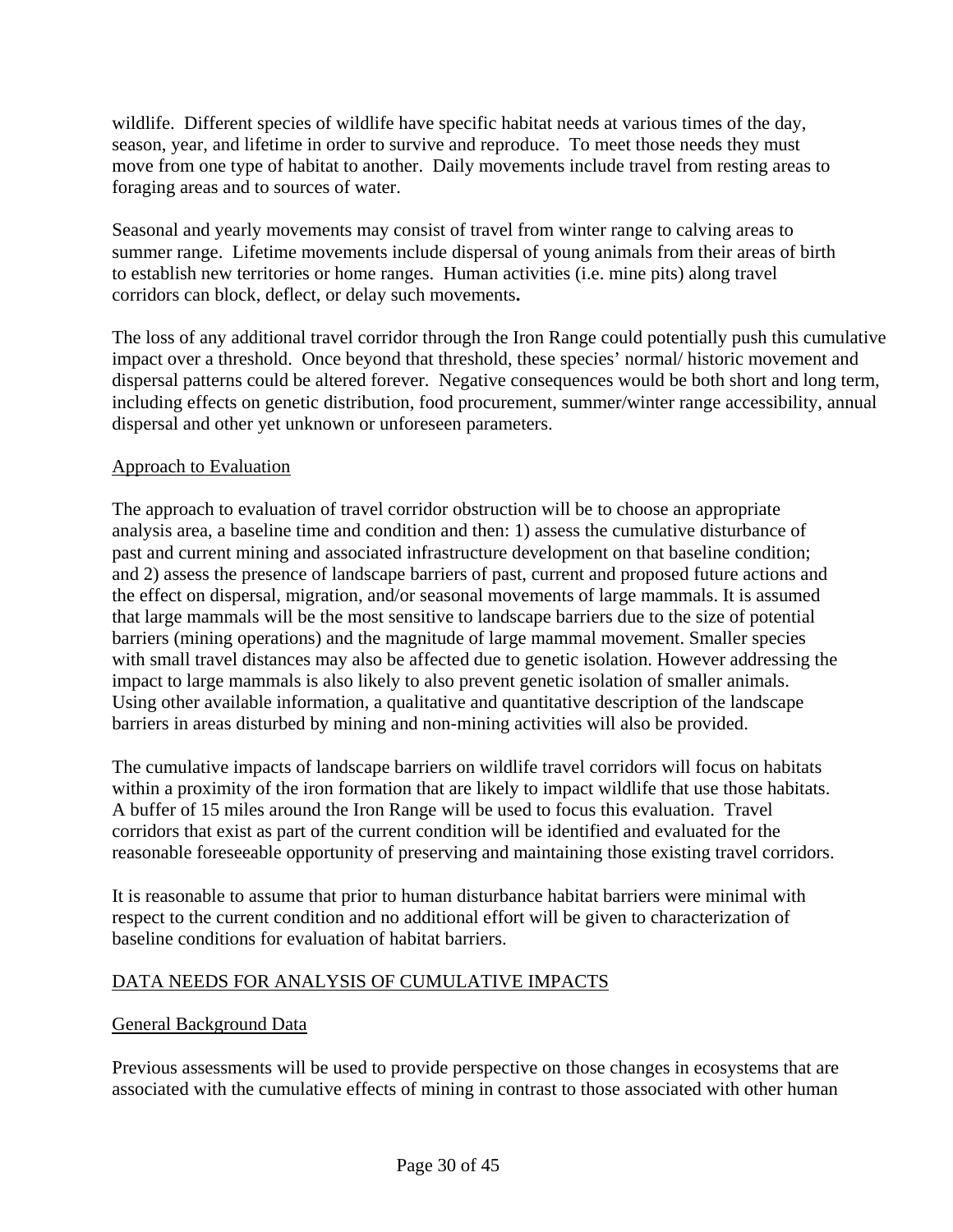wildlife. Different species of wildlife have specific habitat needs at various times of the day, season, year, and lifetime in order to survive and reproduce. To meet those needs they must move from one type of habitat to another. Daily movements include travel from resting areas to foraging areas and to sources of water.

Seasonal and yearly movements may consist of travel from winter range to calving areas to summer range. Lifetime movements include dispersal of young animals from their areas of birth to establish new territories or home ranges. Human activities (i.e. mine pits) along travel corridors can block, deflect, or delay such movements**.**

The loss of any additional travel corridor through the Iron Range could potentially push this cumulative impact over a threshold. Once beyond that threshold, these species' normal/ historic movement and dispersal patterns could be altered forever. Negative consequences would be both short and long term, including effects on genetic distribution, food procurement, summer/winter range accessibility, annual dispersal and other yet unknown or unforeseen parameters.

<u>Approach to Evaluation</u>

The approach to evaluation of travel corridor obstruction will be to choose an appropriate analysis area, a baseline time and condition and then: 1) assess the cumulative disturbance of past and current mining and associated infrastructure development on that baseline condition; and 2) assess the presence of landscape barriers of past, current and proposed future actions and the effect on dispersal, migration, and/or seasonal movements of large mammals. It is assumed that large mammals will be the most sensitive to landscape barriers due to the size of potential barriers (mining operations) and the magnitude of large mammal movement. Smaller species with small travel distances may also be affected due to genetic isolation. However addressing the impact to large mammals is also likely to also prevent genetic isolation of smaller animals. Using other available information, a qualitative and quantitative description of the landscape barriers in areas disturbed by mining and non-mining activities will also be provided.

The cumulative impacts of landscape barriers on wildlife travel corridors will focus on habitats within a proximity of the iron formation that are likely to impact wildlife that use those habitats. A buffer of 15 miles around the Iron Range will be used to focus this evaluation. Travel corridors that exist as part of the current condition will be identified and evaluated for the reasonable foreseeable opportunity of preserving and maintaining those existing travel corridors.

It is reasonable to assume that prior to human disturbance habitat barriers were minimal with respect to the current condition and no additional effort will be given to characterization of baseline conditions for evaluation of habitat barriers.

## <u>DATA NEEDS FOR ANALYSIS OF CUMULATIVE IMPACTS</u>

<u>General Background Data</u>

Previous assessments will be used to provide perspective on those changes in ecosystems that are associated with the cumulative effects of mining in contrast to those associated with other human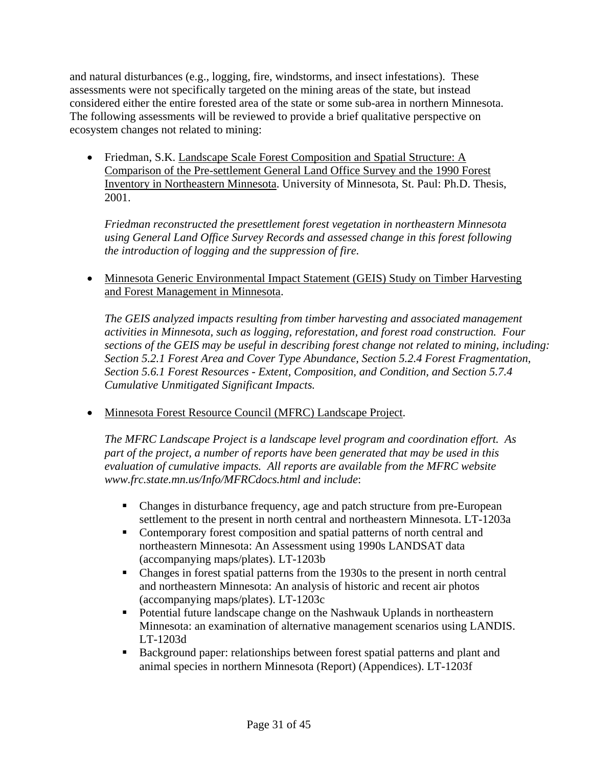and natural disturbances (e.g., logging, fire, windstorms, and insect infestations). These assessments were not specifically targeted on the mining areas of the state, but instead considered either the entire forested area of the state or some sub-area in northern Minnesota. The following assessments will be reviewed to provide a brief qualitative perspective on ecosystem changes not related to mining:

- Friedman, S.K. Landscape Scale Forest Composition and Spatial Structure: A Comparison of the Pre-settlement General Land Office Survey and the 1990 Forest Inventory in Northeastern Minnesota. University of Minnesota, St. Paul: Ph.D. Thesis, 2001.

  *Friedman reconstructed the presettlement forest vegetation in northeastern Minnesota using General Land Office Survey Records and assessed change in this forest following the introduction of logging and the suppression of fire.*

- Minnesota Generic Environmental Impact Statement (GEIS) Study on Timber Harvesting and Forest Management in Minnesota.

  *The GEIS analyzed impacts resulting from timber harvesting and associated management activities in Minnesota, such as logging, reforestation, and forest road construction. Four sections of the GEIS may be useful in describing forest change not related to mining, including: Section 5.2.1 Forest Area and Cover Type Abundance, Section 5.2.4 Forest Fragmentation, Section 5.6.1 Forest Resources - Extent, Composition, and Condition, and Section 5.7.4 Cumulative Unmitigated Significant Impacts.*

- Minnesota Forest Resource Council (MFRC) Landscape Project.

  *The MFRC Landscape Project is a landscape level program and coordination effort. As part of the project, a number of reports have been generated that may be used in this evaluation of cumulative impacts. All reports are available from the MFRC website www.frc.state.mn.us/Info/MFRCdocs.html and include*:

  - Changes in disturbance frequency, age and patch structure from pre-European settlement to the present in north central and northeastern Minnesota. LT-1203a
  - Contemporary forest composition and spatial patterns of north central and northeastern Minnesota: An Assessment using 1990s LANDSAT data (accompanying maps/plates). LT-1203b
  - Changes in forest spatial patterns from the 1930s to the present in north central and northeastern Minnesota: An analysis of historic and recent air photos (accompanying maps/plates). LT-1203c
  - Potential future landscape change on the Nashwauk Uplands in northeastern Minnesota: an examination of alternative management scenarios using LANDIS. LT-1203d
  - Background paper: relationships between forest spatial patterns and plant and animal species in northern Minnesota (Report) (Appendices). LT-1203f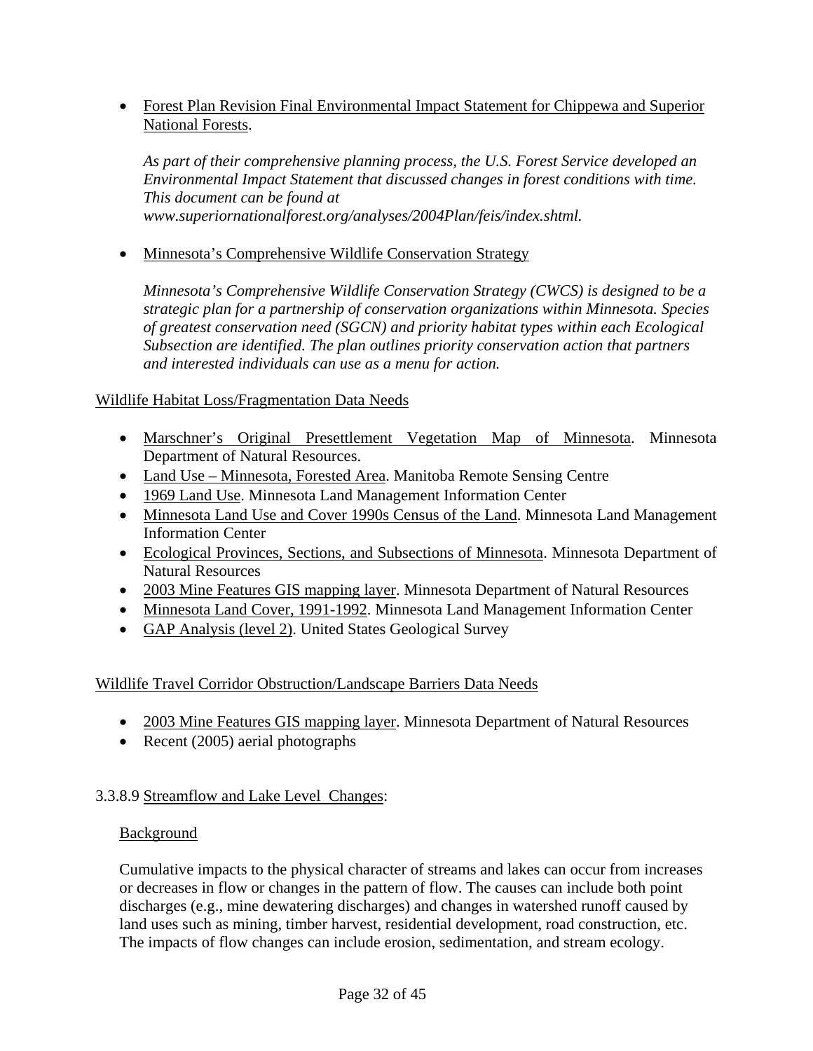- Forest Plan Revision Final Environmental Impact Statement for Chippewa and Superior National Forests.

  *As part of their comprehensive planning process, the U.S. Forest Service developed an Environmental Impact Statement that discussed changes in forest conditions with time. This document can be found at www.superiornationalforest.org/analyses/2004Plan/feis/index.shtml.*

- Minnesota's Comprehensive Wildlife Conservation Strategy

  *Minnesota's Comprehensive Wildlife Conservation Strategy (CWCS) is designed to be a strategic plan for a partnership of conservation organizations within Minnesota. Species of greatest conservation need (SGCN) and priority habitat types within each Ecological Subsection are identified. The plan outlines priority conservation action that partners and interested individuals can use as a menu for action.*

Wildlife Habitat Loss/Fragmentation Data Needs

- Marschner's Original Presettlement Vegetation Map of Minnesota. Minnesota Department of Natural Resources.
- Land Use – Minnesota, Forested Area. Manitoba Remote Sensing Centre
- 1969 Land Use. Minnesota Land Management Information Center
- Minnesota Land Use and Cover 1990s Census of the Land. Minnesota Land Management Information Center
- Ecological Provinces, Sections, and Subsections of Minnesota. Minnesota Department of Natural Resources
- 2003 Mine Features GIS mapping layer. Minnesota Department of Natural Resources
- Minnesota Land Cover, 1991-1992. Minnesota Land Management Information Center
- GAP Analysis (level 2). United States Geological Survey

Wildlife Travel Corridor Obstruction/Landscape Barriers Data Needs

- 2003 Mine Features GIS mapping layer. Minnesota Department of Natural Resources
- Recent (2005) aerial photographs

3.3.8.9 Streamflow and Lake Level Changes:

Background

Cumulative impacts to the physical character of streams and lakes can occur from increases or decreases in flow or changes in the pattern of flow. The causes can include both point discharges (e.g., mine dewatering discharges) and changes in watershed runoff caused by land uses such as mining, timber harvest, residential development, road construction, etc. The impacts of flow changes can include erosion, sedimentation, and stream ecology.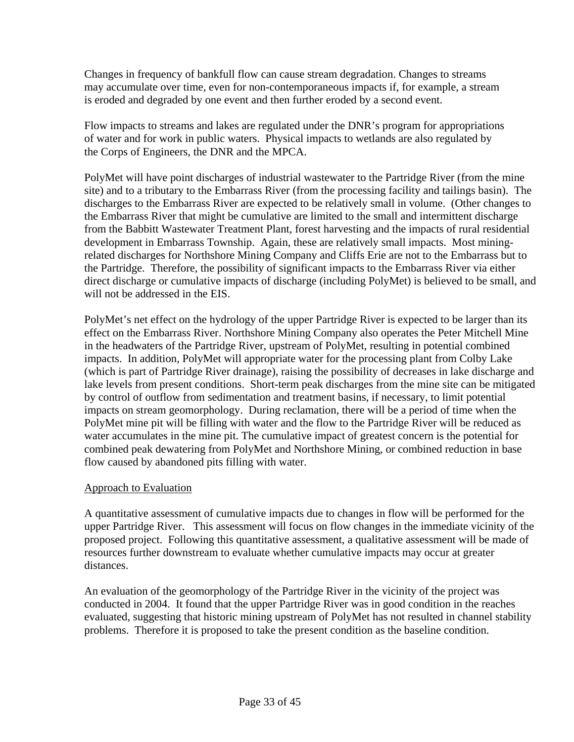Changes in frequency of bankfull flow can cause stream degradation. Changes to streams may accumulate over time, even for non-contemporaneous impacts if, for example, a stream is eroded and degraded by one event and then further eroded by a second event.

Flow impacts to streams and lakes are regulated under the DNR's program for appropriations of water and for work in public waters. Physical impacts to wetlands are also regulated by the Corps of Engineers, the DNR and the MPCA.

PolyMet will have point discharges of industrial wastewater to the Partridge River (from the mine site) and to a tributary to the Embarrass River (from the processing facility and tailings basin). The discharges to the Embarrass River are expected to be relatively small in volume. (Other changes to the Embarrass River that might be cumulative are limited to the small and intermittent discharge from the Babbitt Wastewater Treatment Plant, forest harvesting and the impacts of rural residential development in Embarrass Township. Again, these are relatively small impacts. Most mining-related discharges for Northshore Mining Company and Cliffs Erie are not to the Embarrass but to the Partridge. Therefore, the possibility of significant impacts to the Embarrass River via either direct discharge or cumulative impacts of discharge (including PolyMet) is believed to be small, and will not be addressed in the EIS.

PolyMet's net effect on the hydrology of the upper Partridge River is expected to be larger than its effect on the Embarrass River. Northshore Mining Company also operates the Peter Mitchell Mine in the headwaters of the Partridge River, upstream of PolyMet, resulting in potential combined impacts. In addition, PolyMet will appropriate water for the processing plant from Colby Lake (which is part of Partridge River drainage), raising the possibility of decreases in lake discharge and lake levels from present conditions. Short-term peak discharges from the mine site can be mitigated by control of outflow from sedimentation and treatment basins, if necessary, to limit potential impacts on stream geomorphology. During reclamation, there will be a period of time when the PolyMet mine pit will be filling with water and the flow to the Partridge River will be reduced as water accumulates in the mine pit. The cumulative impact of greatest concern is the potential for combined peak dewatering from PolyMet and Northshore Mining, or combined reduction in base flow caused by abandoned pits filling with water.

Approach to Evaluation

A quantitative assessment of cumulative impacts due to changes in flow will be performed for the upper Partridge River. This assessment will focus on flow changes in the immediate vicinity of the proposed project. Following this quantitative assessment, a qualitative assessment will be made of resources further downstream to evaluate whether cumulative impacts may occur at greater distances.

An evaluation of the geomorphology of the Partridge River in the vicinity of the project was conducted in 2004. It found that the upper Partridge River was in good condition in the reaches evaluated, suggesting that historic mining upstream of PolyMet has not resulted in channel stability problems. Therefore it is proposed to take the present condition as the baseline condition.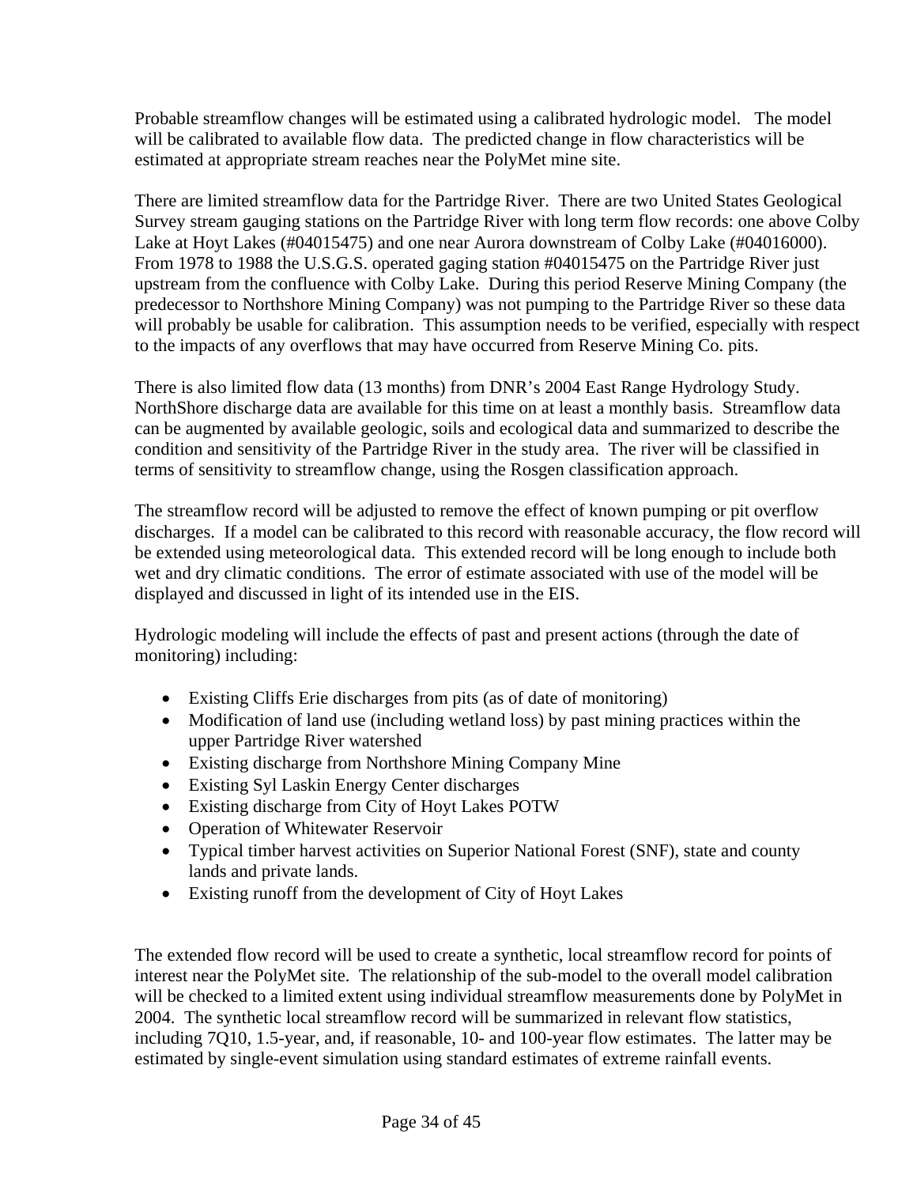Probable streamflow changes will be estimated using a calibrated hydrologic model. The model will be calibrated to available flow data. The predicted change in flow characteristics will be estimated at appropriate stream reaches near the PolyMet mine site.

There are limited streamflow data for the Partridge River. There are two United States Geological Survey stream gauging stations on the Partridge River with long term flow records: one above Colby Lake at Hoyt Lakes (#04015475) and one near Aurora downstream of Colby Lake (#04016000). From 1978 to 1988 the U.S.G.S. operated gaging station #04015475 on the Partridge River just upstream from the confluence with Colby Lake. During this period Reserve Mining Company (the predecessor to Northshore Mining Company) was not pumping to the Partridge River so these data will probably be usable for calibration. This assumption needs to be verified, especially with respect to the impacts of any overflows that may have occurred from Reserve Mining Co. pits.

There is also limited flow data (13 months) from DNR's 2004 East Range Hydrology Study. NorthShore discharge data are available for this time on at least a monthly basis. Streamflow data can be augmented by available geologic, soils and ecological data and summarized to describe the condition and sensitivity of the Partridge River in the study area. The river will be classified in terms of sensitivity to streamflow change, using the Rosgen classification approach.

The streamflow record will be adjusted to remove the effect of known pumping or pit overflow discharges. If a model can be calibrated to this record with reasonable accuracy, the flow record will be extended using meteorological data. This extended record will be long enough to include both wet and dry climatic conditions. The error of estimate associated with use of the model will be displayed and discussed in light of its intended use in the EIS.

Hydrologic modeling will include the effects of past and present actions (through the date of monitoring) including:

- Existing Cliffs Erie discharges from pits (as of date of monitoring)
- Modification of land use (including wetland loss) by past mining practices within the upper Partridge River watershed
- Existing discharge from Northshore Mining Company Mine
- Existing Syl Laskin Energy Center discharges
- Existing discharge from City of Hoyt Lakes POTW
- Operation of Whitewater Reservoir
- Typical timber harvest activities on Superior National Forest (SNF), state and county lands and private lands.
- Existing runoff from the development of City of Hoyt Lakes

The extended flow record will be used to create a synthetic, local streamflow record for points of interest near the PolyMet site. The relationship of the sub-model to the overall model calibration will be checked to a limited extent using individual streamflow measurements done by PolyMet in 2004. The synthetic local streamflow record will be summarized in relevant flow statistics, including 7Q10, 1.5-year, and, if reasonable, 10- and 100-year flow estimates. The latter may be estimated by single-event simulation using standard estimates of extreme rainfall events.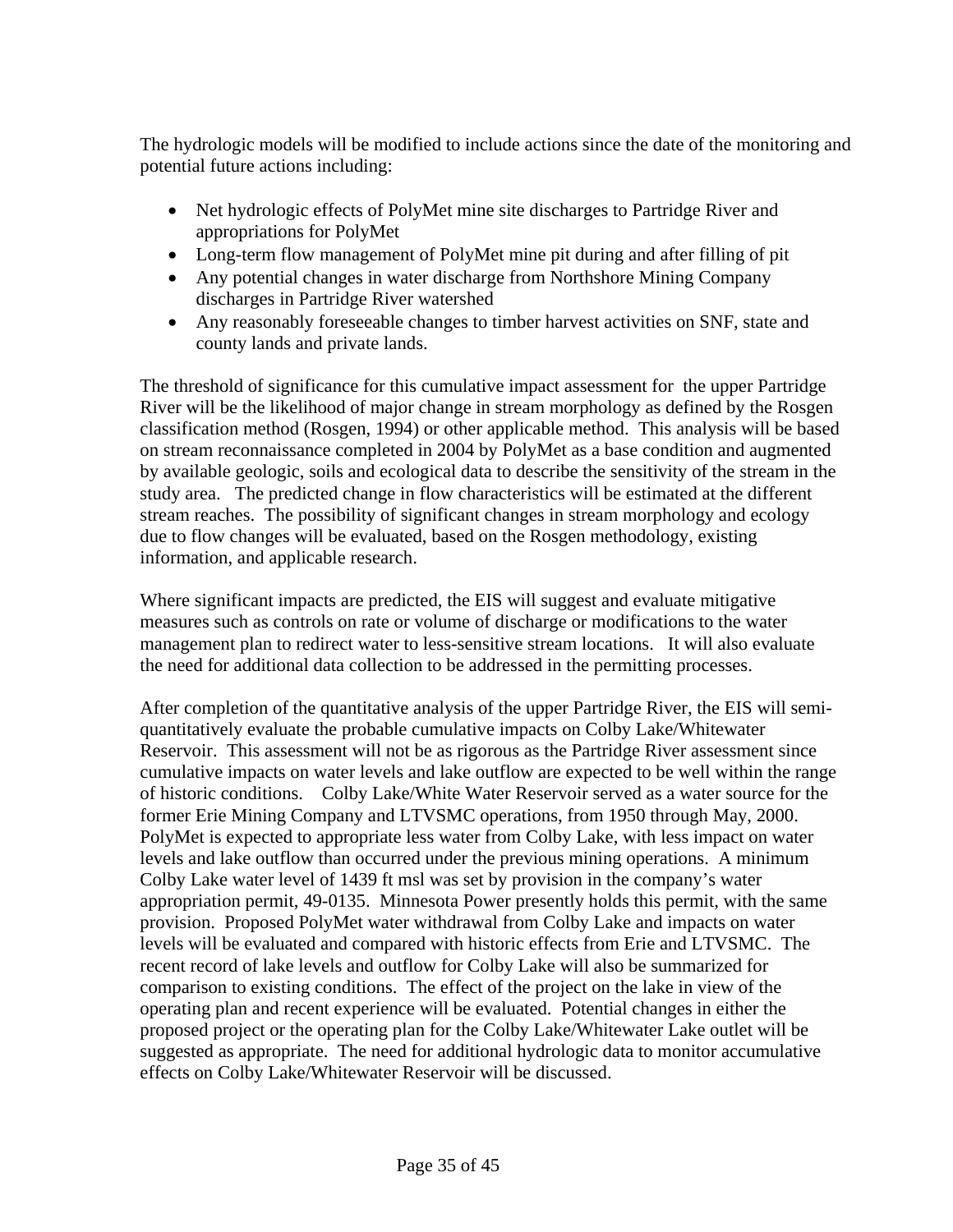The hydrologic models will be modified to include actions since the date of the monitoring and potential future actions including:

- Net hydrologic effects of PolyMet mine site discharges to Partridge River and appropriations for PolyMet
- Long-term flow management of PolyMet mine pit during and after filling of pit
- Any potential changes in water discharge from Northshore Mining Company discharges in Partridge River watershed
- Any reasonably foreseeable changes to timber harvest activities on SNF, state and county lands and private lands.

The threshold of significance for this cumulative impact assessment for the upper Partridge River will be the likelihood of major change in stream morphology as defined by the Rosgen classification method (Rosgen, 1994) or other applicable method. This analysis will be based on stream reconnaissance completed in 2004 by PolyMet as a base condition and augmented by available geologic, soils and ecological data to describe the sensitivity of the stream in the study area. The predicted change in flow characteristics will be estimated at the different stream reaches. The possibility of significant changes in stream morphology and ecology due to flow changes will be evaluated, based on the Rosgen methodology, existing information, and applicable research.

Where significant impacts are predicted, the EIS will suggest and evaluate mitigative measures such as controls on rate or volume of discharge or modifications to the water management plan to redirect water to less-sensitive stream locations. It will also evaluate the need for additional data collection to be addressed in the permitting processes.

After completion of the quantitative analysis of the upper Partridge River, the EIS will semi-quantitatively evaluate the probable cumulative impacts on Colby Lake/Whitewater Reservoir. This assessment will not be as rigorous as the Partridge River assessment since cumulative impacts on water levels and lake outflow are expected to be well within the range of historic conditions. Colby Lake/White Water Reservoir served as a water source for the former Erie Mining Company and LTVSMC operations, from 1950 through May, 2000. PolyMet is expected to appropriate less water from Colby Lake, with less impact on water levels and lake outflow than occurred under the previous mining operations. A minimum Colby Lake water level of 1439 ft msl was set by provision in the company's water appropriation permit, 49-0135. Minnesota Power presently holds this permit, with the same provision. Proposed PolyMet water withdrawal from Colby Lake and impacts on water levels will be evaluated and compared with historic effects from Erie and LTVSMC. The recent record of lake levels and outflow for Colby Lake will also be summarized for comparison to existing conditions. The effect of the project on the lake in view of the operating plan and recent experience will be evaluated. Potential changes in either the proposed project or the operating plan for the Colby Lake/Whitewater Lake outlet will be suggested as appropriate. The need for additional hydrologic data to monitor accumulative effects on Colby Lake/Whitewater Reservoir will be discussed.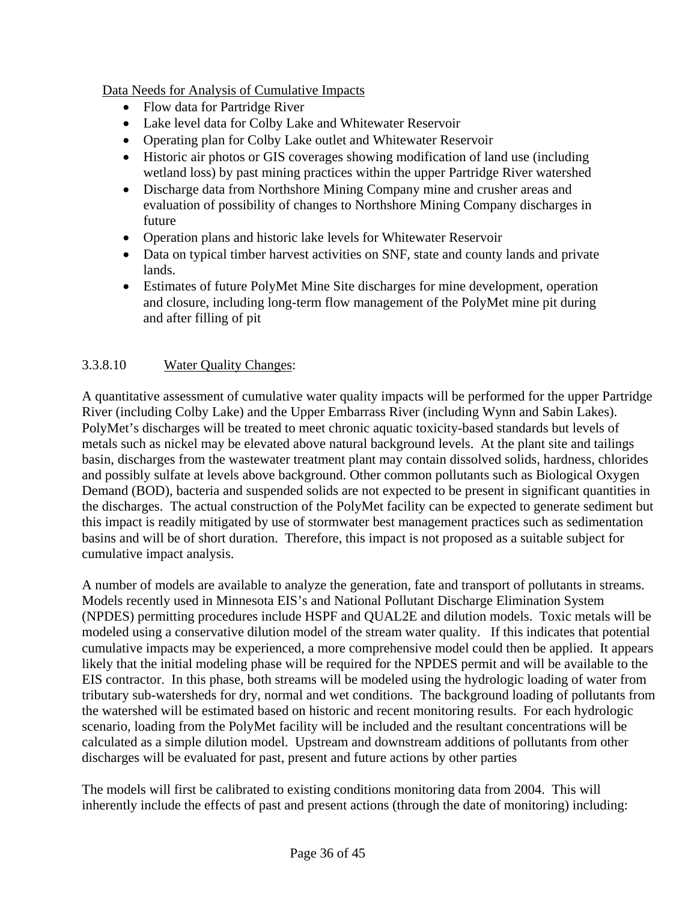Data Needs for Analysis of Cumulative Impacts

- Flow data for Partridge River
- Lake level data for Colby Lake and Whitewater Reservoir
- Operating plan for Colby Lake outlet and Whitewater Reservoir
- Historic air photos or GIS coverages showing modification of land use (including wetland loss) by past mining practices within the upper Partridge River watershed
- Discharge data from Northshore Mining Company mine and crusher areas and evaluation of possibility of changes to Northshore Mining Company discharges in future
- Operation plans and historic lake levels for Whitewater Reservoir
- Data on typical timber harvest activities on SNF, state and county lands and private lands.
- Estimates of future PolyMet Mine Site discharges for mine development, operation and closure, including long-term flow management of the PolyMet mine pit during and after filling of pit

### 3.3.8.10 Water Quality Changes:

A quantitative assessment of cumulative water quality impacts will be performed for the upper Partridge River (including Colby Lake) and the Upper Embarrass River (including Wynn and Sabin Lakes). PolyMet's discharges will be treated to meet chronic aquatic toxicity-based standards but levels of metals such as nickel may be elevated above natural background levels. At the plant site and tailings basin, discharges from the wastewater treatment plant may contain dissolved solids, hardness, chlorides and possibly sulfate at levels above background. Other common pollutants such as Biological Oxygen Demand (BOD), bacteria and suspended solids are not expected to be present in significant quantities in the discharges. The actual construction of the PolyMet facility can be expected to generate sediment but this impact is readily mitigated by use of stormwater best management practices such as sedimentation basins and will be of short duration. Therefore, this impact is not proposed as a suitable subject for cumulative impact analysis.

A number of models are available to analyze the generation, fate and transport of pollutants in streams. Models recently used in Minnesota EIS's and National Pollutant Discharge Elimination System (NPDES) permitting procedures include HSPF and QUAL2E and dilution models. Toxic metals will be modeled using a conservative dilution model of the stream water quality. If this indicates that potential cumulative impacts may be experienced, a more comprehensive model could then be applied. It appears likely that the initial modeling phase will be required for the NPDES permit and will be available to the EIS contractor. In this phase, both streams will be modeled using the hydrologic loading of water from tributary sub-watersheds for dry, normal and wet conditions. The background loading of pollutants from the watershed will be estimated based on historic and recent monitoring results. For each hydrologic scenario, loading from the PolyMet facility will be included and the resultant concentrations will be calculated as a simple dilution model. Upstream and downstream additions of pollutants from other discharges will be evaluated for past, present and future actions by other parties

The models will first be calibrated to existing conditions monitoring data from 2004. This will inherently include the effects of past and present actions (through the date of monitoring) including: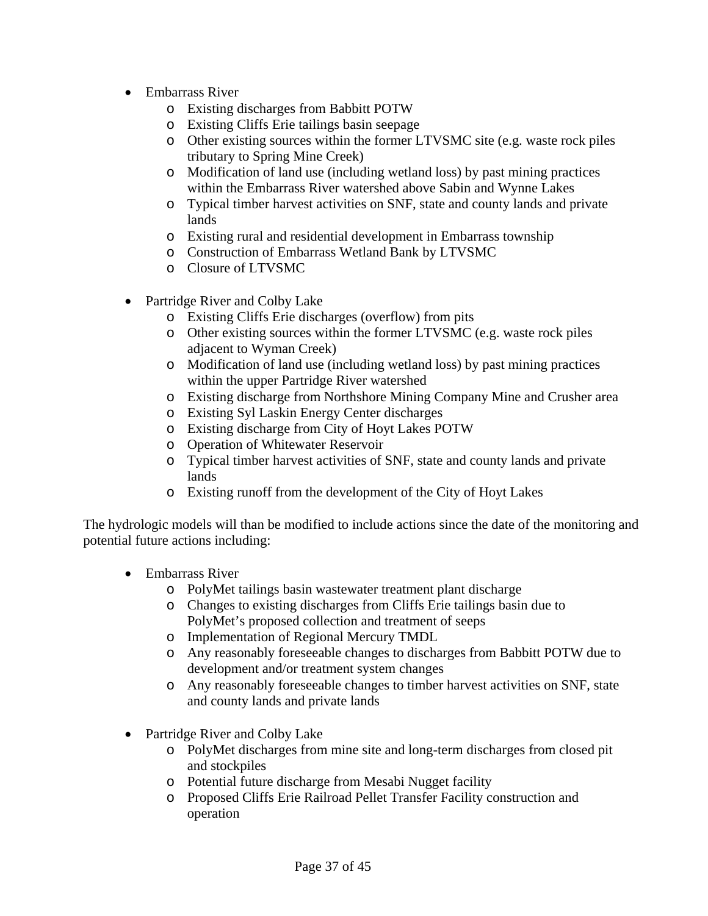- Embarrass River
  - Existing discharges from Babbitt POTW
  - Existing Cliffs Erie tailings basin seepage
  - Other existing sources within the former LTVSMC site (e.g. waste rock piles tributary to Spring Mine Creek)
  - Modification of land use (including wetland loss) by past mining practices within the Embarrass River watershed above Sabin and Wynne Lakes
  - Typical timber harvest activities on SNF, state and county lands and private lands
  - Existing rural and residential development in Embarrass township
  - Construction of Embarrass Wetland Bank by LTVSMC
  - Closure of LTVSMC

- Partridge River and Colby Lake
  - Existing Cliffs Erie discharges (overflow) from pits
  - Other existing sources within the former LTVSMC (e.g. waste rock piles adjacent to Wyman Creek)
  - Modification of land use (including wetland loss) by past mining practices within the upper Partridge River watershed
  - Existing discharge from Northshore Mining Company Mine and Crusher area
  - Existing Syl Laskin Energy Center discharges
  - Existing discharge from City of Hoyt Lakes POTW
  - Operation of Whitewater Reservoir
  - Typical timber harvest activities of SNF, state and county lands and private lands
  - Existing runoff from the development of the City of Hoyt Lakes

The hydrologic models will than be modified to include actions since the date of the monitoring and potential future actions including:

- Embarrass River
  - PolyMet tailings basin wastewater treatment plant discharge
  - Changes to existing discharges from Cliffs Erie tailings basin due to PolyMet's proposed collection and treatment of seeps
  - Implementation of Regional Mercury TMDL
  - Any reasonably foreseeable changes to discharges from Babbitt POTW due to development and/or treatment system changes
  - Any reasonably foreseeable changes to timber harvest activities on SNF, state and county lands and private lands

- Partridge River and Colby Lake
  - PolyMet discharges from mine site and long-term discharges from closed pit and stockpiles
  - Potential future discharge from Mesabi Nugget facility
  - Proposed Cliffs Erie Railroad Pellet Transfer Facility construction and operation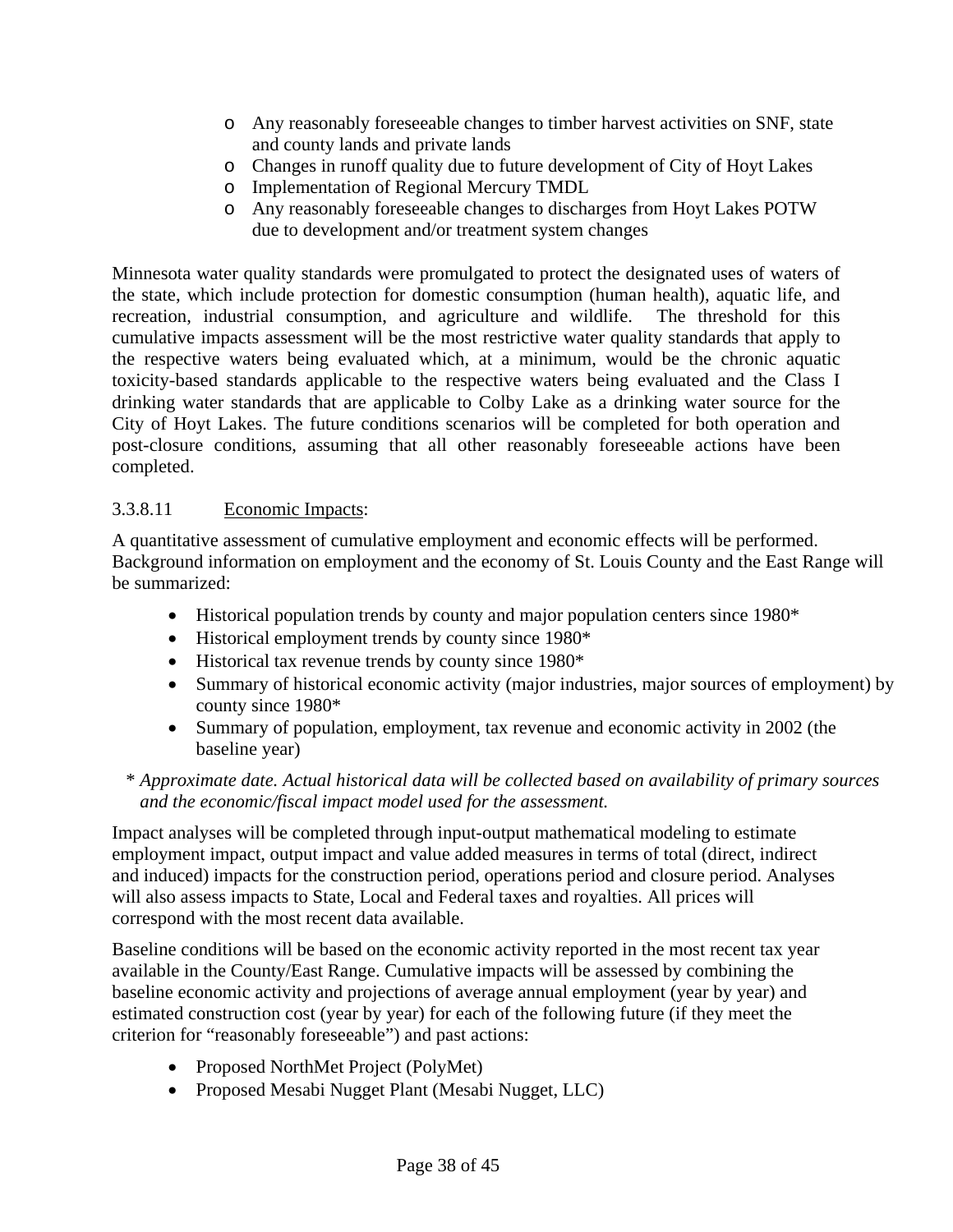- Any reasonably foreseeable changes to timber harvest activities on SNF, state and county lands and private lands
    - Changes in runoff quality due to future development of City of Hoyt Lakes
    - Implementation of Regional Mercury TMDL
    - Any reasonably foreseeable changes to discharges from Hoyt Lakes POTW due to development and/or treatment system changes

Minnesota water quality standards were promulgated to protect the designated uses of waters of the state, which include protection for domestic consumption (human health), aquatic life, and recreation, industrial consumption, and agriculture and wildlife. The threshold for this cumulative impacts assessment will be the most restrictive water quality standards that apply to the respective waters being evaluated which, at a minimum, would be the chronic aquatic toxicity-based standards applicable to the respective waters being evaluated and the Class I drinking water standards that are applicable to Colby Lake as a drinking water source for the City of Hoyt Lakes. The future conditions scenarios will be completed for both operation and post-closure conditions, assuming that all other reasonably foreseeable actions have been completed.

3.3.8.11 Economic Impacts:

A quantitative assessment of cumulative employment and economic effects will be performed. Background information on employment and the economy of St. Louis County and the East Range will be summarized:

- Historical population trends by county and major population centers since 1980*
- Historical employment trends by county since 1980*
- Historical tax revenue trends by county since 1980*
- Summary of historical economic activity (major industries, major sources of employment) by county since 1980*
- Summary of population, employment, tax revenue and economic activity in 2002 (the baseline year)

\* *Approximate date. Actual historical data will be collected based on availability of primary sources and the economic/fiscal impact model used for the assessment.*

Impact analyses will be completed through input-output mathematical modeling to estimate employment impact, output impact and value added measures in terms of total (direct, indirect and induced) impacts for the construction period, operations period and closure period. Analyses will also assess impacts to State, Local and Federal taxes and royalties. All prices will correspond with the most recent data available.

Baseline conditions will be based on the economic activity reported in the most recent tax year available in the County/East Range. Cumulative impacts will be assessed by combining the baseline economic activity and projections of average annual employment (year by year) and estimated construction cost (year by year) for each of the following future (if they meet the criterion for "reasonably foreseeable") and past actions:

- Proposed NorthMet Project (PolyMet)
- Proposed Mesabi Nugget Plant (Mesabi Nugget, LLC)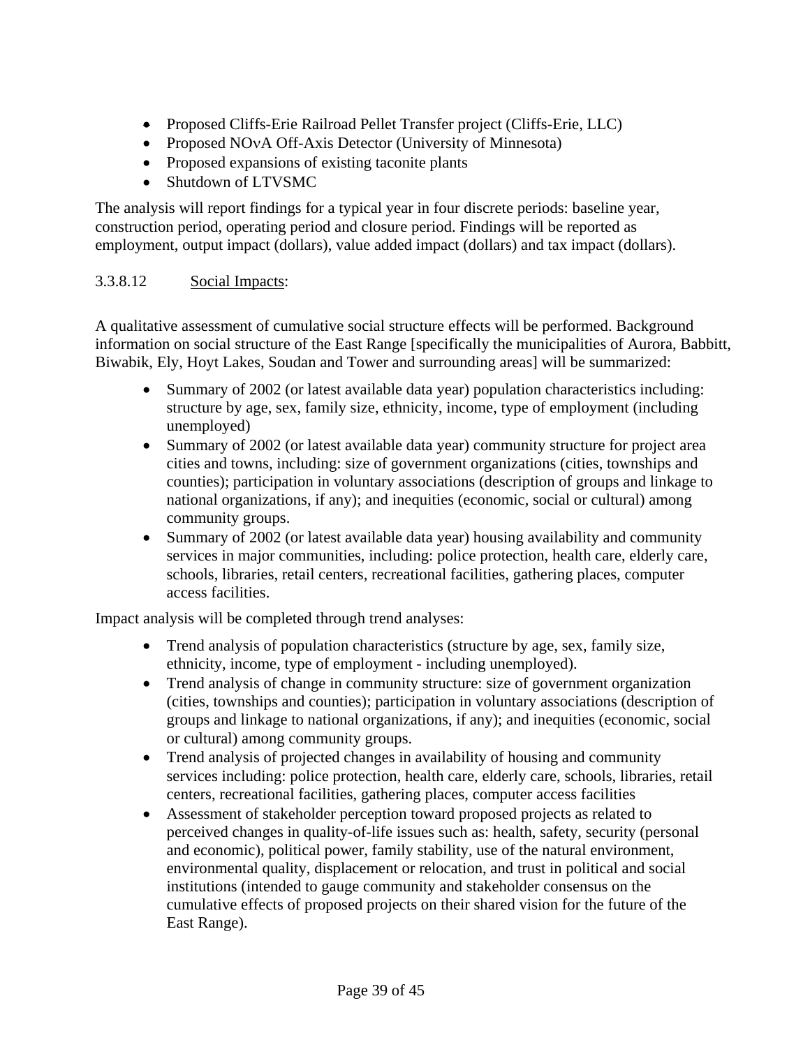- Proposed Cliffs-Erie Railroad Pellet Transfer project (Cliffs-Erie, LLC)
- Proposed NOνA Off-Axis Detector (University of Minnesota)
- Proposed expansions of existing taconite plants
- Shutdown of LTVSMC

The analysis will report findings for a typical year in four discrete periods: baseline year, construction period, operating period and closure period. Findings will be reported as employment, output impact (dollars), value added impact (dollars) and tax impact (dollars).

### 3.3.8.12 Social Impacts:

A qualitative assessment of cumulative social structure effects will be performed. Background information on social structure of the East Range [specifically the municipalities of Aurora, Babbitt, Biwabik, Ely, Hoyt Lakes, Soudan and Tower and surrounding areas] will be summarized:

- Summary of 2002 (or latest available data year) population characteristics including: structure by age, sex, family size, ethnicity, income, type of employment (including unemployed)
- Summary of 2002 (or latest available data year) community structure for project area cities and towns, including: size of government organizations (cities, townships and counties); participation in voluntary associations (description of groups and linkage to national organizations, if any); and inequities (economic, social or cultural) among community groups.
- Summary of 2002 (or latest available data year) housing availability and community services in major communities, including: police protection, health care, elderly care, schools, libraries, retail centers, recreational facilities, gathering places, computer access facilities.

Impact analysis will be completed through trend analyses:

- Trend analysis of population characteristics (structure by age, sex, family size, ethnicity, income, type of employment - including unemployed).
- Trend analysis of change in community structure: size of government organization (cities, townships and counties); participation in voluntary associations (description of groups and linkage to national organizations, if any); and inequities (economic, social or cultural) among community groups.
- Trend analysis of projected changes in availability of housing and community services including: police protection, health care, elderly care, schools, libraries, retail centers, recreational facilities, gathering places, computer access facilities
- Assessment of stakeholder perception toward proposed projects as related to perceived changes in quality-of-life issues such as: health, safety, security (personal and economic), political power, family stability, use of the natural environment, environmental quality, displacement or relocation, and trust in political and social institutions (intended to gauge community and stakeholder consensus on the cumulative effects of proposed projects on their shared vision for the future of the East Range).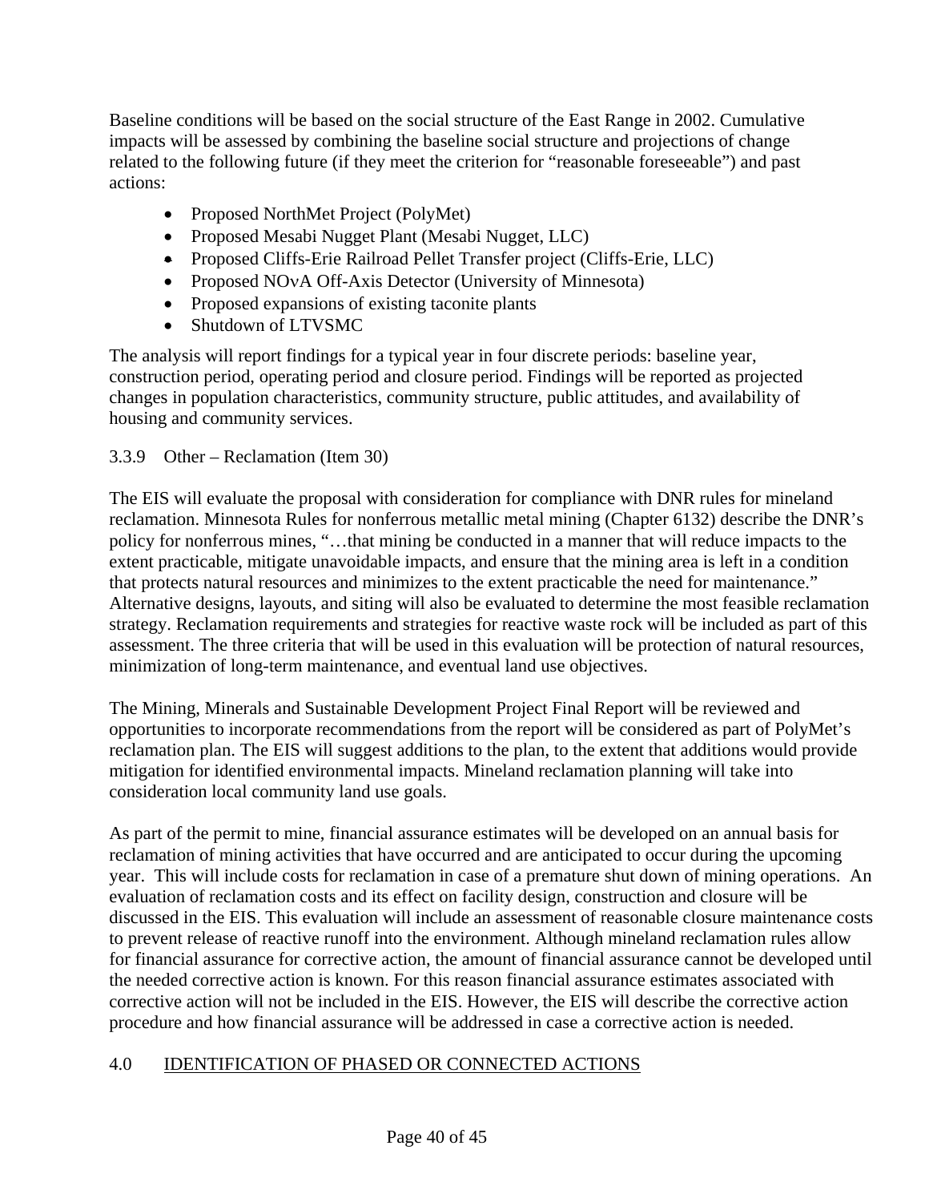Baseline conditions will be based on the social structure of the East Range in 2002. Cumulative impacts will be assessed by combining the baseline social structure and projections of change related to the following future (if they meet the criterion for "reasonable foreseeable") and past actions:

- Proposed NorthMet Project (PolyMet)
- Proposed Mesabi Nugget Plant (Mesabi Nugget, LLC)
- Proposed Cliffs-Erie Railroad Pellet Transfer project (Cliffs-Erie, LLC)
- Proposed NOνA Off-Axis Detector (University of Minnesota)
- Proposed expansions of existing taconite plants
- Shutdown of LTVSMC

The analysis will report findings for a typical year in four discrete periods: baseline year, construction period, operating period and closure period. Findings will be reported as projected changes in population characteristics, community structure, public attitudes, and availability of housing and community services.

### 3.3.9 Other – Reclamation (Item 30)

The EIS will evaluate the proposal with consideration for compliance with DNR rules for mineland reclamation. Minnesota Rules for nonferrous metallic metal mining (Chapter 6132) describe the DNR's policy for nonferrous mines, "…that mining be conducted in a manner that will reduce impacts to the extent practicable, mitigate unavoidable impacts, and ensure that the mining area is left in a condition that protects natural resources and minimizes to the extent practicable the need for maintenance." Alternative designs, layouts, and siting will also be evaluated to determine the most feasible reclamation strategy. Reclamation requirements and strategies for reactive waste rock will be included as part of this assessment. The three criteria that will be used in this evaluation will be protection of natural resources, minimization of long-term maintenance, and eventual land use objectives.

The Mining, Minerals and Sustainable Development Project Final Report will be reviewed and opportunities to incorporate recommendations from the report will be considered as part of PolyMet's reclamation plan. The EIS will suggest additions to the plan, to the extent that additions would provide mitigation for identified environmental impacts. Mineland reclamation planning will take into consideration local community land use goals.

As part of the permit to mine, financial assurance estimates will be developed on an annual basis for reclamation of mining activities that have occurred and are anticipated to occur during the upcoming year. This will include costs for reclamation in case of a premature shut down of mining operations. An evaluation of reclamation costs and its effect on facility design, construction and closure will be discussed in the EIS. This evaluation will include an assessment of reasonable closure maintenance costs to prevent release of reactive runoff into the environment. Although mineland reclamation rules allow for financial assurance for corrective action, the amount of financial assurance cannot be developed until the needed corrective action is known. For this reason financial assurance estimates associated with corrective action will not be included in the EIS. However, the EIS will describe the corrective action procedure and how financial assurance will be addressed in case a corrective action is needed.

## 4.0 IDENTIFICATION OF PHASED OR CONNECTED ACTIONS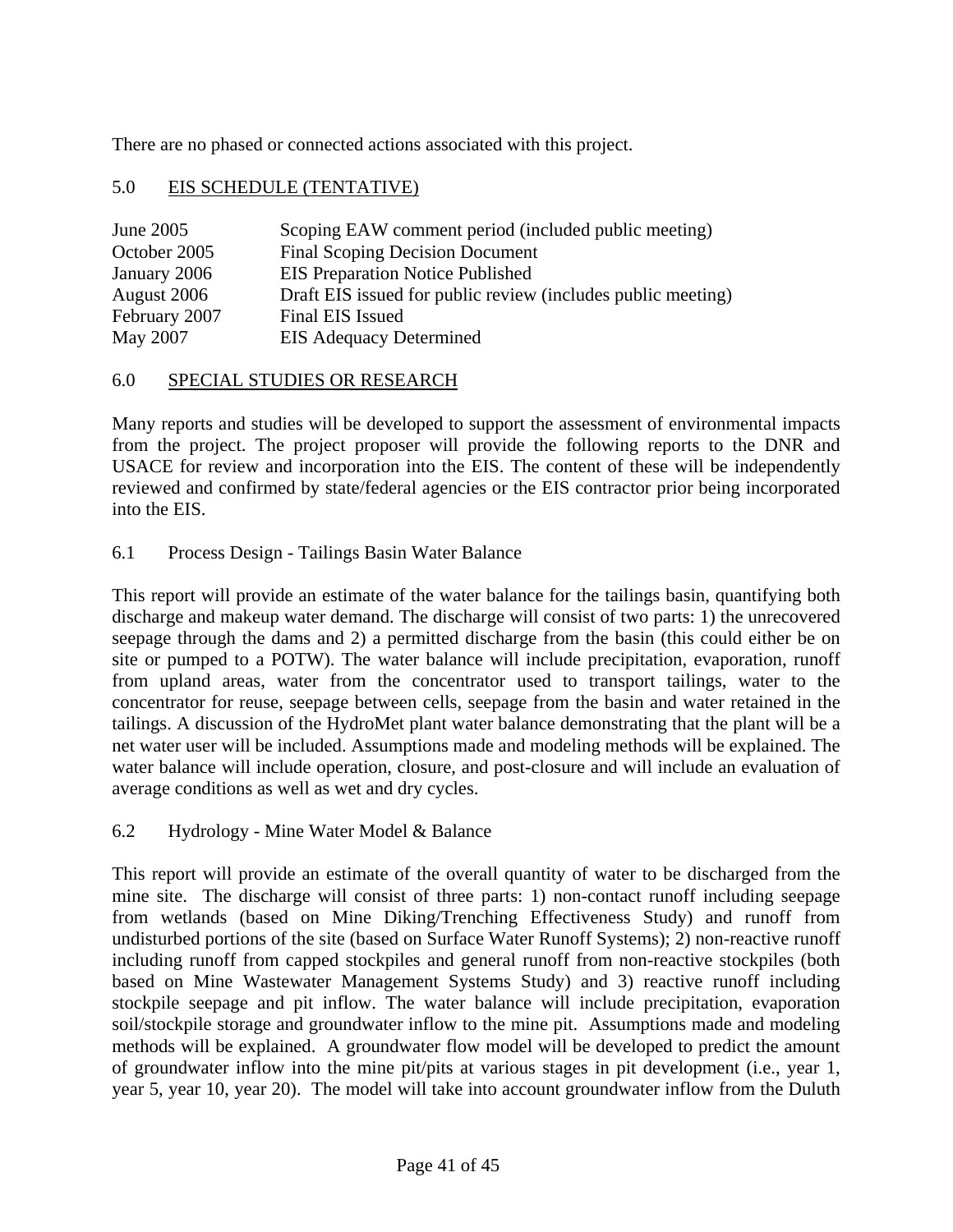There are no phased or connected actions associated with this project.

## 5.0 EIS SCHEDULE (TENTATIVE)

| | |
|---|---|
| June 2005 | Scoping EAW comment period (included public meeting) |
| October 2005 | Final Scoping Decision Document |
| January 2006 | EIS Preparation Notice Published |
| August 2006 | Draft EIS issued for public review (includes public meeting) |
| February 2007 | Final EIS Issued |
| May 2007 | EIS Adequacy Determined |

## 6.0 SPECIAL STUDIES OR RESEARCH

Many reports and studies will be developed to support the assessment of environmental impacts from the project. The project proposer will provide the following reports to the DNR and USACE for review and incorporation into the EIS. The content of these will be independently reviewed and confirmed by state/federal agencies or the EIS contractor prior being incorporated into the EIS.

### 6.1 Process Design - Tailings Basin Water Balance

This report will provide an estimate of the water balance for the tailings basin, quantifying both discharge and makeup water demand. The discharge will consist of two parts: 1) the unrecovered seepage through the dams and 2) a permitted discharge from the basin (this could either be on site or pumped to a POTW). The water balance will include precipitation, evaporation, runoff from upland areas, water from the concentrator used to transport tailings, water to the concentrator for reuse, seepage between cells, seepage from the basin and water retained in the tailings. A discussion of the HydroMet plant water balance demonstrating that the plant will be a net water user will be included. Assumptions made and modeling methods will be explained. The water balance will include operation, closure, and post-closure and will include an evaluation of average conditions as well as wet and dry cycles.

### 6.2 Hydrology - Mine Water Model & Balance

This report will provide an estimate of the overall quantity of water to be discharged from the mine site. The discharge will consist of three parts: 1) non-contact runoff including seepage from wetlands (based on Mine Diking/Trenching Effectiveness Study) and runoff from undisturbed portions of the site (based on Surface Water Runoff Systems); 2) non-reactive runoff including runoff from capped stockpiles and general runoff from non-reactive stockpiles (both based on Mine Wastewater Management Systems Study) and 3) reactive runoff including stockpile seepage and pit inflow. The water balance will include precipitation, evaporation soil/stockpile storage and groundwater inflow to the mine pit. Assumptions made and modeling methods will be explained. A groundwater flow model will be developed to predict the amount of groundwater inflow into the mine pit/pits at various stages in pit development (i.e., year 1, year 5, year 10, year 20). The model will take into account groundwater inflow from the Duluth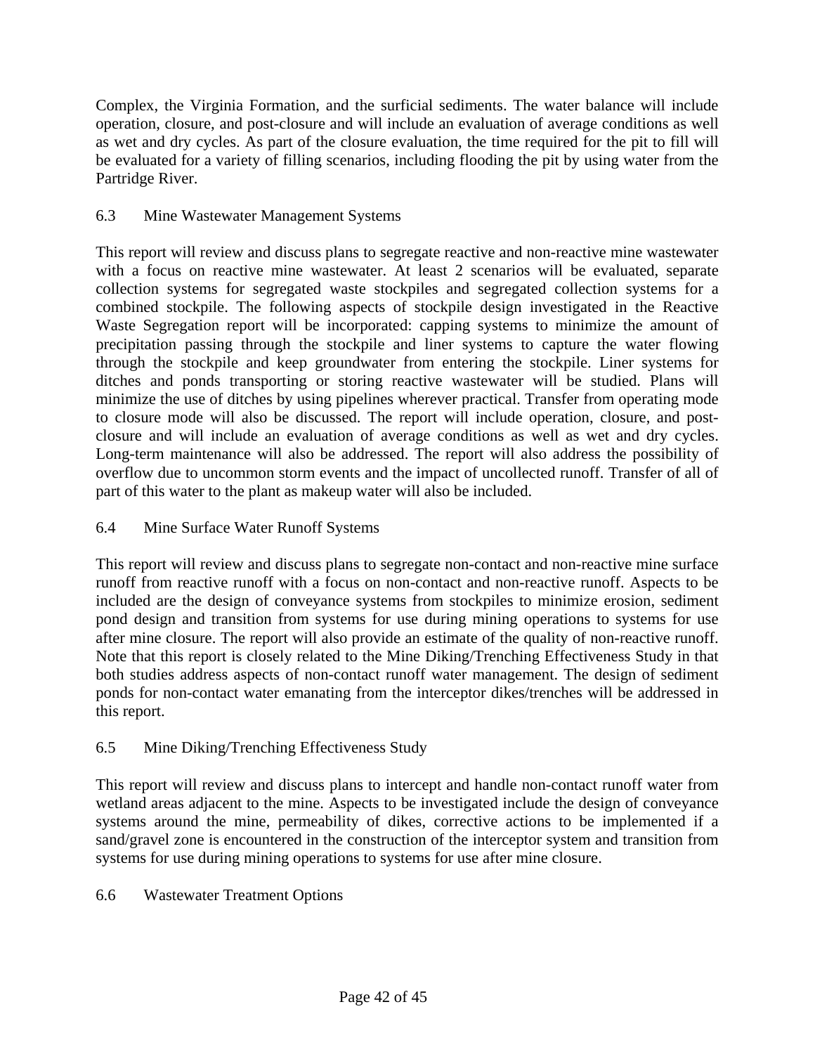Complex, the Virginia Formation, and the surficial sediments. The water balance will include operation, closure, and post-closure and will include an evaluation of average conditions as well as wet and dry cycles. As part of the closure evaluation, the time required for the pit to fill will be evaluated for a variety of filling scenarios, including flooding the pit by using water from the Partridge River.

## 6.3 Mine Wastewater Management Systems

This report will review and discuss plans to segregate reactive and non-reactive mine wastewater with a focus on reactive mine wastewater. At least 2 scenarios will be evaluated, separate collection systems for segregated waste stockpiles and segregated collection systems for a combined stockpile. The following aspects of stockpile design investigated in the Reactive Waste Segregation report will be incorporated: capping systems to minimize the amount of precipitation passing through the stockpile and liner systems to capture the water flowing through the stockpile and keep groundwater from entering the stockpile. Liner systems for ditches and ponds transporting or storing reactive wastewater will be studied. Plans will minimize the use of ditches by using pipelines wherever practical. Transfer from operating mode to closure mode will also be discussed. The report will include operation, closure, and post-closure and will include an evaluation of average conditions as well as wet and dry cycles. Long-term maintenance will also be addressed. The report will also address the possibility of overflow due to uncommon storm events and the impact of uncollected runoff. Transfer of all of part of this water to the plant as makeup water will also be included.

## 6.4 Mine Surface Water Runoff Systems

This report will review and discuss plans to segregate non-contact and non-reactive mine surface runoff from reactive runoff with a focus on non-contact and non-reactive runoff. Aspects to be included are the design of conveyance systems from stockpiles to minimize erosion, sediment pond design and transition from systems for use during mining operations to systems for use after mine closure. The report will also provide an estimate of the quality of non-reactive runoff. Note that this report is closely related to the Mine Diking/Trenching Effectiveness Study in that both studies address aspects of non-contact runoff water management. The design of sediment ponds for non-contact water emanating from the interceptor dikes/trenches will be addressed in this report.

## 6.5 Mine Diking/Trenching Effectiveness Study

This report will review and discuss plans to intercept and handle non-contact runoff water from wetland areas adjacent to the mine. Aspects to be investigated include the design of conveyance systems around the mine, permeability of dikes, corrective actions to be implemented if a sand/gravel zone is encountered in the construction of the interceptor system and transition from systems for use during mining operations to systems for use after mine closure.

## 6.6 Wastewater Treatment Options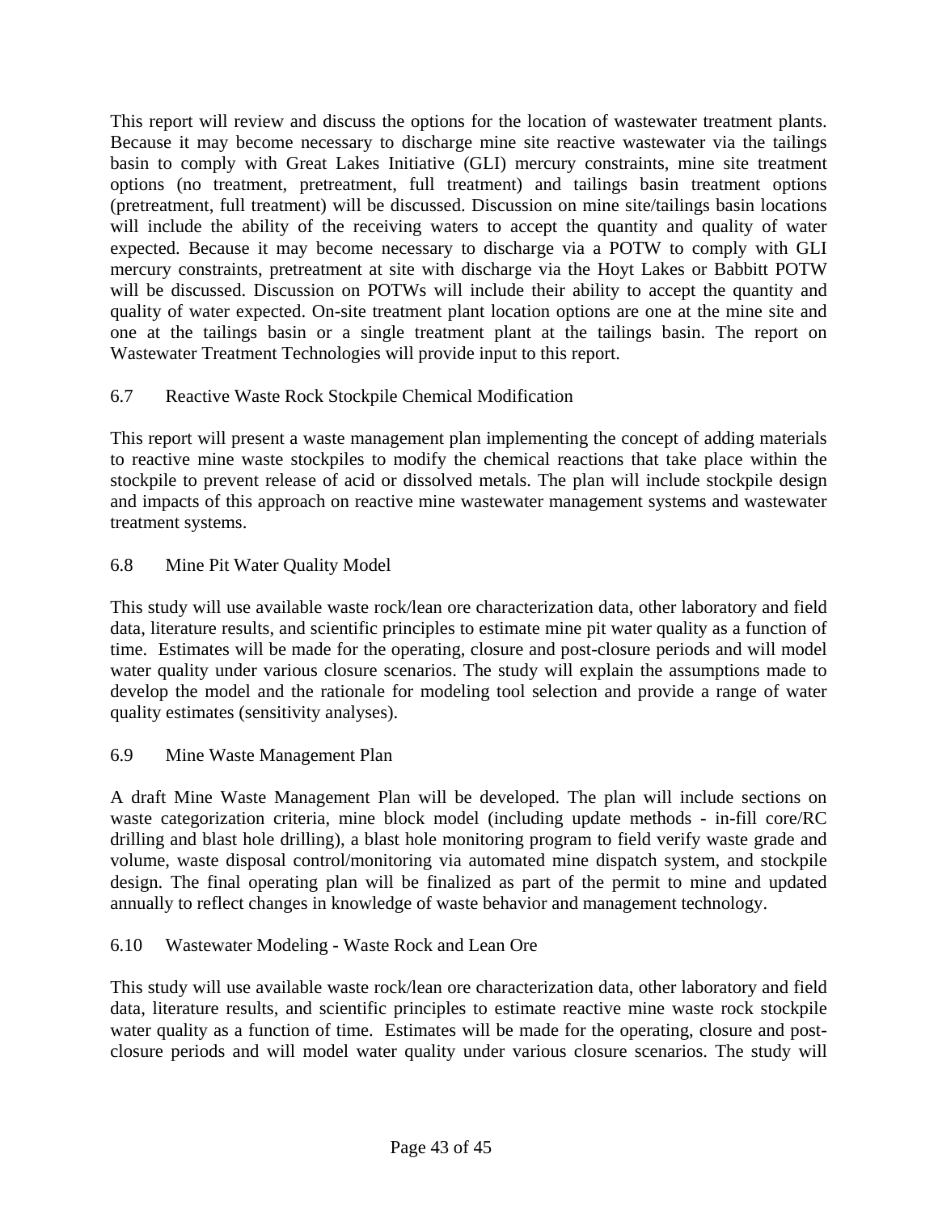This report will review and discuss the options for the location of wastewater treatment plants. Because it may become necessary to discharge mine site reactive wastewater via the tailings basin to comply with Great Lakes Initiative (GLI) mercury constraints, mine site treatment options (no treatment, pretreatment, full treatment) and tailings basin treatment options (pretreatment, full treatment) will be discussed. Discussion on mine site/tailings basin locations will include the ability of the receiving waters to accept the quantity and quality of water expected. Because it may become necessary to discharge via a POTW to comply with GLI mercury constraints, pretreatment at site with discharge via the Hoyt Lakes or Babbitt POTW will be discussed. Discussion on POTWs will include their ability to accept the quantity and quality of water expected. On-site treatment plant location options are one at the mine site and one at the tailings basin or a single treatment plant at the tailings basin. The report on Wastewater Treatment Technologies will provide input to this report.

### 6.7 Reactive Waste Rock Stockpile Chemical Modification

This report will present a waste management plan implementing the concept of adding materials to reactive mine waste stockpiles to modify the chemical reactions that take place within the stockpile to prevent release of acid or dissolved metals. The plan will include stockpile design and impacts of this approach on reactive mine wastewater management systems and wastewater treatment systems.

### 6.8 Mine Pit Water Quality Model

This study will use available waste rock/lean ore characterization data, other laboratory and field data, literature results, and scientific principles to estimate mine pit water quality as a function of time. Estimates will be made for the operating, closure and post-closure periods and will model water quality under various closure scenarios. The study will explain the assumptions made to develop the model and the rationale for modeling tool selection and provide a range of water quality estimates (sensitivity analyses).

### 6.9 Mine Waste Management Plan

A draft Mine Waste Management Plan will be developed. The plan will include sections on waste categorization criteria, mine block model (including update methods - in-fill core/RC drilling and blast hole drilling), a blast hole monitoring program to field verify waste grade and volume, waste disposal control/monitoring via automated mine dispatch system, and stockpile design. The final operating plan will be finalized as part of the permit to mine and updated annually to reflect changes in knowledge of waste behavior and management technology.

### 6.10 Wastewater Modeling - Waste Rock and Lean Ore

This study will use available waste rock/lean ore characterization data, other laboratory and field data, literature results, and scientific principles to estimate reactive mine waste rock stockpile water quality as a function of time. Estimates will be made for the operating, closure and post-closure periods and will model water quality under various closure scenarios. The study will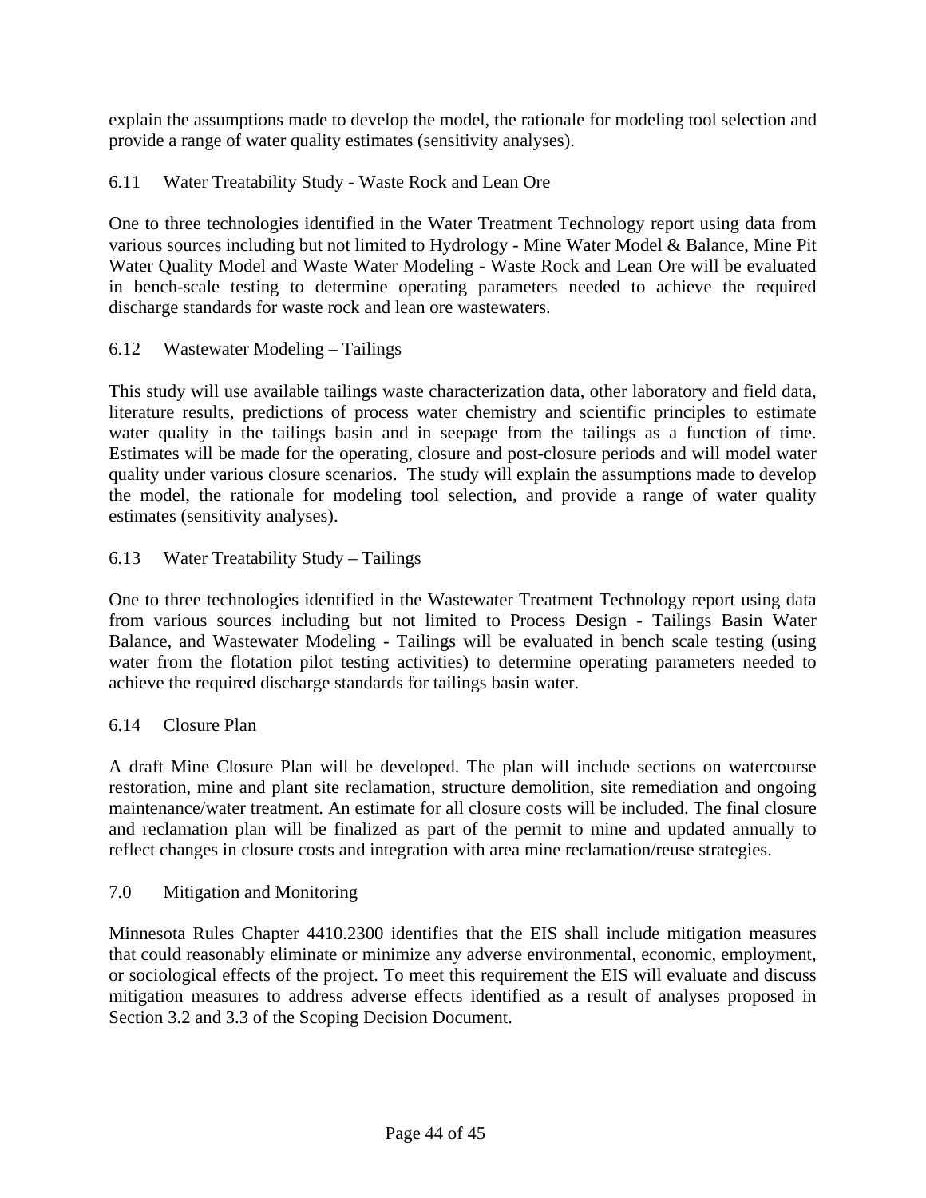explain the assumptions made to develop the model, the rationale for modeling tool selection and provide a range of water quality estimates (sensitivity analyses).

### 6.11 Water Treatability Study - Waste Rock and Lean Ore

One to three technologies identified in the Water Treatment Technology report using data from various sources including but not limited to Hydrology - Mine Water Model & Balance, Mine Pit Water Quality Model and Waste Water Modeling - Waste Rock and Lean Ore will be evaluated in bench-scale testing to determine operating parameters needed to achieve the required discharge standards for waste rock and lean ore wastewaters.

### 6.12 Wastewater Modeling – Tailings

This study will use available tailings waste characterization data, other laboratory and field data, literature results, predictions of process water chemistry and scientific principles to estimate water quality in the tailings basin and in seepage from the tailings as a function of time. Estimates will be made for the operating, closure and post-closure periods and will model water quality under various closure scenarios. The study will explain the assumptions made to develop the model, the rationale for modeling tool selection, and provide a range of water quality estimates (sensitivity analyses).

### 6.13 Water Treatability Study – Tailings

One to three technologies identified in the Wastewater Treatment Technology report using data from various sources including but not limited to Process Design - Tailings Basin Water Balance, and Wastewater Modeling - Tailings will be evaluated in bench scale testing (using water from the flotation pilot testing activities) to determine operating parameters needed to achieve the required discharge standards for tailings basin water.

### 6.14 Closure Plan

A draft Mine Closure Plan will be developed. The plan will include sections on watercourse restoration, mine and plant site reclamation, structure demolition, site remediation and ongoing maintenance/water treatment. An estimate for all closure costs will be included. The final closure and reclamation plan will be finalized as part of the permit to mine and updated annually to reflect changes in closure costs and integration with area mine reclamation/reuse strategies.

## 7.0 Mitigation and Monitoring

Minnesota Rules Chapter 4410.2300 identifies that the EIS shall include mitigation measures that could reasonably eliminate or minimize any adverse environmental, economic, employment, or sociological effects of the project. To meet this requirement the EIS will evaluate and discuss mitigation measures to address adverse effects identified as a result of analyses proposed in Section 3.2 and 3.3 of the Scoping Decision Document.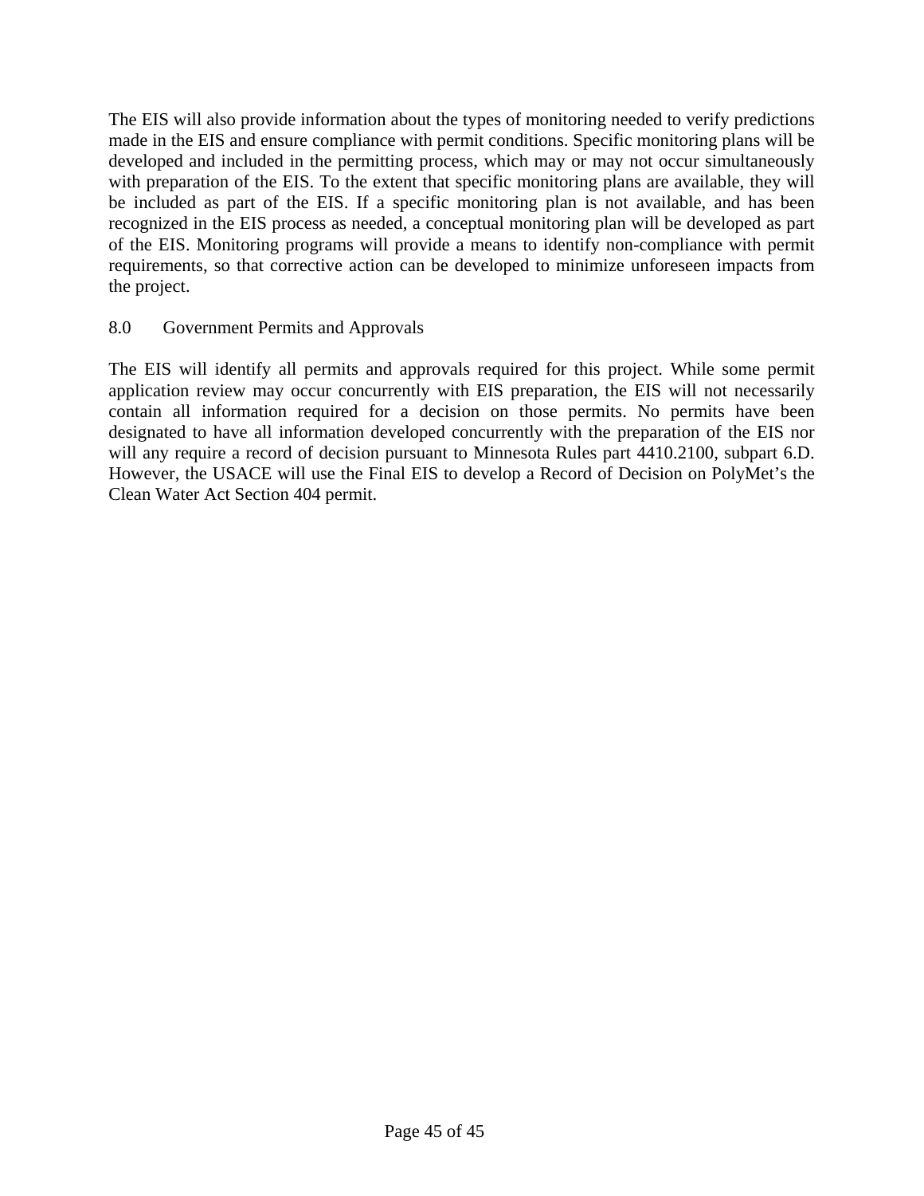The EIS will also provide information about the types of monitoring needed to verify predictions made in the EIS and ensure compliance with permit conditions. Specific monitoring plans will be developed and included in the permitting process, which may or may not occur simultaneously with preparation of the EIS. To the extent that specific monitoring plans are available, they will be included as part of the EIS. If a specific monitoring plan is not available, and has been recognized in the EIS process as needed, a conceptual monitoring plan will be developed as part of the EIS. Monitoring programs will provide a means to identify non-compliance with permit requirements, so that corrective action can be developed to minimize unforeseen impacts from the project.

## 8.0 Government Permits and Approvals

The EIS will identify all permits and approvals required for this project. While some permit application review may occur concurrently with EIS preparation, the EIS will not necessarily contain all information required for a decision on those permits. No permits have been designated to have all information developed concurrently with the preparation of the EIS nor will any require a record of decision pursuant to Minnesota Rules part 4410.2100, subpart 6.D. However, the USACE will use the Final EIS to develop a Record of Decision on PolyMet's the Clean Water Act Section 404 permit.